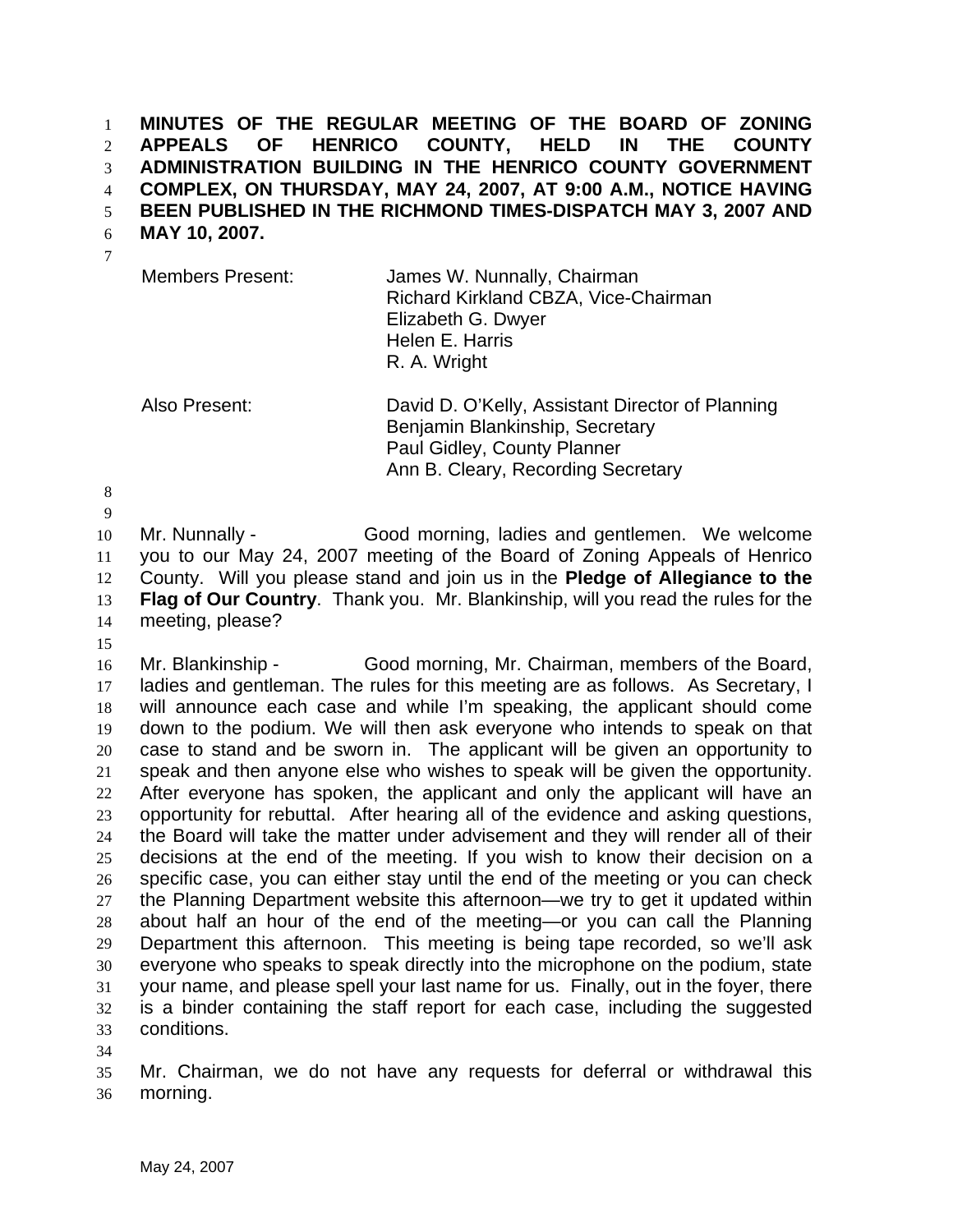**MINUTES OF THE REGULAR MEETING OF THE BOARD OF ZONING APPEALS OF HENRICO COUNTY, HELD IN THE COUNTY ADMINISTRATION BUILDING IN THE HENRICO COUNTY GOVERNMENT COMPLEX, ON THURSDAY, MAY 24, 2007, AT 9:00 A.M., NOTICE HAVING BEEN PUBLISHED IN THE RICHMOND TIMES-DISPATCH MAY 3, 2007 AND MAY 10, 2007.**

| | |
|---|---|
| Members Present: | James W. Nunnally, Chairman<br>Richard Kirkland CBZA, Vice-Chairman<br>Elizabeth G. Dwyer<br>Helen E. Harris<br>R. A. Wright |
| Also Present: | David D. O'Kelly, Assistant Director of Planning<br>Benjamin Blankinship, Secretary<br>Paul Gidley, County Planner<br>Ann B. Cleary, Recording Secretary |

Mr. Nunnally - Good morning, ladies and gentlemen. We welcome you to our May 24, 2007 meeting of the Board of Zoning Appeals of Henrico County. Will you please stand and join us in the **Pledge of Allegiance to the Flag of Our Country**. Thank you. Mr. Blankinship, will you read the rules for the meeting, please?

Mr. Blankinship - Good morning, Mr. Chairman, members of the Board, ladies and gentleman. The rules for this meeting are as follows. As Secretary, I will announce each case and while I'm speaking, the applicant should come down to the podium. We will then ask everyone who intends to speak on that case to stand and be sworn in. The applicant will be given an opportunity to speak and then anyone else who wishes to speak will be given the opportunity. After everyone has spoken, the applicant and only the applicant will have an opportunity for rebuttal. After hearing all of the evidence and asking questions, the Board will take the matter under advisement and they will render all of their decisions at the end of the meeting. If you wish to know their decision on a specific case, you can either stay until the end of the meeting or you can check the Planning Department website this afternoon—we try to get it updated within about half an hour of the end of the meeting—or you can call the Planning Department this afternoon. This meeting is being tape recorded, so we'll ask everyone who speaks to speak directly into the microphone on the podium, state your name, and please spell your last name for us. Finally, out in the foyer, there is a binder containing the staff report for each case, including the suggested conditions.

Mr. Chairman, we do not have any requests for deferral or withdrawal this morning.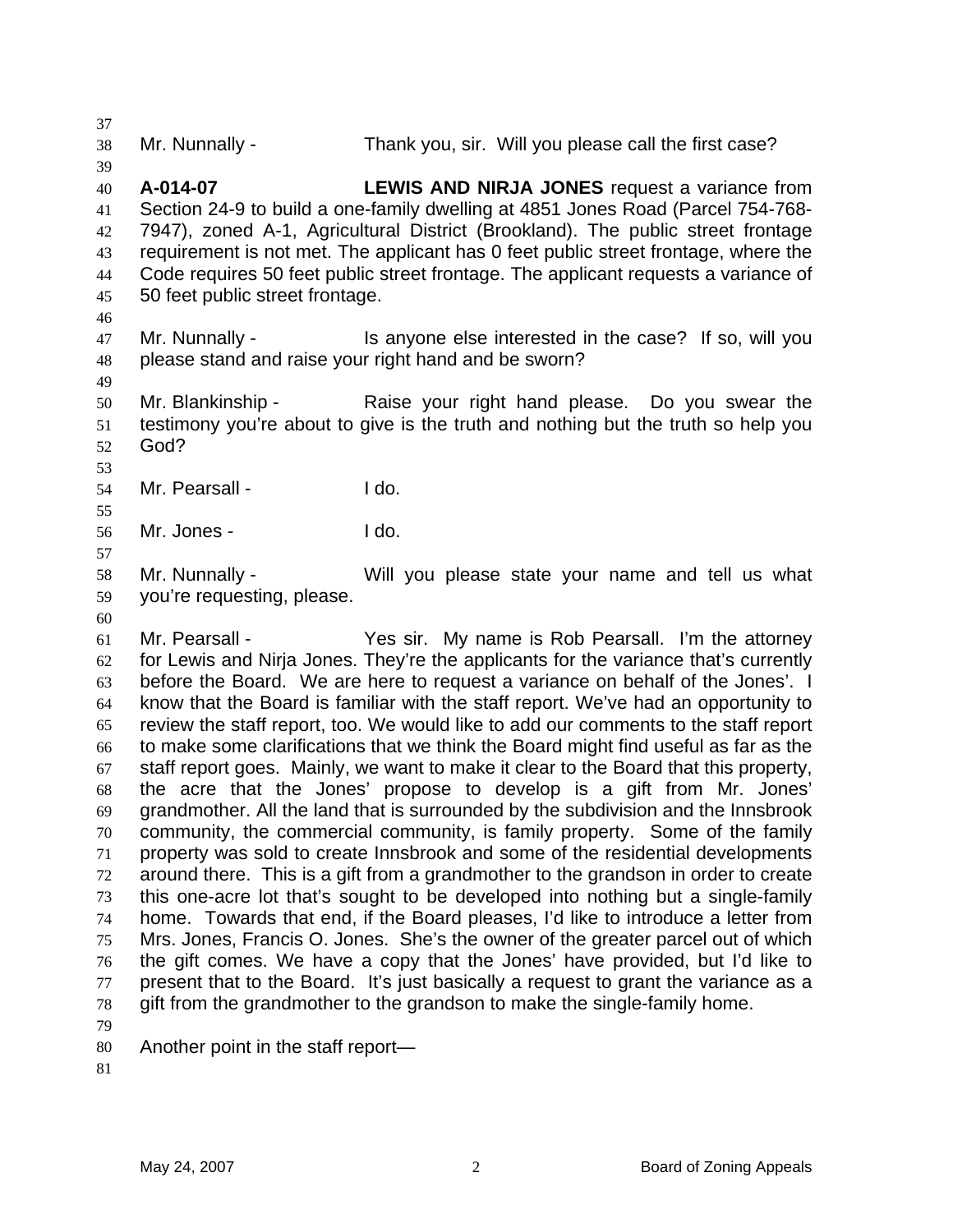Mr. Nunnally - Thank you, sir. Will you please call the first case?

**A-014-07** **LEWIS AND NIRJA JONES** request a variance from Section 24-9 to build a one-family dwelling at 4851 Jones Road (Parcel 754-768-7947), zoned A-1, Agricultural District (Brookland). The public street frontage requirement is not met. The applicant has 0 feet public street frontage, where the Code requires 50 feet public street frontage. The applicant requests a variance of 50 feet public street frontage.

Mr. Nunnally - Is anyone else interested in the case? If so, will you please stand and raise your right hand and be sworn?

Mr. Blankinship - Raise your right hand please. Do you swear the testimony you're about to give is the truth and nothing but the truth so help you God?

Mr. Pearsall - I do.

Mr. Jones - I do.

Mr. Nunnally - Will you please state your name and tell us what you're requesting, please.

Mr. Pearsall - Yes sir. My name is Rob Pearsall. I'm the attorney for Lewis and Nirja Jones. They're the applicants for the variance that's currently before the Board. We are here to request a variance on behalf of the Jones'. I know that the Board is familiar with the staff report. We've had an opportunity to review the staff report, too. We would like to add our comments to the staff report to make some clarifications that we think the Board might find useful as far as the staff report goes. Mainly, we want to make it clear to the Board that this property, the acre that the Jones' propose to develop is a gift from Mr. Jones' grandmother. All the land that is surrounded by the subdivision and the Innsbrook community, the commercial community, is family property. Some of the family property was sold to create Innsbrook and some of the residential developments around there. This is a gift from a grandmother to the grandson in order to create this one-acre lot that's sought to be developed into nothing but a single-family home. Towards that end, if the Board pleases, I'd like to introduce a letter from Mrs. Jones, Francis O. Jones. She's the owner of the greater parcel out of which the gift comes. We have a copy that the Jones' have provided, but I'd like to present that to the Board. It's just basically a request to grant the variance as a gift from the grandmother to the grandson to make the single-family home.

Another point in the staff report—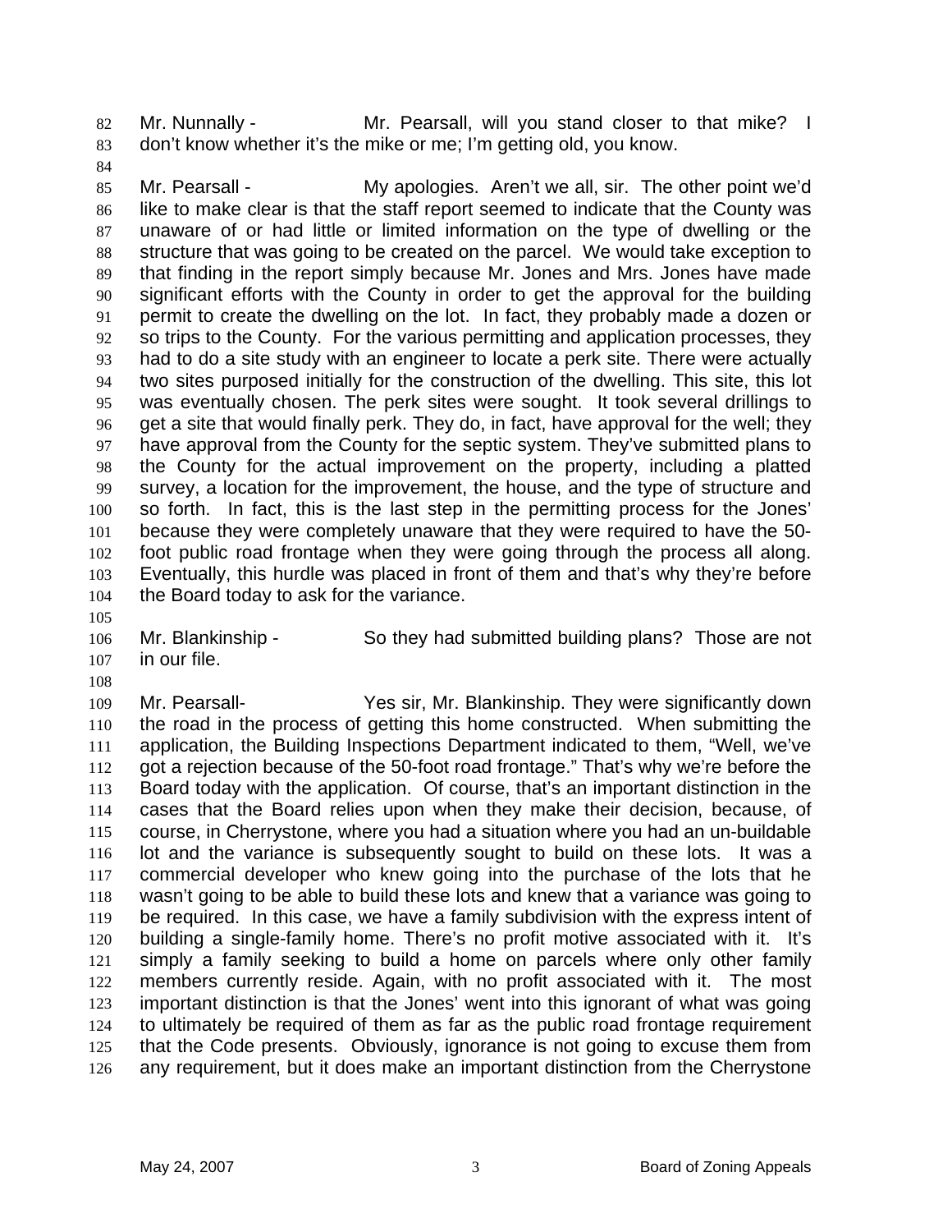82 Mr. Nunnally - Mr. Pearsall, will you stand closer to that mike? I
83 don't know whether it's the mike or me; I'm getting old, you know.
84
85 Mr. Pearsall - My apologies. Aren't we all, sir. The other point we'd
86 like to make clear is that the staff report seemed to indicate that the County was
87 unaware of or had little or limited information on the type of dwelling or the
88 structure that was going to be created on the parcel. We would take exception to
89 that finding in the report simply because Mr. Jones and Mrs. Jones have made
90 significant efforts with the County in order to get the approval for the building
91 permit to create the dwelling on the lot. In fact, they probably made a dozen or
92 so trips to the County. For the various permitting and application processes, they
93 had to do a site study with an engineer to locate a perk site. There were actually
94 two sites purposed initially for the construction of the dwelling. This site, this lot
95 was eventually chosen. The perk sites were sought. It took several drillings to
96 get a site that would finally perk. They do, in fact, have approval for the well; they
97 have approval from the County for the septic system. They've submitted plans to
98 the County for the actual improvement on the property, including a platted
99 survey, a location for the improvement, the house, and the type of structure and
100 so forth. In fact, this is the last step in the permitting process for the Jones'
101 because they were completely unaware that they were required to have the 50-
102 foot public road frontage when they were going through the process all along.
103 Eventually, this hurdle was placed in front of them and that's why they're before
104 the Board today to ask for the variance.
105
106 Mr. Blankinship - So they had submitted building plans? Those are not
107 in our file.
108
109 Mr. Pearsall- Yes sir, Mr. Blankinship. They were significantly down
110 the road in the process of getting this home constructed. When submitting the
111 application, the Building Inspections Department indicated to them, "Well, we've
112 got a rejection because of the 50-foot road frontage." That's why we're before the
113 Board today with the application. Of course, that's an important distinction in the
114 cases that the Board relies upon when they make their decision, because, of
115 course, in Cherrystone, where you had a situation where you had an un-buildable
116 lot and the variance is subsequently sought to build on these lots. It was a
117 commercial developer who knew going into the purchase of the lots that he
118 wasn't going to be able to build these lots and knew that a variance was going to
119 be required. In this case, we have a family subdivision with the express intent of
120 building a single-family home. There's no profit motive associated with it. It's
121 simply a family seeking to build a home on parcels where only other family
122 members currently reside. Again, with no profit associated with it. The most
123 important distinction is that the Jones' went into this ignorant of what was going
124 to ultimately be required of them as far as the public road frontage requirement
125 that the Code presents. Obviously, ignorance is not going to excuse them from
126 any requirement, but it does make an important distinction from the Cherrystone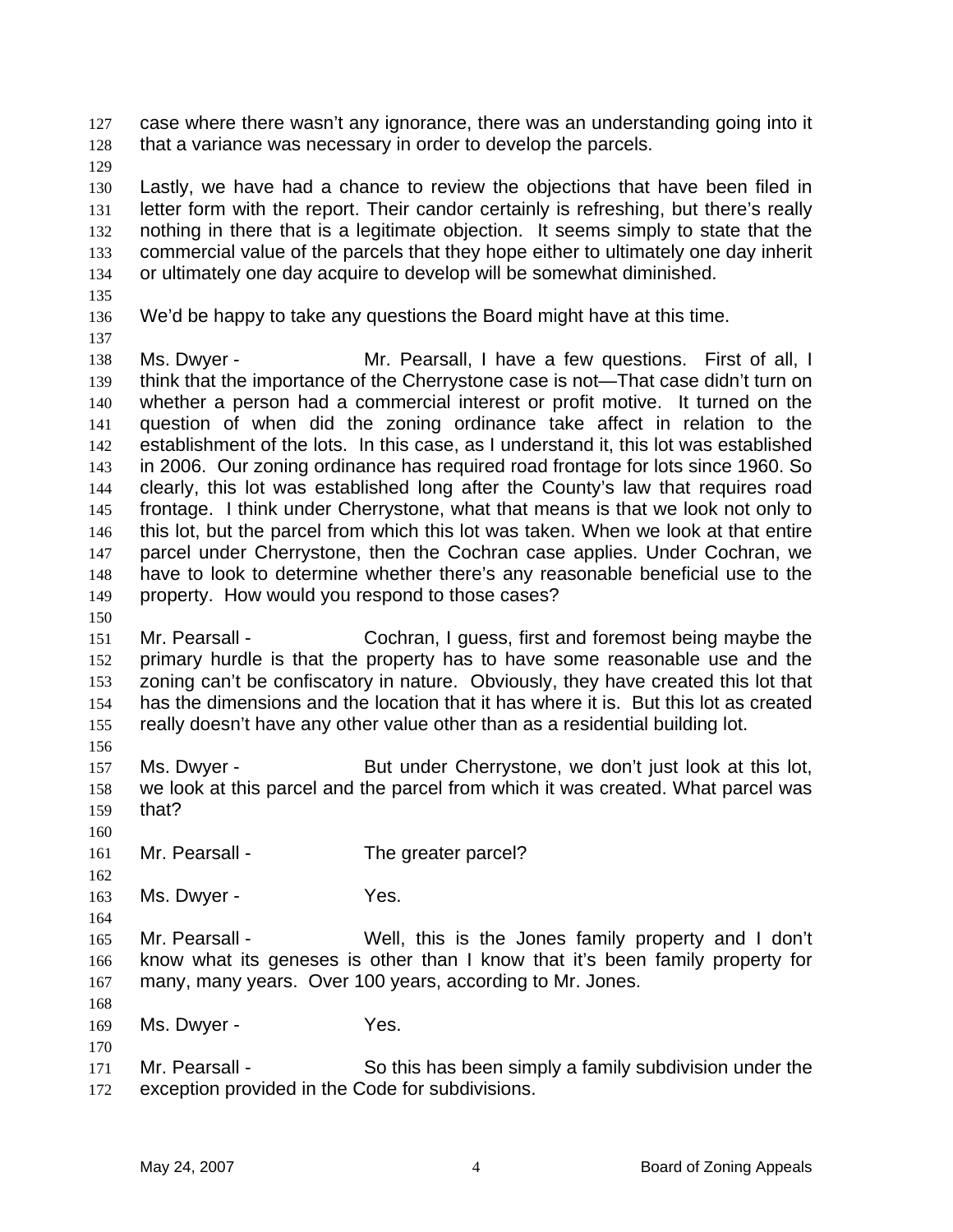case where there wasn't any ignorance, there was an understanding going into it that a variance was necessary in order to develop the parcels.

Lastly, we have had a chance to review the objections that have been filed in letter form with the report. Their candor certainly is refreshing, but there's really nothing in there that is a legitimate objection. It seems simply to state that the commercial value of the parcels that they hope either to ultimately one day inherit or ultimately one day acquire to develop will be somewhat diminished.

We'd be happy to take any questions the Board might have at this time.

Ms. Dwyer - Mr. Pearsall, I have a few questions. First of all, I think that the importance of the Cherrystone case is not—That case didn't turn on whether a person had a commercial interest or profit motive. It turned on the question of when did the zoning ordinance take affect in relation to the establishment of the lots. In this case, as I understand it, this lot was established in 2006. Our zoning ordinance has required road frontage for lots since 1960. So clearly, this lot was established long after the County's law that requires road frontage. I think under Cherrystone, what that means is that we look not only to this lot, but the parcel from which this lot was taken. When we look at that entire parcel under Cherrystone, then the Cochran case applies. Under Cochran, we have to look to determine whether there's any reasonable beneficial use to the property. How would you respond to those cases?

Mr. Pearsall - Cochran, I guess, first and foremost being maybe the primary hurdle is that the property has to have some reasonable use and the zoning can't be confiscatory in nature. Obviously, they have created this lot that has the dimensions and the location that it has where it is. But this lot as created really doesn't have any other value other than as a residential building lot.

Ms. Dwyer - But under Cherrystone, we don't just look at this lot, we look at this parcel and the parcel from which it was created. What parcel was that?

Mr. Pearsall - The greater parcel?

Ms. Dwyer - Yes.

Mr. Pearsall - Well, this is the Jones family property and I don't know what its geneses is other than I know that it's been family property for many, many years. Over 100 years, according to Mr. Jones.

Ms. Dwyer - Yes.

Mr. Pearsall - So this has been simply a family subdivision under the exception provided in the Code for subdivisions.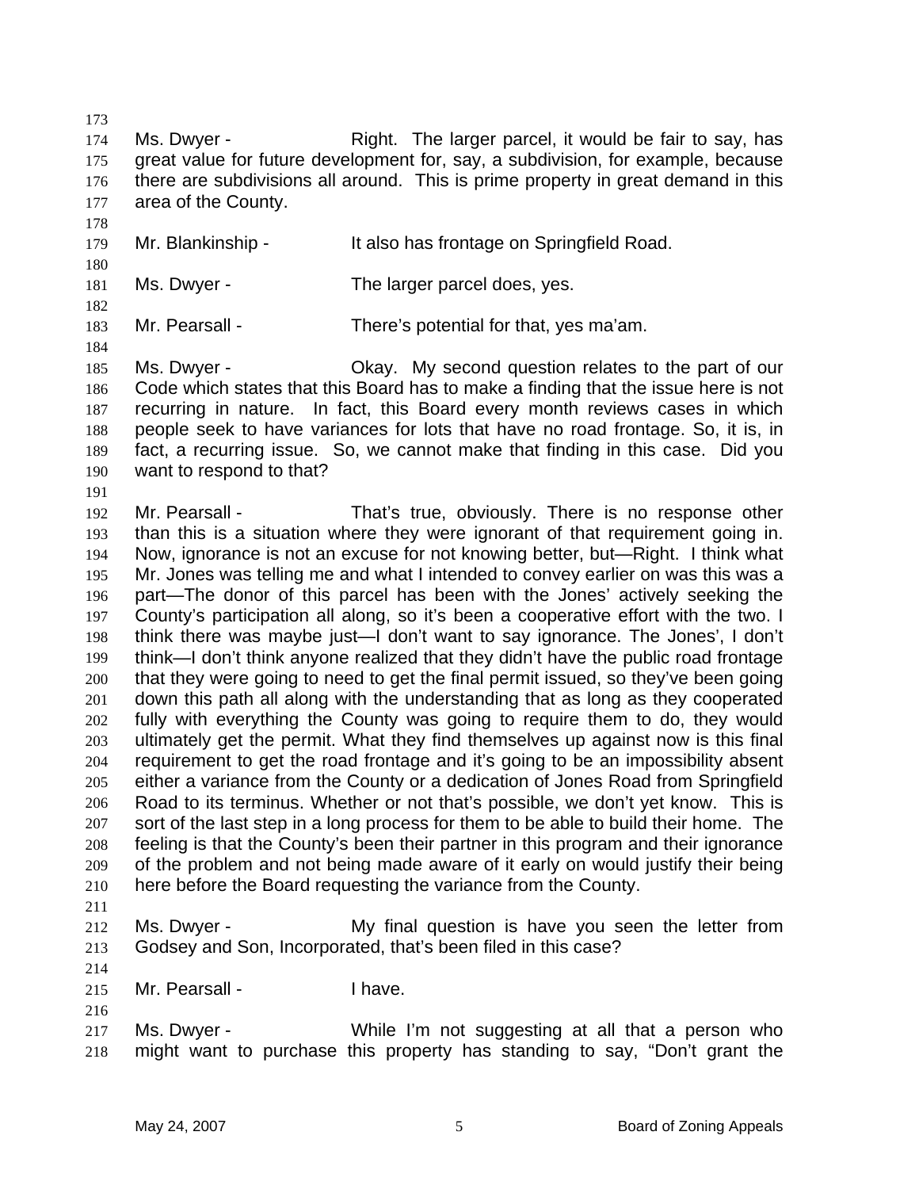Ms. Dwyer - Right. The larger parcel, it would be fair to say, has great value for future development for, say, a subdivision, for example, because there are subdivisions all around. This is prime property in great demand in this area of the County.

Mr. Blankinship - It also has frontage on Springfield Road.

Ms. Dwyer - The larger parcel does, yes.

Mr. Pearsall - There's potential for that, yes ma'am.

Ms. Dwyer - Okay. My second question relates to the part of our Code which states that this Board has to make a finding that the issue here is not recurring in nature. In fact, this Board every month reviews cases in which people seek to have variances for lots that have no road frontage. So, it is, in fact, a recurring issue. So, we cannot make that finding in this case. Did you want to respond to that?

Mr. Pearsall - That's true, obviously. There is no response other than this is a situation where they were ignorant of that requirement going in. Now, ignorance is not an excuse for not knowing better, but—Right. I think what Mr. Jones was telling me and what I intended to convey earlier on was this was a part—The donor of this parcel has been with the Jones' actively seeking the County's participation all along, so it's been a cooperative effort with the two. I think there was maybe just—I don't want to say ignorance. The Jones', I don't think—I don't think anyone realized that they didn't have the public road frontage that they were going to need to get the final permit issued, so they've been going down this path all along with the understanding that as long as they cooperated fully with everything the County was going to require them to do, they would ultimately get the permit. What they find themselves up against now is this final requirement to get the road frontage and it's going to be an impossibility absent either a variance from the County or a dedication of Jones Road from Springfield Road to its terminus. Whether or not that's possible, we don't yet know. This is sort of the last step in a long process for them to be able to build their home. The feeling is that the County's been their partner in this program and their ignorance of the problem and not being made aware of it early on would justify their being here before the Board requesting the variance from the County.

Ms. Dwyer - My final question is have you seen the letter from Godsey and Son, Incorporated, that's been filed in this case?

Mr. Pearsall - I have.

Ms. Dwyer - While I'm not suggesting at all that a person who might want to purchase this property has standing to say, "Don't grant the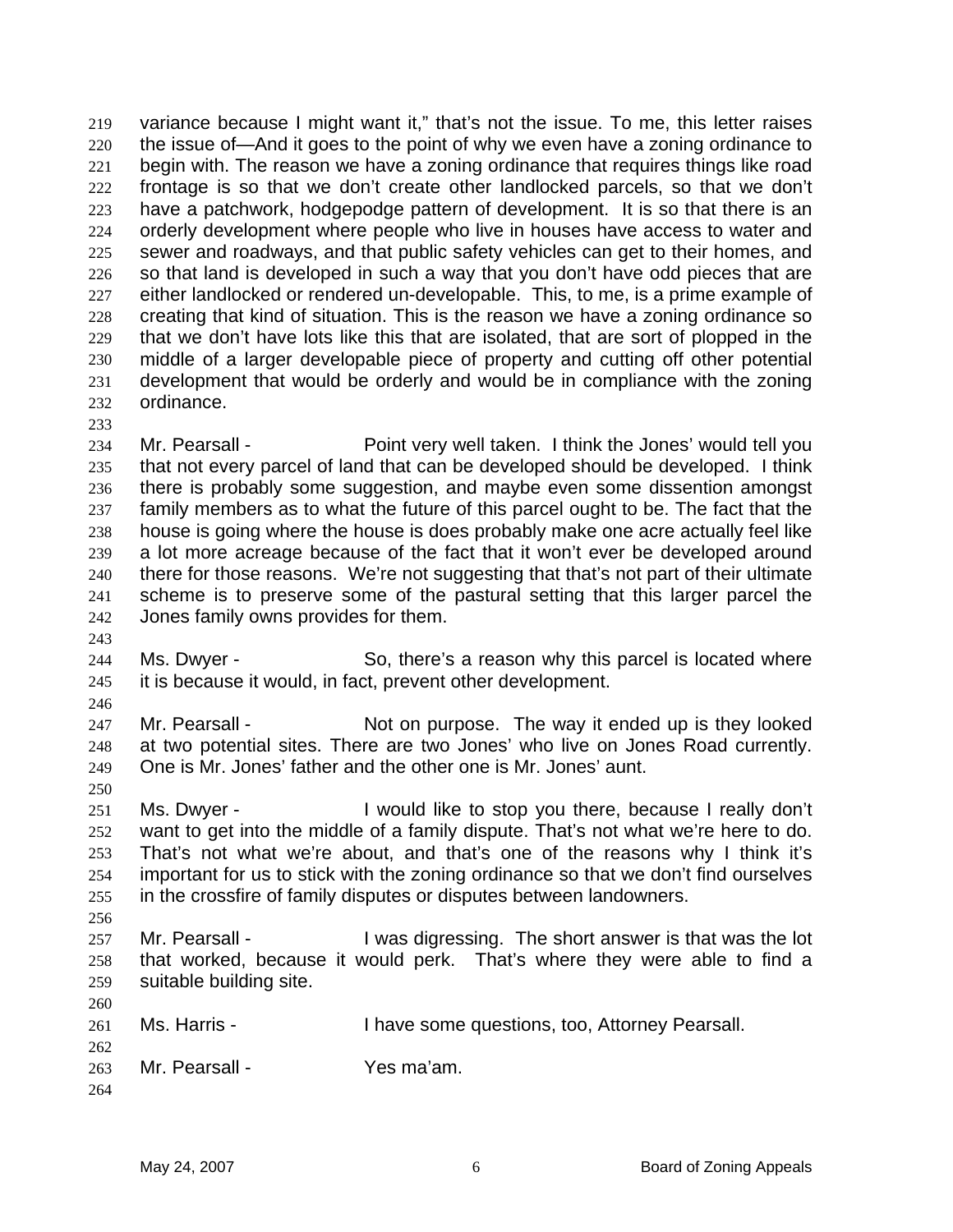variance because I might want it," that's not the issue. To me, this letter raises the issue of—And it goes to the point of why we even have a zoning ordinance to begin with. The reason we have a zoning ordinance that requires things like road frontage is so that we don't create other landlocked parcels, so that we don't have a patchwork, hodgepodge pattern of development. It is so that there is an orderly development where people who live in houses have access to water and sewer and roadways, and that public safety vehicles can get to their homes, and so that land is developed in such a way that you don't have odd pieces that are either landlocked or rendered un-developable. This, to me, is a prime example of creating that kind of situation. This is the reason we have a zoning ordinance so that we don't have lots like this that are isolated, that are sort of plopped in the middle of a larger developable piece of property and cutting off other potential development that would be orderly and would be in compliance with the zoning ordinance.

Mr. Pearsall - Point very well taken. I think the Jones' would tell you that not every parcel of land that can be developed should be developed. I think there is probably some suggestion, and maybe even some dissention amongst family members as to what the future of this parcel ought to be. The fact that the house is going where the house is does probably make one acre actually feel like a lot more acreage because of the fact that it won't ever be developed around there for those reasons. We're not suggesting that that's not part of their ultimate scheme is to preserve some of the pastural setting that this larger parcel the Jones family owns provides for them.

Ms. Dwyer - So, there's a reason why this parcel is located where it is because it would, in fact, prevent other development.

Mr. Pearsall - Not on purpose. The way it ended up is they looked at two potential sites. There are two Jones' who live on Jones Road currently. One is Mr. Jones' father and the other one is Mr. Jones' aunt.

Ms. Dwyer - I would like to stop you there, because I really don't want to get into the middle of a family dispute. That's not what we're here to do. That's not what we're about, and that's one of the reasons why I think it's important for us to stick with the zoning ordinance so that we don't find ourselves in the crossfire of family disputes or disputes between landowners.

Mr. Pearsall - I was digressing. The short answer is that was the lot that worked, because it would perk. That's where they were able to find a suitable building site.

Ms. Harris - I have some questions, too, Attorney Pearsall.

Mr. Pearsall - Yes ma'am.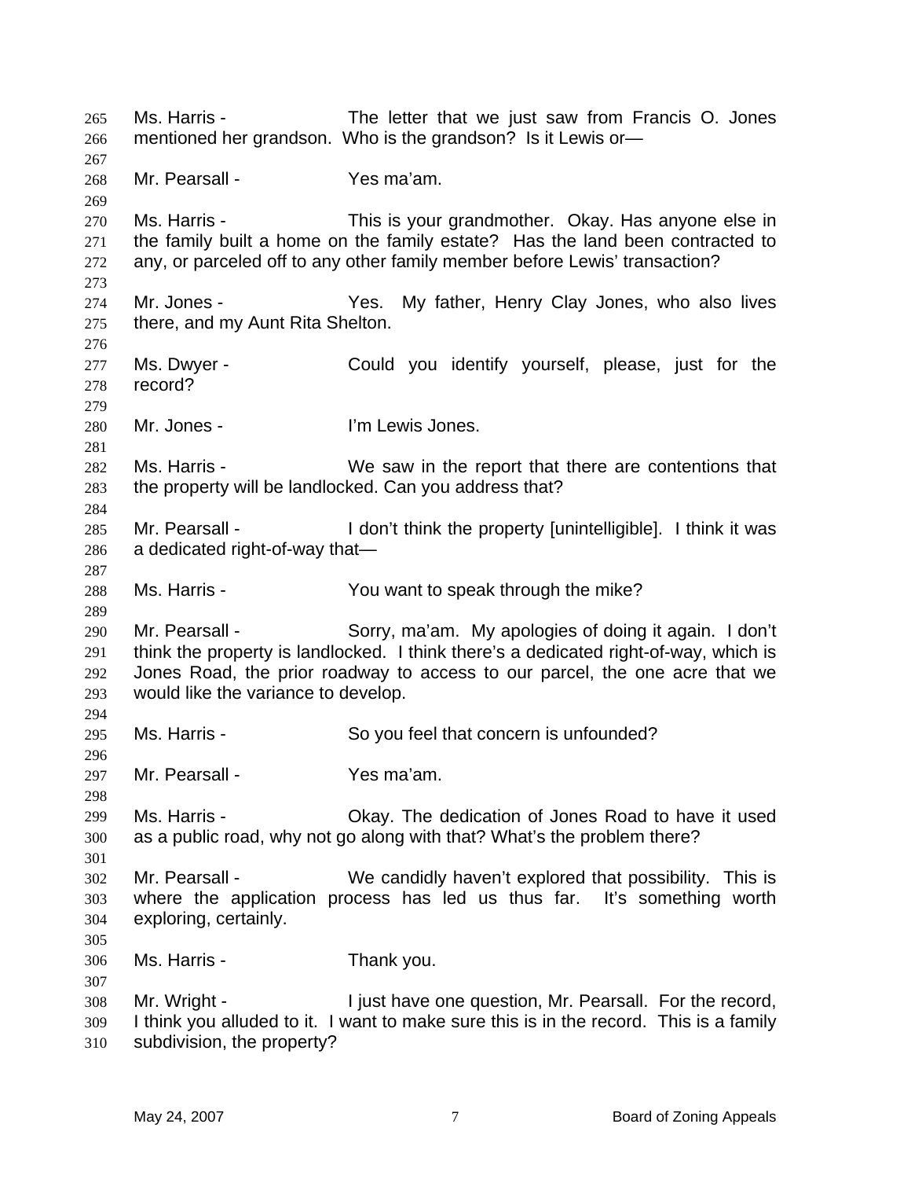Ms. Harris - The letter that we just saw from Francis O. Jones mentioned her grandson. Who is the grandson? Is it Lewis or—

Mr. Pearsall - Yes ma'am.

Ms. Harris - This is your grandmother. Okay. Has anyone else in the family built a home on the family estate? Has the land been contracted to any, or parceled off to any other family member before Lewis' transaction?

Mr. Jones - Yes. My father, Henry Clay Jones, who also lives there, and my Aunt Rita Shelton.

Ms. Dwyer - Could you identify yourself, please, just for the record?

Mr. Jones - I'm Lewis Jones.

Ms. Harris - We saw in the report that there are contentions that the property will be landlocked. Can you address that?

Mr. Pearsall - I don't think the property [unintelligible]. I think it was a dedicated right-of-way that—

Ms. Harris - You want to speak through the mike?

Mr. Pearsall - Sorry, ma'am. My apologies of doing it again. I don't think the property is landlocked. I think there's a dedicated right-of-way, which is Jones Road, the prior roadway to access to our parcel, the one acre that we would like the variance to develop.

Ms. Harris - So you feel that concern is unfounded?

Mr. Pearsall - Yes ma'am.

Ms. Harris - Okay. The dedication of Jones Road to have it used as a public road, why not go along with that? What's the problem there?

Mr. Pearsall - We candidly haven't explored that possibility. This is where the application process has led us thus far. It's something worth exploring, certainly.

Ms. Harris - Thank you.

Mr. Wright - I just have one question, Mr. Pearsall. For the record, I think you alluded to it. I want to make sure this is in the record. This is a family subdivision, the property?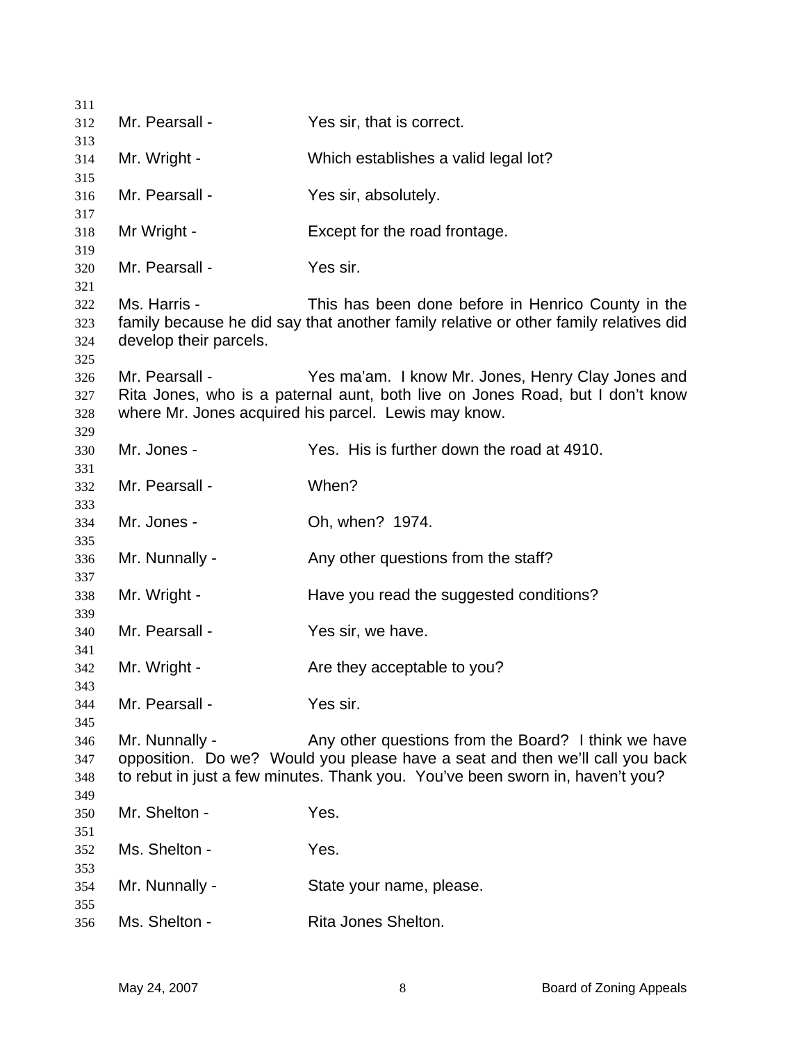Mr. Pearsall - Yes sir, that is correct.

Mr. Wright - Which establishes a valid legal lot?

Mr. Pearsall - Yes sir, absolutely.

Mr Wright - Except for the road frontage.

Mr. Pearsall - Yes sir.

Ms. Harris - This has been done before in Henrico County in the family because he did say that another family relative or other family relatives did develop their parcels.

Mr. Pearsall - Yes ma'am. I know Mr. Jones, Henry Clay Jones and Rita Jones, who is a paternal aunt, both live on Jones Road, but I don't know where Mr. Jones acquired his parcel. Lewis may know.

Mr. Jones - Yes. His is further down the road at 4910.

Mr. Pearsall - When?

Mr. Jones - Oh, when? 1974.

Mr. Nunnally - Any other questions from the staff?

Mr. Wright - Have you read the suggested conditions?

Mr. Pearsall - Yes sir, we have.

Mr. Wright - Are they acceptable to you?

Mr. Pearsall - Yes sir.

Mr. Nunnally - Any other questions from the Board? I think we have opposition. Do we? Would you please have a seat and then we'll call you back to rebut in just a few minutes. Thank you. You've been sworn in, haven't you?

Mr. Shelton - Yes.

Ms. Shelton - Yes.

Mr. Nunnally - State your name, please.

Ms. Shelton - Rita Jones Shelton.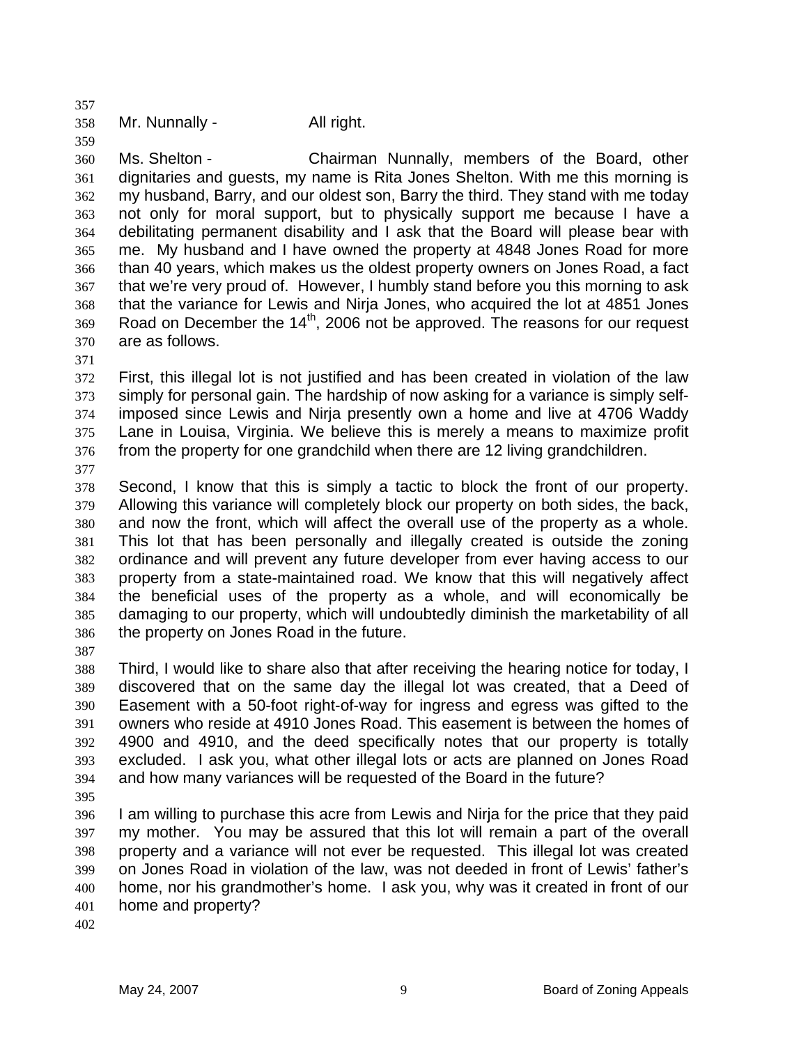Mr. Nunnally - All right.

Ms. Shelton - Chairman Nunnally, members of the Board, other dignitaries and guests, my name is Rita Jones Shelton. With me this morning is my husband, Barry, and our oldest son, Barry the third. They stand with me today not only for moral support, but to physically support me because I have a debilitating permanent disability and I ask that the Board will please bear with me. My husband and I have owned the property at 4848 Jones Road for more than 40 years, which makes us the oldest property owners on Jones Road, a fact that we're very proud of. However, I humbly stand before you this morning to ask that the variance for Lewis and Nirja Jones, who acquired the lot at 4851 Jones Road on December the 14th, 2006 not be approved. The reasons for our request are as follows.

First, this illegal lot is not justified and has been created in violation of the law simply for personal gain. The hardship of now asking for a variance is simply self-imposed since Lewis and Nirja presently own a home and live at 4706 Waddy Lane in Louisa, Virginia. We believe this is merely a means to maximize profit from the property for one grandchild when there are 12 living grandchildren.

Second, I know that this is simply a tactic to block the front of our property. Allowing this variance will completely block our property on both sides, the back, and now the front, which will affect the overall use of the property as a whole. This lot that has been personally and illegally created is outside the zoning ordinance and will prevent any future developer from ever having access to our property from a state-maintained road. We know that this will negatively affect the beneficial uses of the property as a whole, and will economically be damaging to our property, which will undoubtedly diminish the marketability of all the property on Jones Road in the future.

Third, I would like to share also that after receiving the hearing notice for today, I discovered that on the same day the illegal lot was created, that a Deed of Easement with a 50-foot right-of-way for ingress and egress was gifted to the owners who reside at 4910 Jones Road. This easement is between the homes of 4900 and 4910, and the deed specifically notes that our property is totally excluded. I ask you, what other illegal lots or acts are planned on Jones Road and how many variances will be requested of the Board in the future?

I am willing to purchase this acre from Lewis and Nirja for the price that they paid my mother. You may be assured that this lot will remain a part of the overall property and a variance will not ever be requested. This illegal lot was created on Jones Road in violation of the law, was not deeded in front of Lewis' father's home, nor his grandmother's home. I ask you, why was it created in front of our home and property?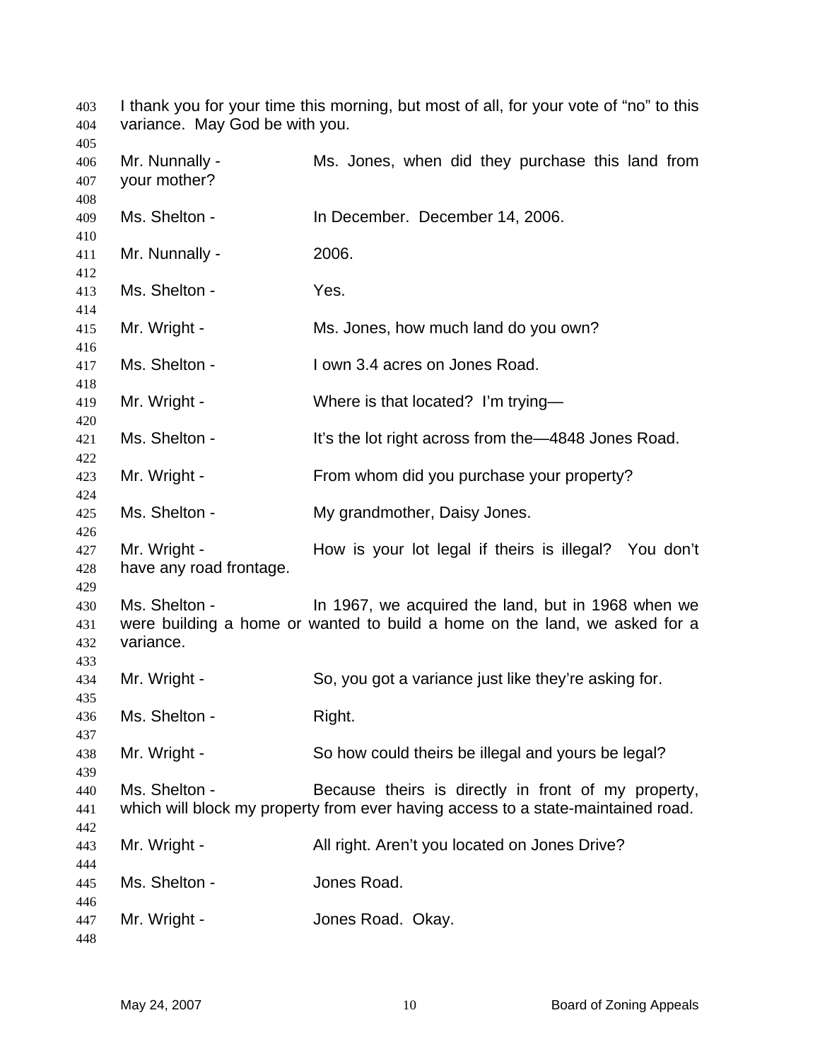I thank you for your time this morning, but most of all, for your vote of "no" to this variance. May God be with you.

Mr. Nunnally - Ms. Jones, when did they purchase this land from your mother?

Ms. Shelton - In December. December 14, 2006.

Mr. Nunnally - 2006.

Ms. Shelton - Yes.

Mr. Wright - Ms. Jones, how much land do you own?

Ms. Shelton - I own 3.4 acres on Jones Road.

Mr. Wright - Where is that located? I'm trying—

Ms. Shelton - It's the lot right across from the—4848 Jones Road.

Mr. Wright - From whom did you purchase your property?

Ms. Shelton - My grandmother, Daisy Jones.

Mr. Wright - How is your lot legal if theirs is illegal? You don't have any road frontage.

Ms. Shelton - In 1967, we acquired the land, but in 1968 when we were building a home or wanted to build a home on the land, we asked for a variance.

Mr. Wright - So, you got a variance just like they're asking for.

Ms. Shelton - Right.

Mr. Wright - So how could theirs be illegal and yours be legal?

Ms. Shelton - Because theirs is directly in front of my property, which will block my property from ever having access to a state-maintained road.

Mr. Wright - All right. Aren't you located on Jones Drive?

Ms. Shelton - Jones Road.

Mr. Wright - Jones Road. Okay.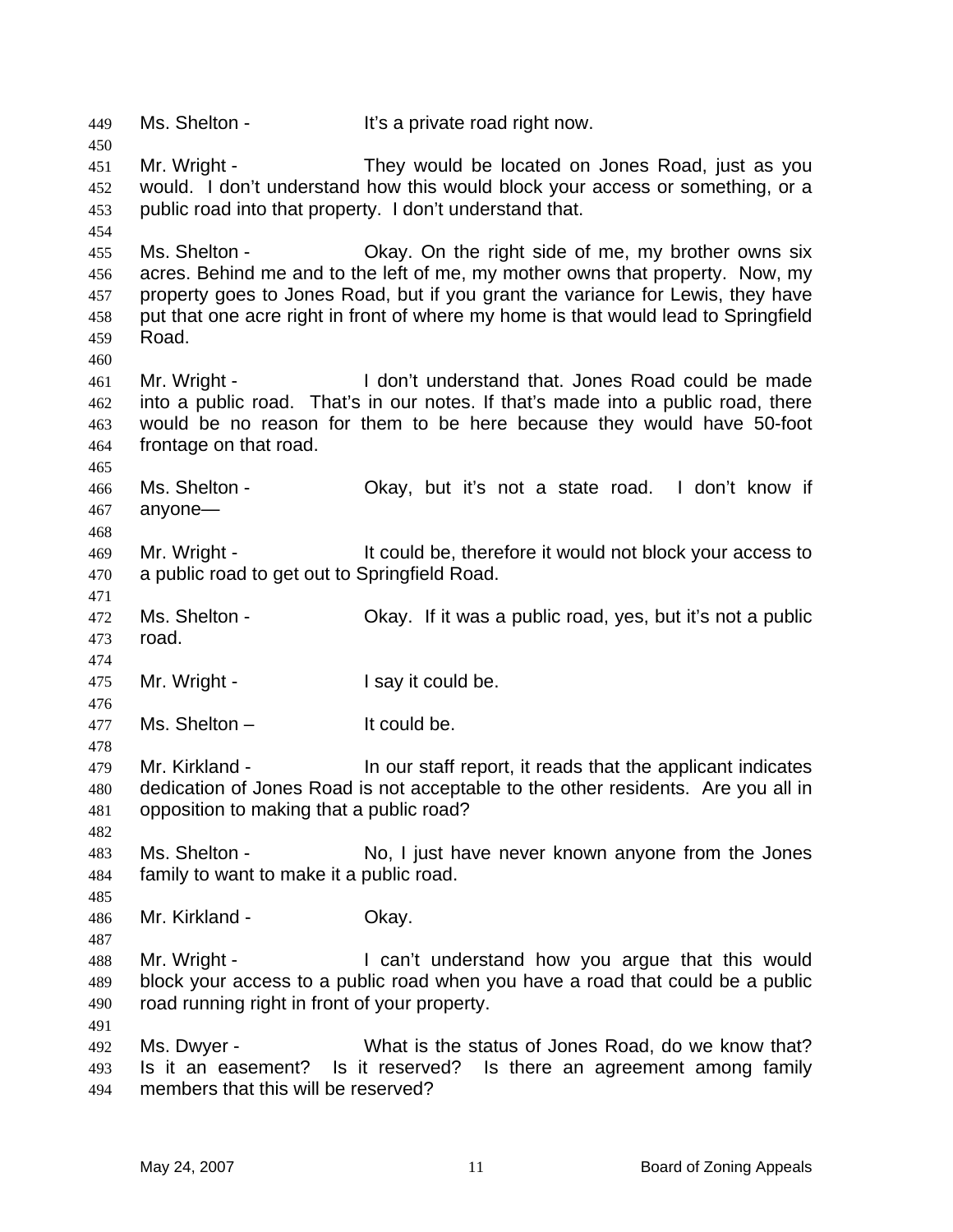Ms. Shelton - It's a private road right now.

Mr. Wright - They would be located on Jones Road, just as you would. I don't understand how this would block your access or something, or a public road into that property. I don't understand that.

Ms. Shelton - Okay. On the right side of me, my brother owns six acres. Behind me and to the left of me, my mother owns that property. Now, my property goes to Jones Road, but if you grant the variance for Lewis, they have put that one acre right in front of where my home is that would lead to Springfield Road.

Mr. Wright - I don't understand that. Jones Road could be made into a public road. That's in our notes. If that's made into a public road, there would be no reason for them to be here because they would have 50-foot frontage on that road.

Ms. Shelton - Okay, but it's not a state road. I don't know if anyone—

Mr. Wright - It could be, therefore it would not block your access to a public road to get out to Springfield Road.

Ms. Shelton - Okay. If it was a public road, yes, but it's not a public road.

Mr. Wright - I say it could be.

Ms. Shelton – It could be.

Mr. Kirkland - In our staff report, it reads that the applicant indicates dedication of Jones Road is not acceptable to the other residents. Are you all in opposition to making that a public road?

Ms. Shelton - No, I just have never known anyone from the Jones family to want to make it a public road.

Mr. Kirkland - Okay.

Mr. Wright - I can't understand how you argue that this would block your access to a public road when you have a road that could be a public road running right in front of your property.

Ms. Dwyer - What is the status of Jones Road, do we know that? Is it an easement? Is it reserved? Is there an agreement among family members that this will be reserved?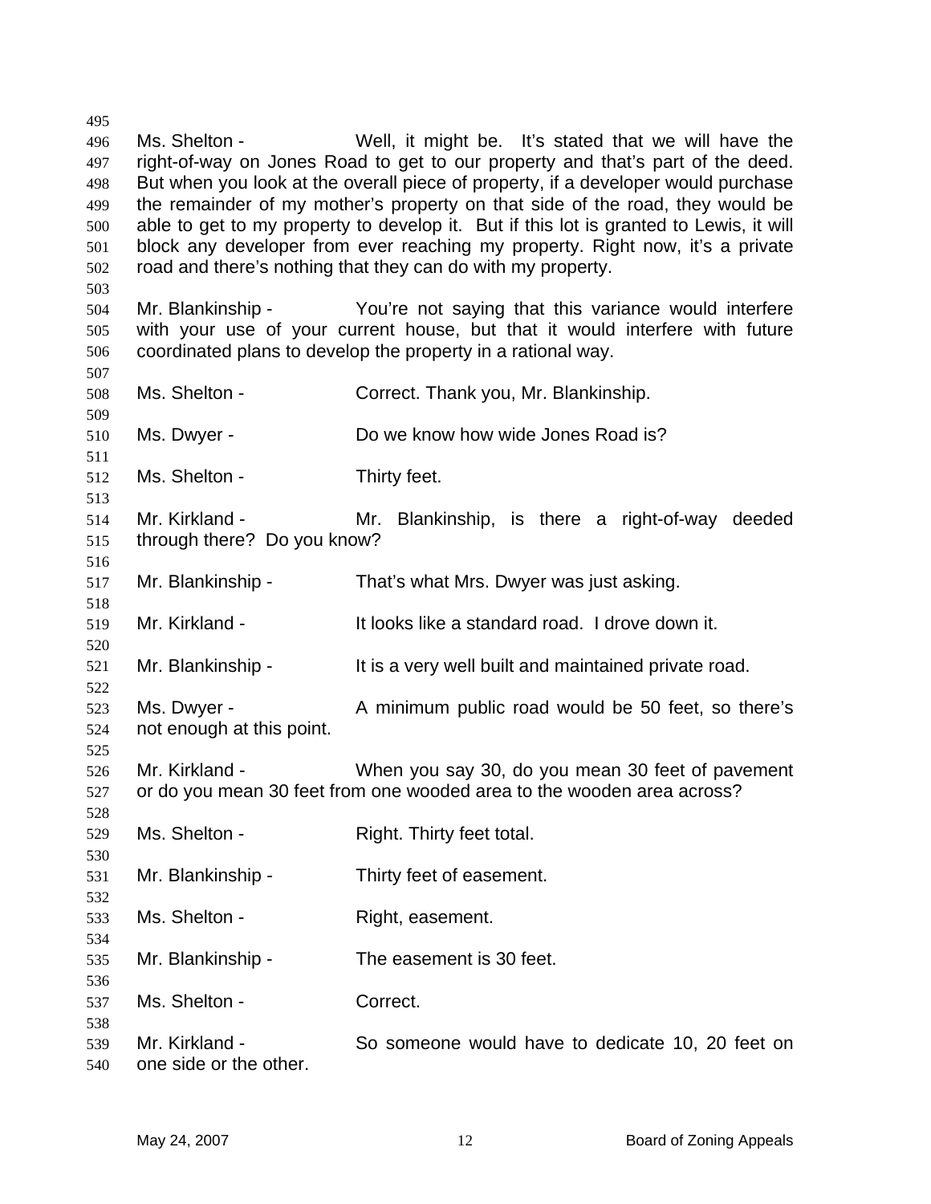Ms. Shelton - Well, it might be. It's stated that we will have the right-of-way on Jones Road to get to our property and that's part of the deed. But when you look at the overall piece of property, if a developer would purchase the remainder of my mother's property on that side of the road, they would be able to get to my property to develop it. But if this lot is granted to Lewis, it will block any developer from ever reaching my property. Right now, it's a private road and there's nothing that they can do with my property.

Mr. Blankinship - You're not saying that this variance would interfere with your use of your current house, but that it would interfere with future coordinated plans to develop the property in a rational way.

Ms. Shelton - Correct. Thank you, Mr. Blankinship.

Ms. Dwyer - Do we know how wide Jones Road is?

Ms. Shelton - Thirty feet.

Mr. Kirkland - Mr. Blankinship, is there a right-of-way deeded through there? Do you know?

Mr. Blankinship - That's what Mrs. Dwyer was just asking.

Mr. Kirkland - It looks like a standard road. I drove down it.

Mr. Blankinship - It is a very well built and maintained private road.

Ms. Dwyer - A minimum public road would be 50 feet, so there's not enough at this point.

Mr. Kirkland - When you say 30, do you mean 30 feet of pavement or do you mean 30 feet from one wooded area to the wooden area across?

Ms. Shelton - Right. Thirty feet total.

Mr. Blankinship - Thirty feet of easement.

Ms. Shelton - Right, easement.

Mr. Blankinship - The easement is 30 feet.

Ms. Shelton - Correct.

Mr. Kirkland - So someone would have to dedicate 10, 20 feet on one side or the other.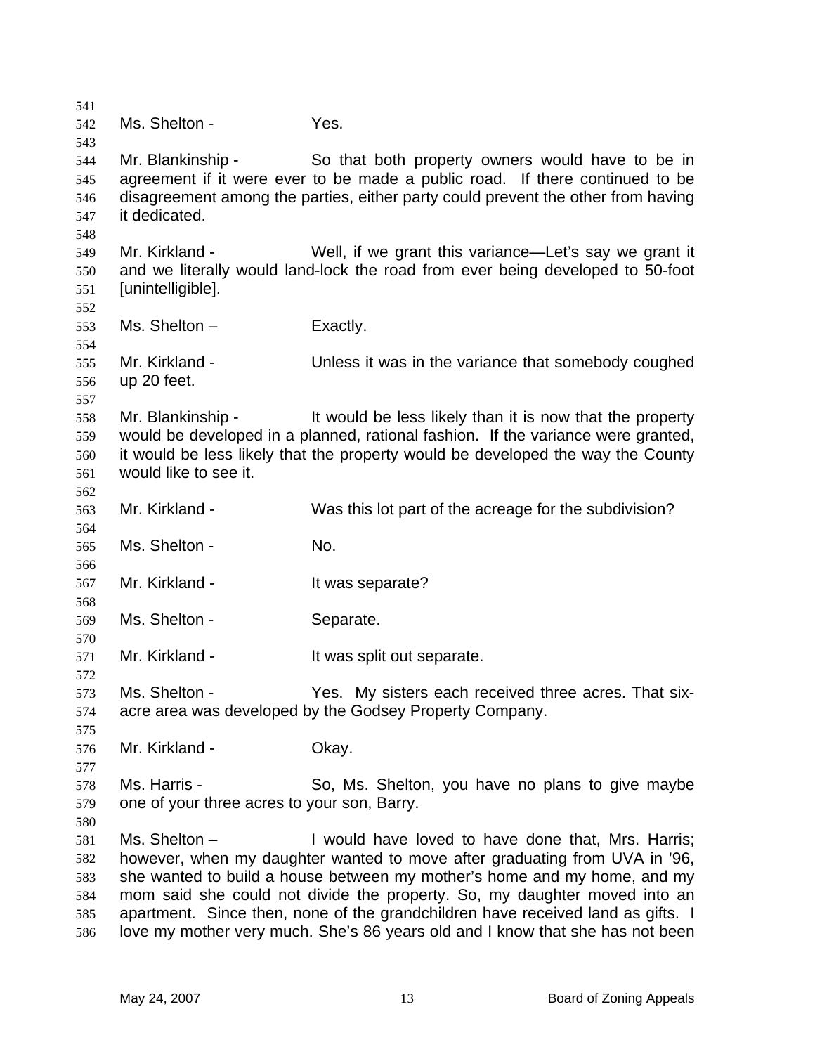Ms. Shelton - Yes.

Mr. Blankinship - So that both property owners would have to be in agreement if it were ever to be made a public road. If there continued to be disagreement among the parties, either party could prevent the other from having it dedicated.

Mr. Kirkland - Well, if we grant this variance—Let's say we grant it and we literally would land-lock the road from ever being developed to 50-foot [unintelligible].

Ms. Shelton – Exactly.

Mr. Kirkland - Unless it was in the variance that somebody coughed up 20 feet.

Mr. Blankinship - It would be less likely than it is now that the property would be developed in a planned, rational fashion. If the variance were granted, it would be less likely that the property would be developed the way the County would like to see it.

Mr. Kirkland - Was this lot part of the acreage for the subdivision?

Ms. Shelton - No.

Mr. Kirkland - It was separate?

Ms. Shelton - Separate.

Mr. Kirkland - It was split out separate.

Ms. Shelton - Yes. My sisters each received three acres. That six-acre area was developed by the Godsey Property Company.

Mr. Kirkland - Okay.

Ms. Harris - So, Ms. Shelton, you have no plans to give maybe one of your three acres to your son, Barry.

Ms. Shelton – I would have loved to have done that, Mrs. Harris; however, when my daughter wanted to move after graduating from UVA in '96, she wanted to build a house between my mother's home and my home, and my mom said she could not divide the property. So, my daughter moved into an apartment. Since then, none of the grandchildren have received land as gifts. I love my mother very much. She's 86 years old and I know that she has not been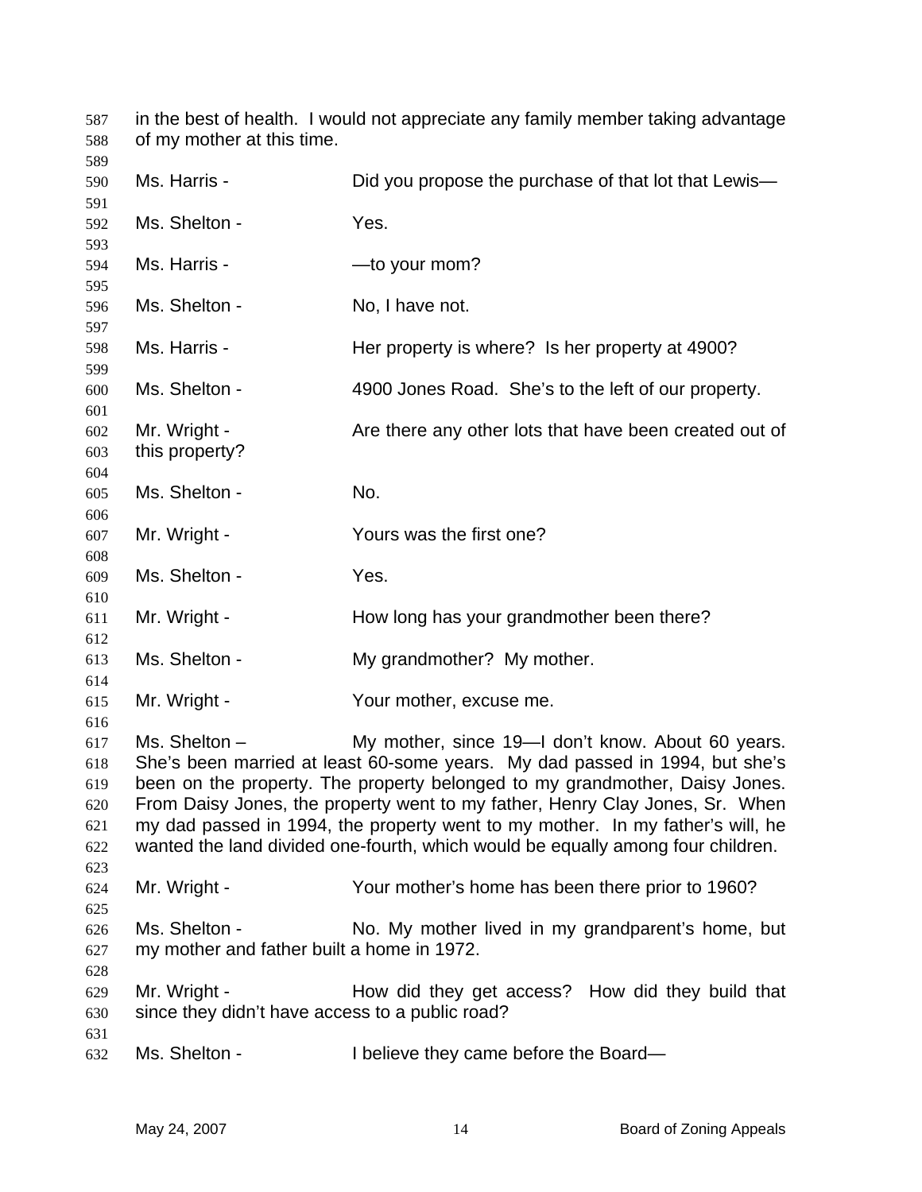in the best of health. I would not appreciate any family member taking advantage of my mother at this time.

Ms. Harris - Did you propose the purchase of that lot that Lewis—

Ms. Shelton - Yes.

Ms. Harris - —to your mom?

Ms. Shelton - No, I have not.

Ms. Harris - Her property is where? Is her property at 4900?

Ms. Shelton - 4900 Jones Road. She's to the left of our property.

Mr. Wright - Are there any other lots that have been created out of this property?

Ms. Shelton - No.

Mr. Wright - Yours was the first one?

Ms. Shelton - Yes.

Mr. Wright - How long has your grandmother been there?

Ms. Shelton - My grandmother? My mother.

Mr. Wright - Your mother, excuse me.

Ms. Shelton – My mother, since 19—I don't know. About 60 years. She's been married at least 60-some years. My dad passed in 1994, but she's been on the property. The property belonged to my grandmother, Daisy Jones. From Daisy Jones, the property went to my father, Henry Clay Jones, Sr. When my dad passed in 1994, the property went to my mother. In my father's will, he wanted the land divided one-fourth, which would be equally among four children.

Mr. Wright - Your mother's home has been there prior to 1960?

Ms. Shelton - No. My mother lived in my grandparent's home, but my mother and father built a home in 1972.

Mr. Wright - How did they get access? How did they build that since they didn't have access to a public road?

Ms. Shelton - I believe they came before the Board—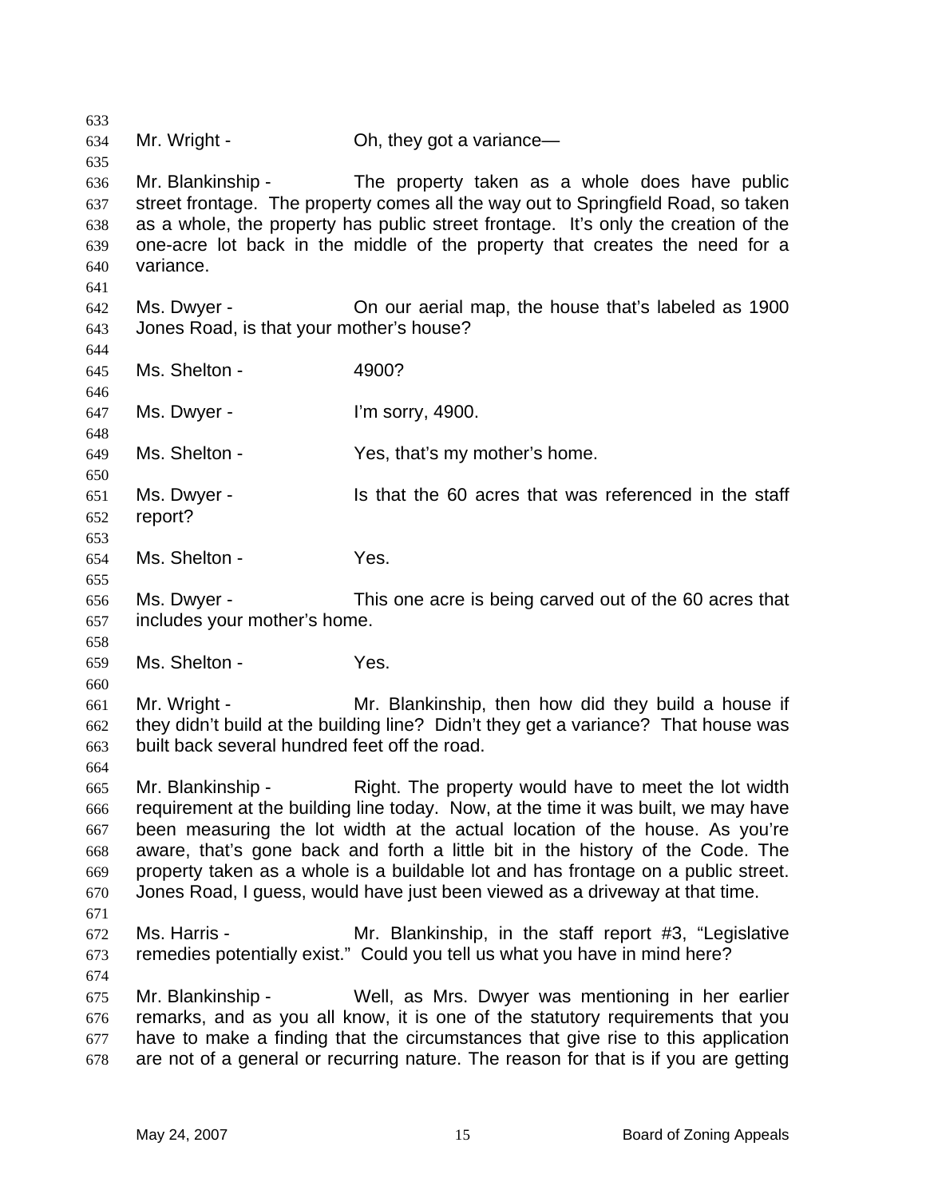Mr. Wright - Oh, they got a variance—

Mr. Blankinship - The property taken as a whole does have public street frontage. The property comes all the way out to Springfield Road, so taken as a whole, the property has public street frontage. It's only the creation of the one-acre lot back in the middle of the property that creates the need for a variance.

Ms. Dwyer - On our aerial map, the house that's labeled as 1900 Jones Road, is that your mother's house?

Ms. Shelton - 4900?

Ms. Dwyer - I'm sorry, 4900.

Ms. Shelton - Yes, that's my mother's home.

Ms. Dwyer - Is that the 60 acres that was referenced in the staff report?

Ms. Shelton - Yes.

Ms. Dwyer - This one acre is being carved out of the 60 acres that includes your mother's home.

Ms. Shelton - Yes.

Mr. Wright - Mr. Blankinship, then how did they build a house if they didn't build at the building line? Didn't they get a variance? That house was built back several hundred feet off the road.

Mr. Blankinship - Right. The property would have to meet the lot width requirement at the building line today. Now, at the time it was built, we may have been measuring the lot width at the actual location of the house. As you're aware, that's gone back and forth a little bit in the history of the Code. The property taken as a whole is a buildable lot and has frontage on a public street. Jones Road, I guess, would have just been viewed as a driveway at that time.

Ms. Harris - Mr. Blankinship, in the staff report #3, "Legislative remedies potentially exist." Could you tell us what you have in mind here?

Mr. Blankinship - Well, as Mrs. Dwyer was mentioning in her earlier remarks, and as you all know, it is one of the statutory requirements that you have to make a finding that the circumstances that give rise to this application are not of a general or recurring nature. The reason for that is if you are getting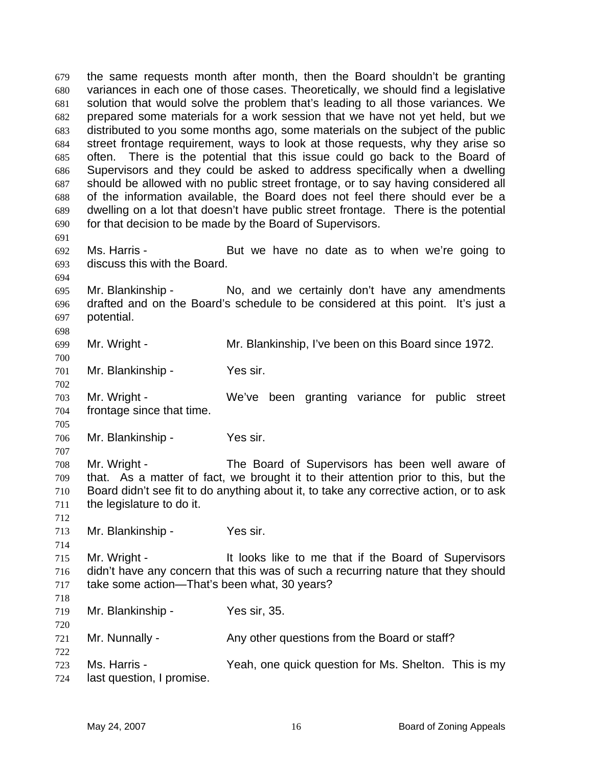the same requests month after month, then the Board shouldn't be granting variances in each one of those cases. Theoretically, we should find a legislative solution that would solve the problem that's leading to all those variances. We prepared some materials for a work session that we have not yet held, but we distributed to you some months ago, some materials on the subject of the public street frontage requirement, ways to look at those requests, why they arise so often. There is the potential that this issue could go back to the Board of Supervisors and they could be asked to address specifically when a dwelling should be allowed with no public street frontage, or to say having considered all of the information available, the Board does not feel there should ever be a dwelling on a lot that doesn't have public street frontage. There is the potential for that decision to be made by the Board of Supervisors.

Ms. Harris - But we have no date as to when we're going to discuss this with the Board.

Mr. Blankinship - No, and we certainly don't have any amendments drafted and on the Board's schedule to be considered at this point. It's just a potential.

Mr. Wright - Mr. Blankinship, I've been on this Board since 1972.

Mr. Blankinship - Yes sir.

Mr. Wright - We've been granting variance for public street frontage since that time.

Mr. Blankinship - Yes sir.

Mr. Wright - The Board of Supervisors has been well aware of that. As a matter of fact, we brought it to their attention prior to this, but the Board didn't see fit to do anything about it, to take any corrective action, or to ask the legislature to do it.

Mr. Blankinship - Yes sir.

Mr. Wright - It looks like to me that if the Board of Supervisors didn't have any concern that this was of such a recurring nature that they should take some action—That's been what, 30 years?

Mr. Blankinship - Yes sir, 35.

Mr. Nunnally - Any other questions from the Board or staff?

Ms. Harris - Yeah, one quick question for Ms. Shelton. This is my last question, I promise.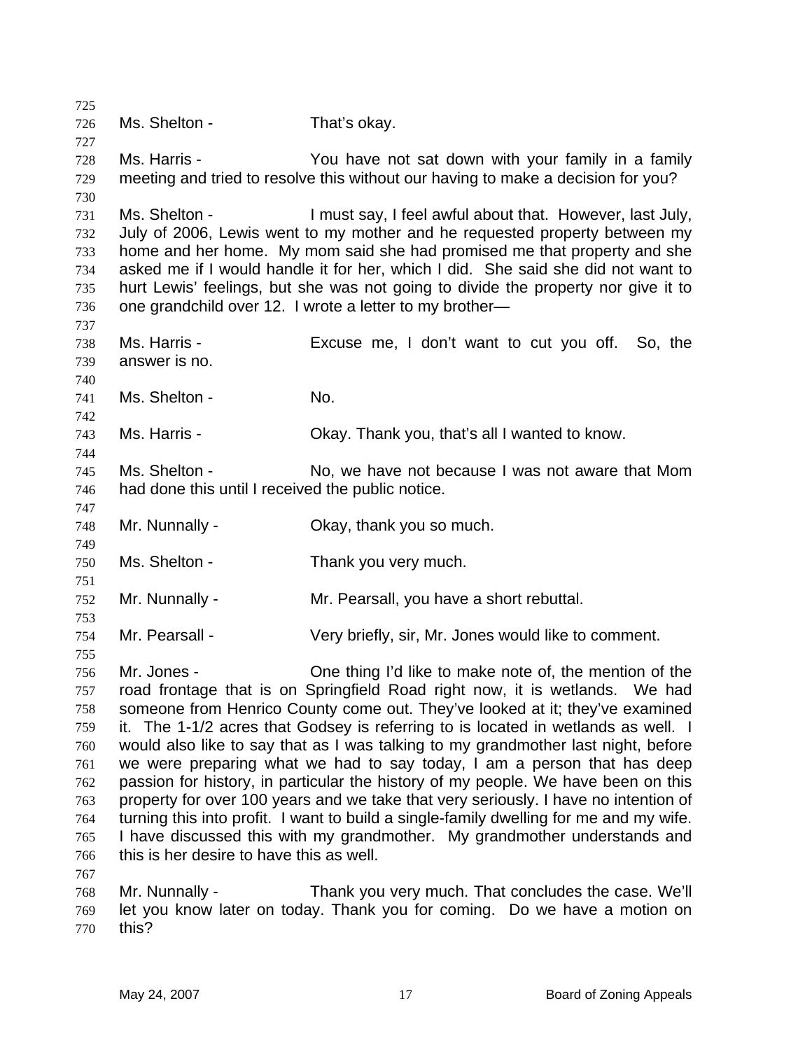Ms. Shelton - That's okay.

Ms. Harris - You have not sat down with your family in a family meeting and tried to resolve this without our having to make a decision for you?

Ms. Shelton - I must say, I feel awful about that. However, last July, July of 2006, Lewis went to my mother and he requested property between my home and her home. My mom said she had promised me that property and she asked me if I would handle it for her, which I did. She said she did not want to hurt Lewis' feelings, but she was not going to divide the property nor give it to one grandchild over 12. I wrote a letter to my brother—

Ms. Harris - Excuse me, I don't want to cut you off. So, the answer is no.

Ms. Shelton - No.

Ms. Harris - Okay. Thank you, that's all I wanted to know.

Ms. Shelton - No, we have not because I was not aware that Mom had done this until I received the public notice.

Mr. Nunnally - Okay, thank you so much.

Ms. Shelton - Thank you very much.

Mr. Nunnally - Mr. Pearsall, you have a short rebuttal.

Mr. Pearsall - Very briefly, sir, Mr. Jones would like to comment.

Mr. Jones - One thing I'd like to make note of, the mention of the road frontage that is on Springfield Road right now, it is wetlands. We had someone from Henrico County come out. They've looked at it; they've examined it. The 1-1/2 acres that Godsey is referring to is located in wetlands as well. I would also like to say that as I was talking to my grandmother last night, before we were preparing what we had to say today, I am a person that has deep passion for history, in particular the history of my people. We have been on this property for over 100 years and we take that very seriously. I have no intention of turning this into profit. I want to build a single-family dwelling for me and my wife. I have discussed this with my grandmother. My grandmother understands and this is her desire to have this as well.

Mr. Nunnally - Thank you very much. That concludes the case. We'll let you know later on today. Thank you for coming. Do we have a motion on this?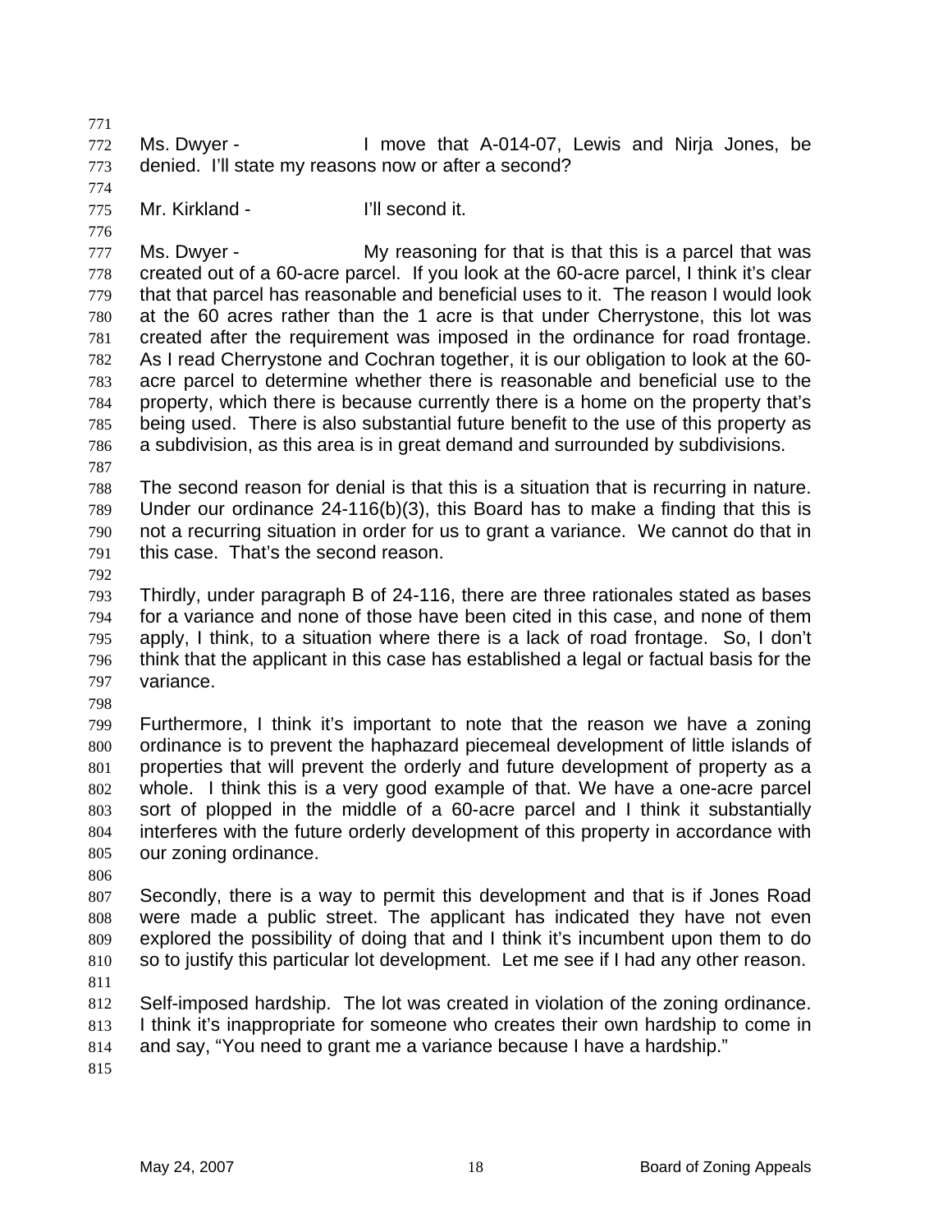Ms. Dwyer - I move that A-014-07, Lewis and Nirja Jones, be denied. I'll state my reasons now or after a second?

Mr. Kirkland - I'll second it.

Ms. Dwyer - My reasoning for that is that this is a parcel that was created out of a 60-acre parcel. If you look at the 60-acre parcel, I think it's clear that that parcel has reasonable and beneficial uses to it. The reason I would look at the 60 acres rather than the 1 acre is that under Cherrystone, this lot was created after the requirement was imposed in the ordinance for road frontage. As I read Cherrystone and Cochran together, it is our obligation to look at the 60-acre parcel to determine whether there is reasonable and beneficial use to the property, which there is because currently there is a home on the property that's being used. There is also substantial future benefit to the use of this property as a subdivision, as this area is in great demand and surrounded by subdivisions.

The second reason for denial is that this is a situation that is recurring in nature. Under our ordinance 24-116(b)(3), this Board has to make a finding that this is not a recurring situation in order for us to grant a variance. We cannot do that in this case. That's the second reason.

Thirdly, under paragraph B of 24-116, there are three rationales stated as bases for a variance and none of those have been cited in this case, and none of them apply, I think, to a situation where there is a lack of road frontage. So, I don't think that the applicant in this case has established a legal or factual basis for the variance.

Furthermore, I think it's important to note that the reason we have a zoning ordinance is to prevent the haphazard piecemeal development of little islands of properties that will prevent the orderly and future development of property as a whole. I think this is a very good example of that. We have a one-acre parcel sort of plopped in the middle of a 60-acre parcel and I think it substantially interferes with the future orderly development of this property in accordance with our zoning ordinance.

Secondly, there is a way to permit this development and that is if Jones Road were made a public street. The applicant has indicated they have not even explored the possibility of doing that and I think it's incumbent upon them to do so to justify this particular lot development. Let me see if I had any other reason.

Self-imposed hardship. The lot was created in violation of the zoning ordinance. I think it's inappropriate for someone who creates their own hardship to come in and say, "You need to grant me a variance because I have a hardship."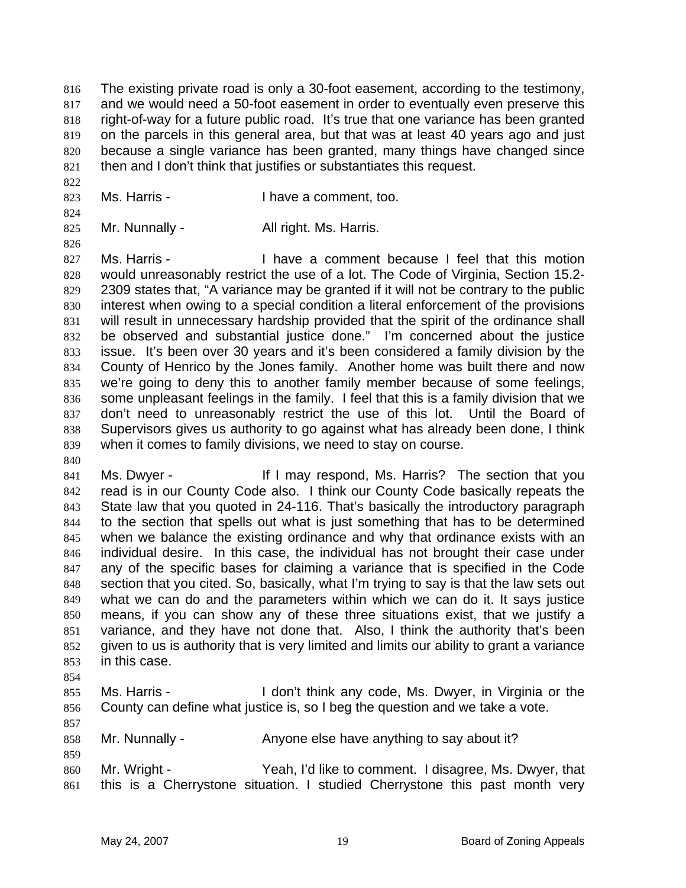The existing private road is only a 30-foot easement, according to the testimony, and we would need a 50-foot easement in order to eventually even preserve this right-of-way for a future public road. It's true that one variance has been granted on the parcels in this general area, but that was at least 40 years ago and just because a single variance has been granted, many things have changed since then and I don't think that justifies or substantiates this request.

Ms. Harris - I have a comment, too.

Mr. Nunnally - All right. Ms. Harris.

Ms. Harris - I have a comment because I feel that this motion would unreasonably restrict the use of a lot. The Code of Virginia, Section 15.2-2309 states that, "A variance may be granted if it will not be contrary to the public interest when owing to a special condition a literal enforcement of the provisions will result in unnecessary hardship provided that the spirit of the ordinance shall be observed and substantial justice done." I'm concerned about the justice issue. It's been over 30 years and it's been considered a family division by the County of Henrico by the Jones family. Another home was built there and now we're going to deny this to another family member because of some feelings, some unpleasant feelings in the family. I feel that this is a family division that we don't need to unreasonably restrict the use of this lot. Until the Board of Supervisors gives us authority to go against what has already been done, I think when it comes to family divisions, we need to stay on course.

Ms. Dwyer - If I may respond, Ms. Harris? The section that you read is in our County Code also. I think our County Code basically repeats the State law that you quoted in 24-116. That's basically the introductory paragraph to the section that spells out what is just something that has to be determined when we balance the existing ordinance and why that ordinance exists with an individual desire. In this case, the individual has not brought their case under any of the specific bases for claiming a variance that is specified in the Code section that you cited. So, basically, what I'm trying to say is that the law sets out what we can do and the parameters within which we can do it. It says justice means, if you can show any of these three situations exist, that we justify a variance, and they have not done that. Also, I think the authority that's been given to us is authority that is very limited and limits our ability to grant a variance in this case.

Ms. Harris - I don't think any code, Ms. Dwyer, in Virginia or the County can define what justice is, so I beg the question and we take a vote.

Mr. Nunnally - Anyone else have anything to say about it?

Mr. Wright - Yeah, I'd like to comment. I disagree, Ms. Dwyer, that this is a Cherrystone situation. I studied Cherrystone this past month very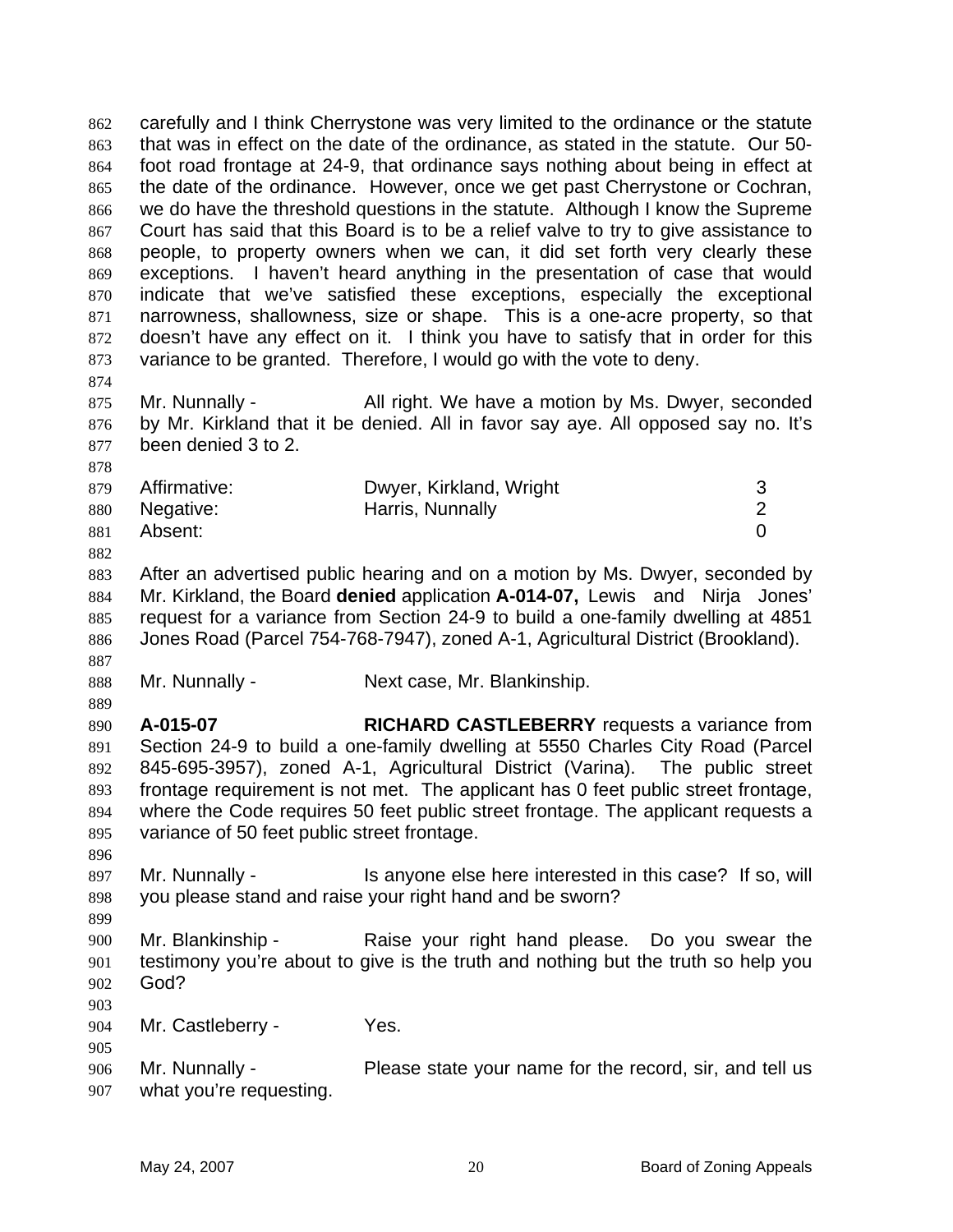carefully and I think Cherrystone was very limited to the ordinance or the statute that was in effect on the date of the ordinance, as stated in the statute. Our 50-foot road frontage at 24-9, that ordinance says nothing about being in effect at the date of the ordinance. However, once we get past Cherrystone or Cochran, we do have the threshold questions in the statute. Although I know the Supreme Court has said that this Board is to be a relief valve to try to give assistance to people, to property owners when we can, it did set forth very clearly these exceptions. I haven't heard anything in the presentation of case that would indicate that we've satisfied these exceptions, especially the exceptional narrowness, shallowness, size or shape. This is a one-acre property, so that doesn't have any effect on it. I think you have to satisfy that in order for this variance to be granted. Therefore, I would go with the vote to deny.

Mr. Nunnally - All right. We have a motion by Ms. Dwyer, seconded by Mr. Kirkland that it be denied. All in favor say aye. All opposed say no. It's been denied 3 to 2.

| | | |
|---|---|---|
| Affirmative: | Dwyer, Kirkland, Wright | 3 |
| Negative: | Harris, Nunnally | 2 |
| Absent: | | 0 |

After an advertised public hearing and on a motion by Ms. Dwyer, seconded by Mr. Kirkland, the Board **denied** application **A-014-07,** Lewis and Nirja Jones' request for a variance from Section 24-9 to build a one-family dwelling at 4851 Jones Road (Parcel 754-768-7947), zoned A-1, Agricultural District (Brookland).

Mr. Nunnally - Next case, Mr. Blankinship.

**A-015-07** **RICHARD CASTLEBERRY** requests a variance from Section 24-9 to build a one-family dwelling at 5550 Charles City Road (Parcel 845-695-3957), zoned A-1, Agricultural District (Varina). The public street frontage requirement is not met. The applicant has 0 feet public street frontage, where the Code requires 50 feet public street frontage. The applicant requests a variance of 50 feet public street frontage.

Mr. Nunnally - Is anyone else here interested in this case? If so, will you please stand and raise your right hand and be sworn?

Mr. Blankinship - Raise your right hand please. Do you swear the testimony you're about to give is the truth and nothing but the truth so help you God?

Mr. Castleberry - Yes.

Mr. Nunnally - Please state your name for the record, sir, and tell us what you're requesting.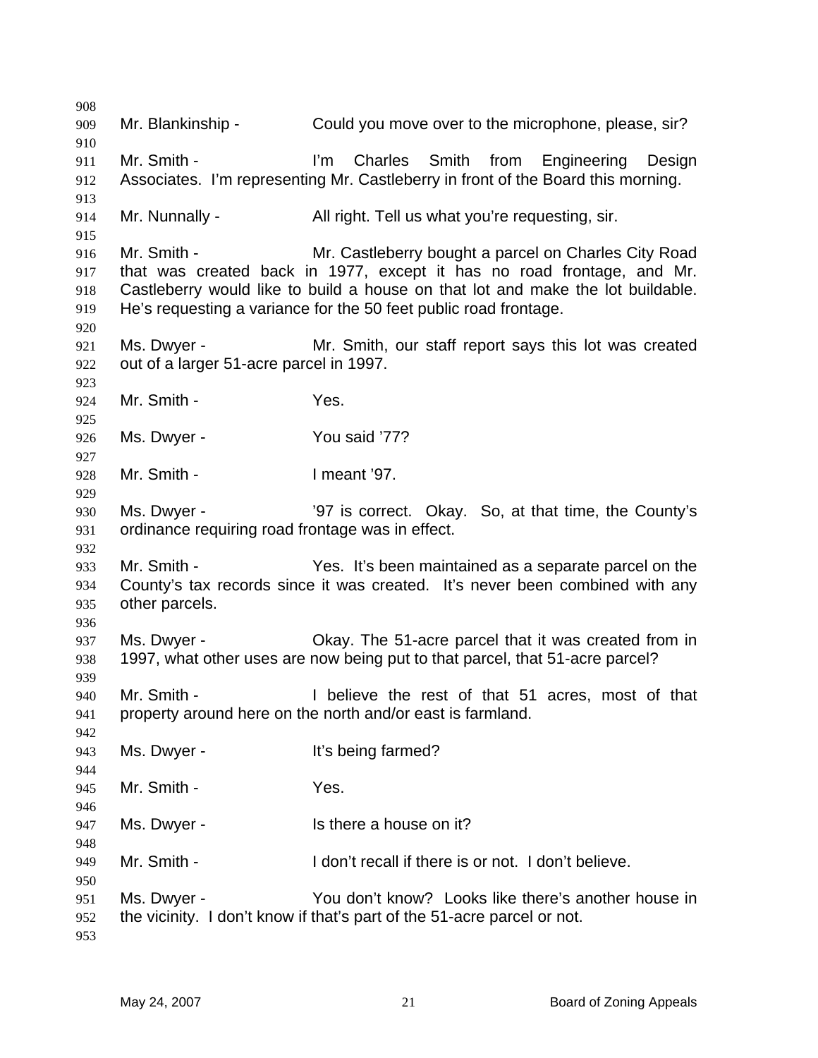Mr. Blankinship - Could you move over to the microphone, please, sir?

Mr. Smith - I'm Charles Smith from Engineering Design Associates. I'm representing Mr. Castleberry in front of the Board this morning.

Mr. Nunnally - All right. Tell us what you're requesting, sir.

Mr. Smith - Mr. Castleberry bought a parcel on Charles City Road that was created back in 1977, except it has no road frontage, and Mr. Castleberry would like to build a house on that lot and make the lot buildable. He's requesting a variance for the 50 feet public road frontage.

Ms. Dwyer - Mr. Smith, our staff report says this lot was created out of a larger 51-acre parcel in 1997.

Mr. Smith - Yes.

Ms. Dwyer - You said '77?

Mr. Smith - I meant '97.

Ms. Dwyer - '97 is correct. Okay. So, at that time, the County's ordinance requiring road frontage was in effect.

Mr. Smith - Yes. It's been maintained as a separate parcel on the County's tax records since it was created. It's never been combined with any other parcels.

Ms. Dwyer - Okay. The 51-acre parcel that it was created from in 1997, what other uses are now being put to that parcel, that 51-acre parcel?

Mr. Smith - I believe the rest of that 51 acres, most of that property around here on the north and/or east is farmland.

Ms. Dwyer - It's being farmed?

Mr. Smith - Yes.

Ms. Dwyer - Is there a house on it?

Mr. Smith - I don't recall if there is or not. I don't believe.

Ms. Dwyer - You don't know? Looks like there's another house in the vicinity. I don't know if that's part of the 51-acre parcel or not.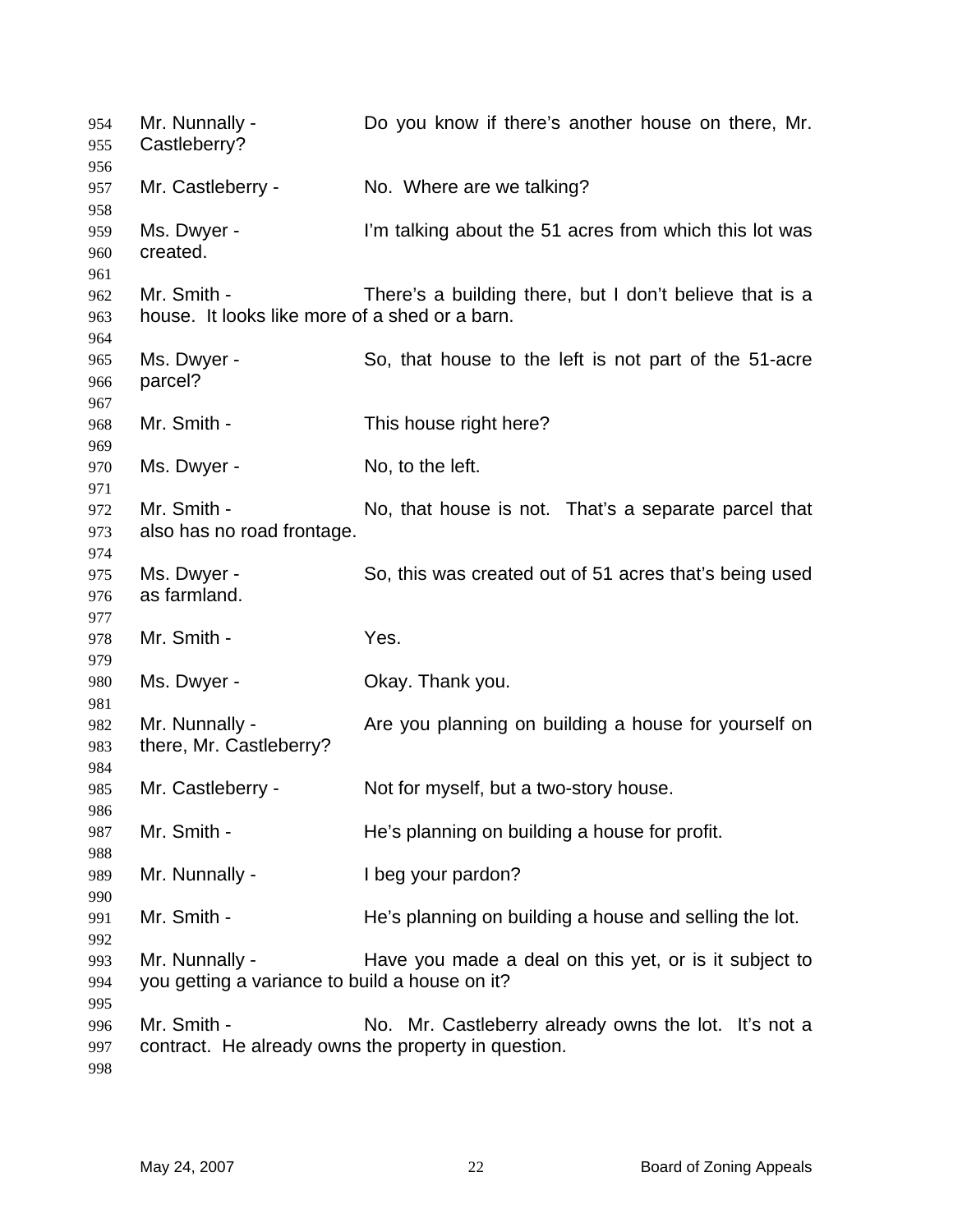954 Mr. Nunnally - Do you know if there's another house on there, Mr.
955 Castleberry?
956
957 Mr. Castleberry - No. Where are we talking?
958
959 Ms. Dwyer - I'm talking about the 51 acres from which this lot was
960 created.
961
962 Mr. Smith - There's a building there, but I don't believe that is a
963 house. It looks like more of a shed or a barn.
964
965 Ms. Dwyer - So, that house to the left is not part of the 51-acre
966 parcel?
967
968 Mr. Smith - This house right here?
969
970 Ms. Dwyer - No, to the left.
971
972 Mr. Smith - No, that house is not. That's a separate parcel that
973 also has no road frontage.
974
975 Ms. Dwyer - So, this was created out of 51 acres that's being used
976 as farmland.
977
978 Mr. Smith - Yes.
979
980 Ms. Dwyer - Okay. Thank you.
981
982 Mr. Nunnally - Are you planning on building a house for yourself on
983 there, Mr. Castleberry?
984
985 Mr. Castleberry - Not for myself, but a two-story house.
986
987 Mr. Smith - He's planning on building a house for profit.
988
989 Mr. Nunnally - I beg your pardon?
990
991 Mr. Smith - He's planning on building a house and selling the lot.
992
993 Mr. Nunnally - Have you made a deal on this yet, or is it subject to
994 you getting a variance to build a house on it?
995
996 Mr. Smith - No. Mr. Castleberry already owns the lot. It's not a
997 contract. He already owns the property in question.
998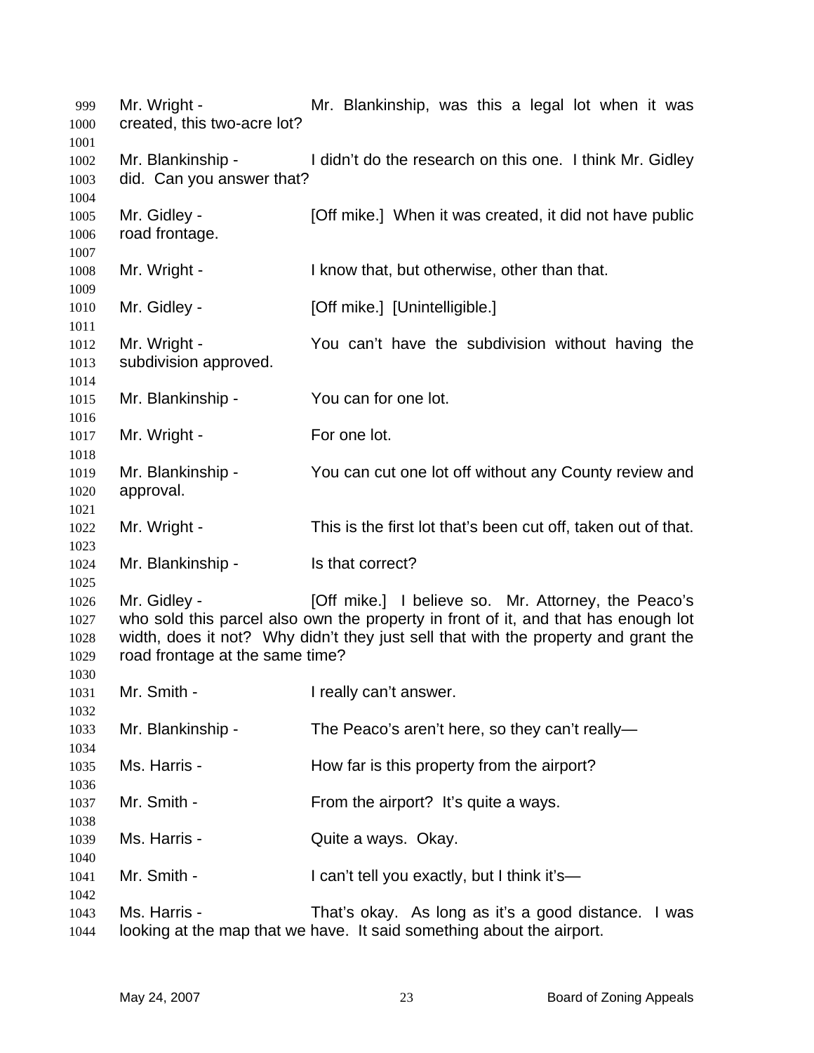999 Mr. Wright - Mr. Blankinship, was this a legal lot when it was
1000 created, this two-acre lot?
1001
1002 Mr. Blankinship - I didn't do the research on this one. I think Mr. Gidley
1003 did. Can you answer that?
1004
1005 Mr. Gidley - [Off mike.] When it was created, it did not have public
1006 road frontage.
1007
1008 Mr. Wright - I know that, but otherwise, other than that.
1009
1010 Mr. Gidley - [Off mike.] [Unintelligible.]
1011
1012 Mr. Wright - You can't have the subdivision without having the
1013 subdivision approved.
1014
1015 Mr. Blankinship - You can for one lot.
1016
1017 Mr. Wright - For one lot.
1018
1019 Mr. Blankinship - You can cut one lot off without any County review and
1020 approval.
1021
1022 Mr. Wright - This is the first lot that's been cut off, taken out of that.
1023
1024 Mr. Blankinship - Is that correct?
1025
1026 Mr. Gidley - [Off mike.] I believe so. Mr. Attorney, the Peaco's
1027 who sold this parcel also own the property in front of it, and that has enough lot
1028 width, does it not? Why didn't they just sell that with the property and grant the
1029 road frontage at the same time?
1030
1031 Mr. Smith - I really can't answer.
1032
1033 Mr. Blankinship - The Peaco's aren't here, so they can't really—
1034
1035 Ms. Harris - How far is this property from the airport?
1036
1037 Mr. Smith - From the airport? It's quite a ways.
1038
1039 Ms. Harris - Quite a ways. Okay.
1040
1041 Mr. Smith - I can't tell you exactly, but I think it's—
1042
1043 Ms. Harris - That's okay. As long as it's a good distance. I was
1044 looking at the map that we have. It said something about the airport.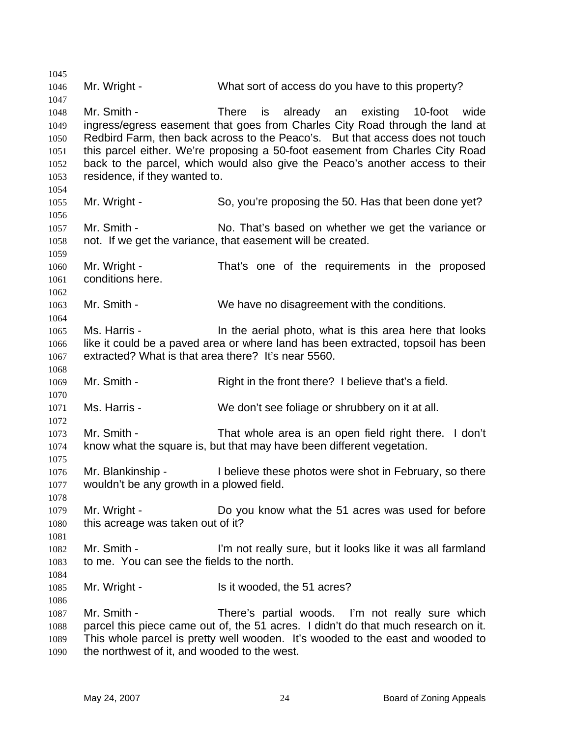Mr. Wright - What sort of access do you have to this property?

Mr. Smith - There is already an existing 10-foot wide ingress/egress easement that goes from Charles City Road through the land at Redbird Farm, then back across to the Peaco's. But that access does not touch this parcel either. We're proposing a 50-foot easement from Charles City Road back to the parcel, which would also give the Peaco's another access to their residence, if they wanted to.

Mr. Wright - So, you're proposing the 50. Has that been done yet?

Mr. Smith - No. That's based on whether we get the variance or not. If we get the variance, that easement will be created.

Mr. Wright - That's one of the requirements in the proposed conditions here.

Mr. Smith - We have no disagreement with the conditions.

Ms. Harris - In the aerial photo, what is this area here that looks like it could be a paved area or where land has been extracted, topsoil has been extracted? What is that area there? It's near 5560.

Mr. Smith - Right in the front there? I believe that's a field.

Ms. Harris - We don't see foliage or shrubbery on it at all.

Mr. Smith - That whole area is an open field right there. I don't know what the square is, but that may have been different vegetation.

Mr. Blankinship - I believe these photos were shot in February, so there wouldn't be any growth in a plowed field.

Mr. Wright - Do you know what the 51 acres was used for before this acreage was taken out of it?

Mr. Smith - I'm not really sure, but it looks like it was all farmland to me. You can see the fields to the north.

Mr. Wright - Is it wooded, the 51 acres?

Mr. Smith - There's partial woods. I'm not really sure which parcel this piece came out of, the 51 acres. I didn't do that much research on it. This whole parcel is pretty well wooden. It's wooded to the east and wooded to the northwest of it, and wooded to the west.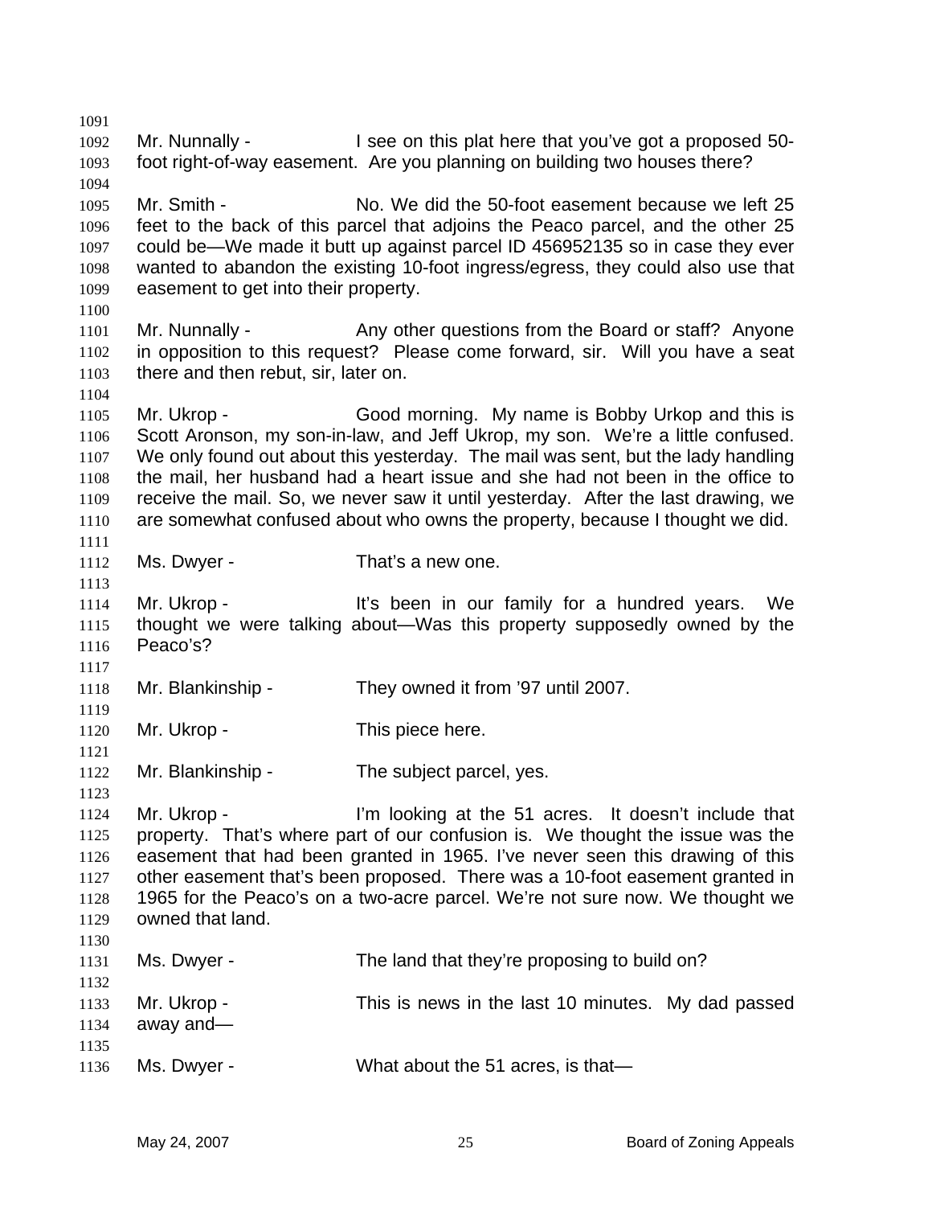Mr. Nunnally - I see on this plat here that you've got a proposed 50-foot right-of-way easement. Are you planning on building two houses there?

Mr. Smith - No. We did the 50-foot easement because we left 25 feet to the back of this parcel that adjoins the Peaco parcel, and the other 25 could be—We made it butt up against parcel ID 456952135 so in case they ever wanted to abandon the existing 10-foot ingress/egress, they could also use that easement to get into their property.

Mr. Nunnally - Any other questions from the Board or staff? Anyone in opposition to this request? Please come forward, sir. Will you have a seat there and then rebut, sir, later on.

Mr. Ukrop - Good morning. My name is Bobby Urkop and this is Scott Aronson, my son-in-law, and Jeff Ukrop, my son. We're a little confused. We only found out about this yesterday. The mail was sent, but the lady handling the mail, her husband had a heart issue and she had not been in the office to receive the mail. So, we never saw it until yesterday. After the last drawing, we are somewhat confused about who owns the property, because I thought we did.

Ms. Dwyer - That's a new one.

Mr. Ukrop - It's been in our family for a hundred years. We thought we were talking about—Was this property supposedly owned by the Peaco's?

Mr. Blankinship - They owned it from '97 until 2007.

Mr. Ukrop - This piece here.

Mr. Blankinship - The subject parcel, yes.

Mr. Ukrop - I'm looking at the 51 acres. It doesn't include that property. That's where part of our confusion is. We thought the issue was the easement that had been granted in 1965. I've never seen this drawing of this other easement that's been proposed. There was a 10-foot easement granted in 1965 for the Peaco's on a two-acre parcel. We're not sure now. We thought we owned that land.

Ms. Dwyer - The land that they're proposing to build on?

Mr. Ukrop - This is news in the last 10 minutes. My dad passed away and—

Ms. Dwyer - What about the 51 acres, is that—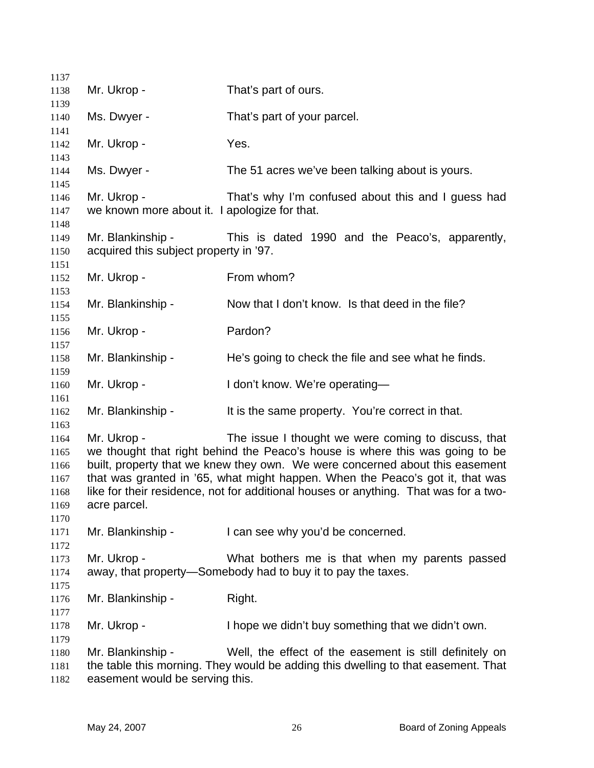Mr. Ukrop - That's part of ours.

Ms. Dwyer - That's part of your parcel.

Mr. Ukrop - Yes.

Ms. Dwyer - The 51 acres we've been talking about is yours.

Mr. Ukrop - That's why I'm confused about this and I guess had we known more about it. I apologize for that.

Mr. Blankinship - This is dated 1990 and the Peaco's, apparently, acquired this subject property in '97.

Mr. Ukrop - From whom?

Mr. Blankinship - Now that I don't know. Is that deed in the file?

Mr. Ukrop - Pardon?

Mr. Blankinship - He's going to check the file and see what he finds.

Mr. Ukrop - I don't know. We're operating—

Mr. Blankinship - It is the same property. You're correct in that.

Mr. Ukrop - The issue I thought we were coming to discuss, that we thought that right behind the Peaco's house is where this was going to be built, property that we knew they own. We were concerned about this easement that was granted in '65, what might happen. When the Peaco's got it, that was like for their residence, not for additional houses or anything. That was for a two-acre parcel.

Mr. Blankinship - I can see why you'd be concerned.

Mr. Ukrop - What bothers me is that when my parents passed away, that property—Somebody had to buy it to pay the taxes.

Mr. Blankinship - Right.

Mr. Ukrop - I hope we didn't buy something that we didn't own.

Mr. Blankinship - Well, the effect of the easement is still definitely on the table this morning. They would be adding this dwelling to that easement. That easement would be serving this.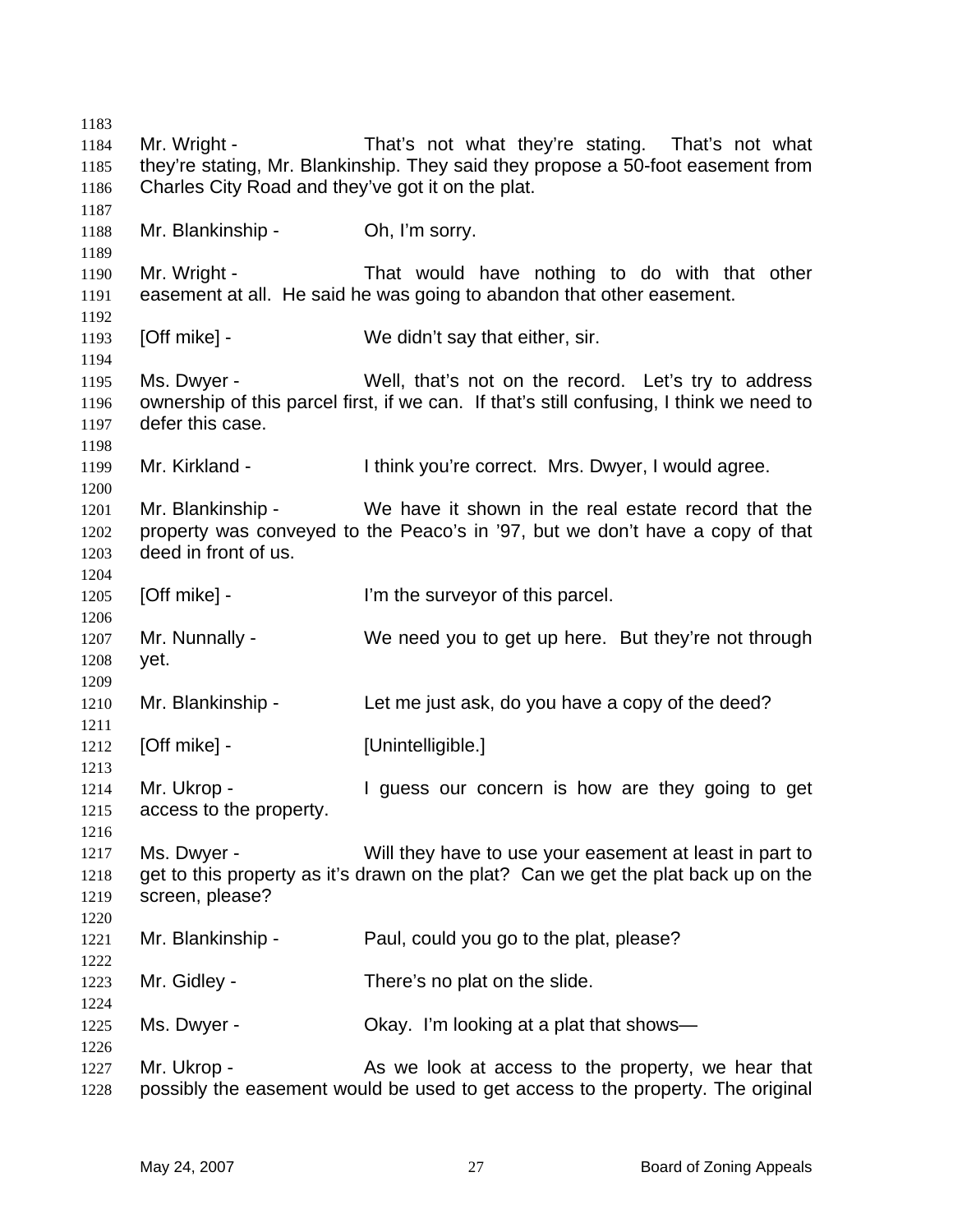Mr. Wright - That's not what they're stating. That's not what they're stating, Mr. Blankinship. They said they propose a 50-foot easement from Charles City Road and they've got it on the plat.

Mr. Blankinship - Oh, I'm sorry.

Mr. Wright - That would have nothing to do with that other easement at all. He said he was going to abandon that other easement.

[Off mike] - We didn't say that either, sir.

Ms. Dwyer - Well, that's not on the record. Let's try to address ownership of this parcel first, if we can. If that's still confusing, I think we need to defer this case.

Mr. Kirkland - I think you're correct. Mrs. Dwyer, I would agree.

Mr. Blankinship - We have it shown in the real estate record that the property was conveyed to the Peaco's in '97, but we don't have a copy of that deed in front of us.

[Off mike] - I'm the surveyor of this parcel.

Mr. Nunnally - We need you to get up here. But they're not through yet.

Mr. Blankinship - Let me just ask, do you have a copy of the deed?

[Off mike] - [Unintelligible.]

Mr. Ukrop - I guess our concern is how are they going to get access to the property.

Ms. Dwyer - Will they have to use your easement at least in part to get to this property as it's drawn on the plat? Can we get the plat back up on the screen, please?

Mr. Blankinship - Paul, could you go to the plat, please?

Mr. Gidley - There's no plat on the slide.

Ms. Dwyer - Okay. I'm looking at a plat that shows—

Mr. Ukrop - As we look at access to the property, we hear that possibly the easement would be used to get access to the property. The original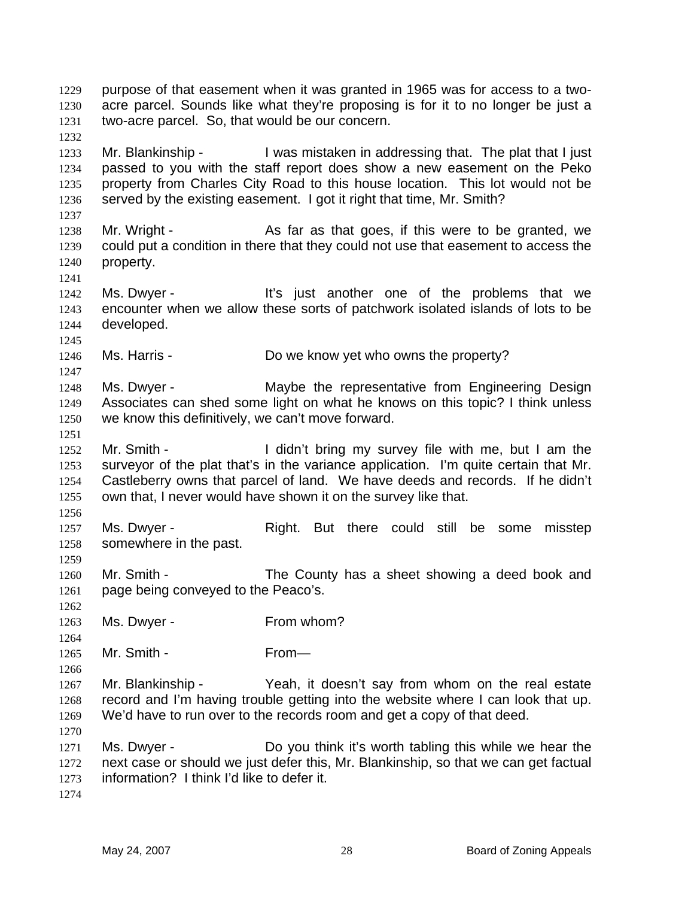purpose of that easement when it was granted in 1965 was for access to a two-acre parcel. Sounds like what they're proposing is for it to no longer be just a two-acre parcel. So, that would be our concern.

Mr. Blankinship - I was mistaken in addressing that. The plat that I just passed to you with the staff report does show a new easement on the Peko property from Charles City Road to this house location. This lot would not be served by the existing easement. I got it right that time, Mr. Smith?

Mr. Wright - As far as that goes, if this were to be granted, we could put a condition in there that they could not use that easement to access the property.

Ms. Dwyer - It's just another one of the problems that we encounter when we allow these sorts of patchwork isolated islands of lots to be developed.

Ms. Harris - Do we know yet who owns the property?

Ms. Dwyer - Maybe the representative from Engineering Design Associates can shed some light on what he knows on this topic? I think unless we know this definitively, we can't move forward.

Mr. Smith - I didn't bring my survey file with me, but I am the surveyor of the plat that's in the variance application. I'm quite certain that Mr. Castleberry owns that parcel of land. We have deeds and records. If he didn't own that, I never would have shown it on the survey like that.

Ms. Dwyer - Right. But there could still be some misstep somewhere in the past.

Mr. Smith - The County has a sheet showing a deed book and page being conveyed to the Peaco's.

Ms. Dwyer - From whom?

Mr. Smith - From—

Mr. Blankinship - Yeah, it doesn't say from whom on the real estate record and I'm having trouble getting into the website where I can look that up. We'd have to run over to the records room and get a copy of that deed.

Ms. Dwyer - Do you think it's worth tabling this while we hear the next case or should we just defer this, Mr. Blankinship, so that we can get factual information? I think I'd like to defer it.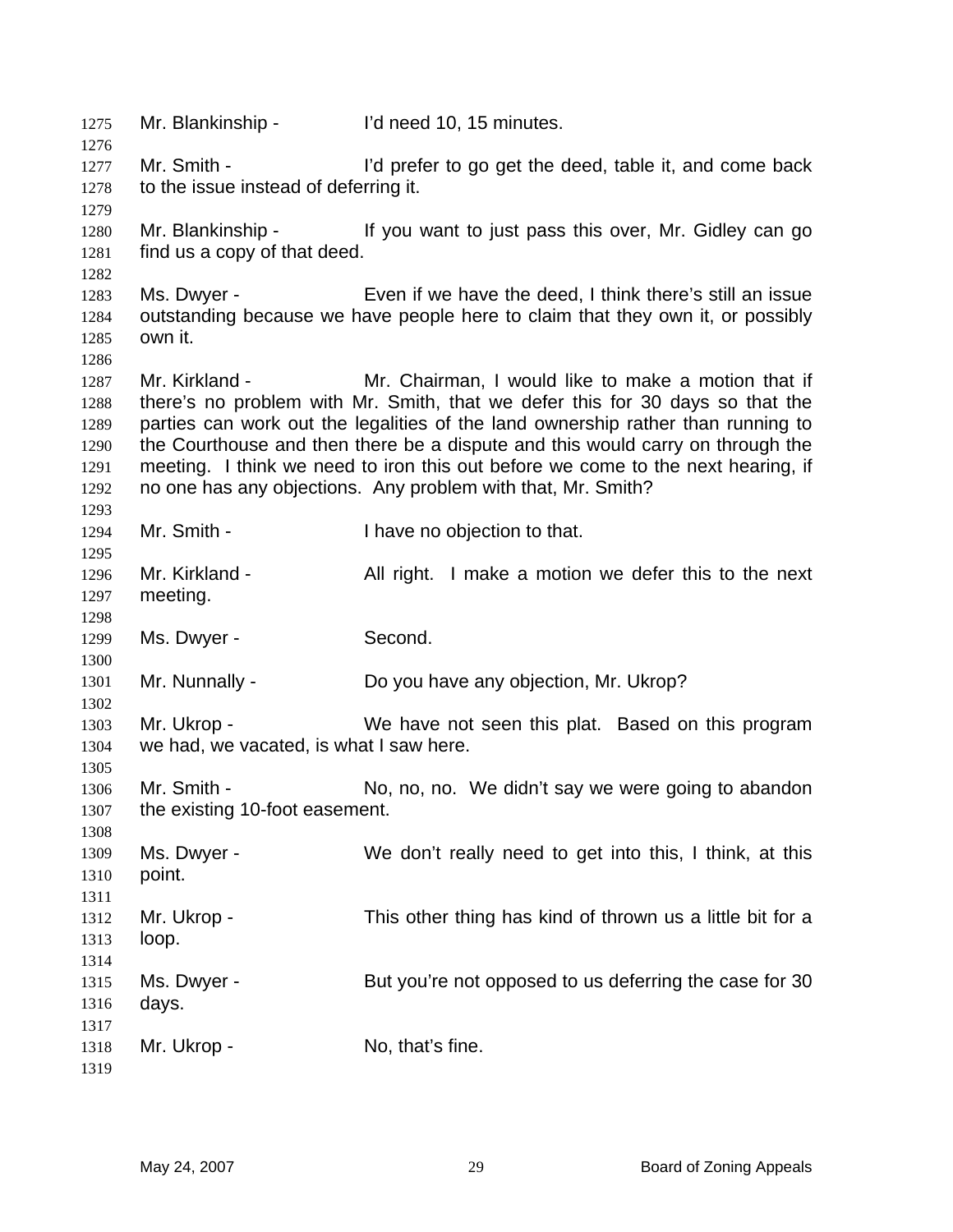Mr. Blankinship - I'd need 10, 15 minutes.

Mr. Smith - I'd prefer to go get the deed, table it, and come back to the issue instead of deferring it.

Mr. Blankinship - If you want to just pass this over, Mr. Gidley can go find us a copy of that deed.

Ms. Dwyer - Even if we have the deed, I think there's still an issue outstanding because we have people here to claim that they own it, or possibly own it.

Mr. Kirkland - Mr. Chairman, I would like to make a motion that if there's no problem with Mr. Smith, that we defer this for 30 days so that the parties can work out the legalities of the land ownership rather than running to the Courthouse and then there be a dispute and this would carry on through the meeting. I think we need to iron this out before we come to the next hearing, if no one has any objections. Any problem with that, Mr. Smith?

Mr. Smith - I have no objection to that.

Mr. Kirkland - All right. I make a motion we defer this to the next meeting.

Ms. Dwyer - Second.

Mr. Nunnally - Do you have any objection, Mr. Ukrop?

Mr. Ukrop - We have not seen this plat. Based on this program we had, we vacated, is what I saw here.

Mr. Smith - No, no, no. We didn't say we were going to abandon the existing 10-foot easement.

Ms. Dwyer - We don't really need to get into this, I think, at this point.

Mr. Ukrop - This other thing has kind of thrown us a little bit for a loop.

Ms. Dwyer - But you're not opposed to us deferring the case for 30 days.

Mr. Ukrop - No, that's fine.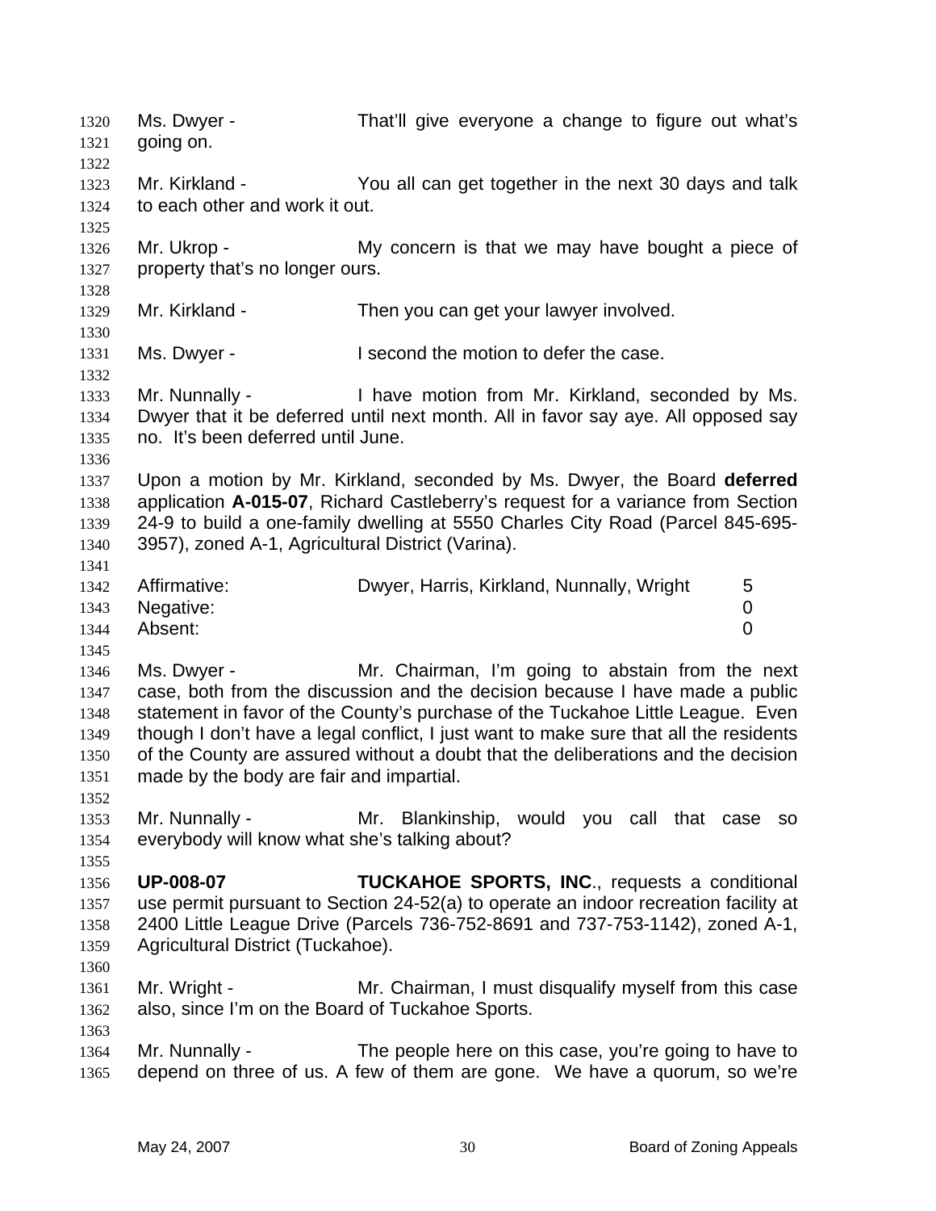Ms. Dwyer - That'll give everyone a change to figure out what's going on.

Mr. Kirkland - You all can get together in the next 30 days and talk to each other and work it out.

Mr. Ukrop - My concern is that we may have bought a piece of property that's no longer ours.

Mr. Kirkland - Then you can get your lawyer involved.

Ms. Dwyer - I second the motion to defer the case.

Mr. Nunnally - I have motion from Mr. Kirkland, seconded by Ms. Dwyer that it be deferred until next month. All in favor say aye. All opposed say no. It's been deferred until June.

Upon a motion by Mr. Kirkland, seconded by Ms. Dwyer, the Board **deferred** application **A-015-07**, Richard Castleberry's request for a variance from Section 24-9 to build a one-family dwelling at 5550 Charles City Road (Parcel 845-695-3957), zoned A-1, Agricultural District (Varina).

| | | |
|---|---|---|
| Affirmative: | Dwyer, Harris, Kirkland, Nunnally, Wright | 5 |
| Negative: | | 0 |
| Absent: | | 0 |

Ms. Dwyer - Mr. Chairman, I'm going to abstain from the next case, both from the discussion and the decision because I have made a public statement in favor of the County's purchase of the Tuckahoe Little League. Even though I don't have a legal conflict, I just want to make sure that all the residents of the County are assured without a doubt that the deliberations and the decision made by the body are fair and impartial.

Mr. Nunnally - Mr. Blankinship, would you call that case so everybody will know what she's talking about?

**UP-008-07** **TUCKAHOE SPORTS, INC**., requests a conditional use permit pursuant to Section 24-52(a) to operate an indoor recreation facility at 2400 Little League Drive (Parcels 736-752-8691 and 737-753-1142), zoned A-1, Agricultural District (Tuckahoe).

Mr. Wright - Mr. Chairman, I must disqualify myself from this case also, since I'm on the Board of Tuckahoe Sports.

Mr. Nunnally - The people here on this case, you're going to have to depend on three of us. A few of them are gone. We have a quorum, so we're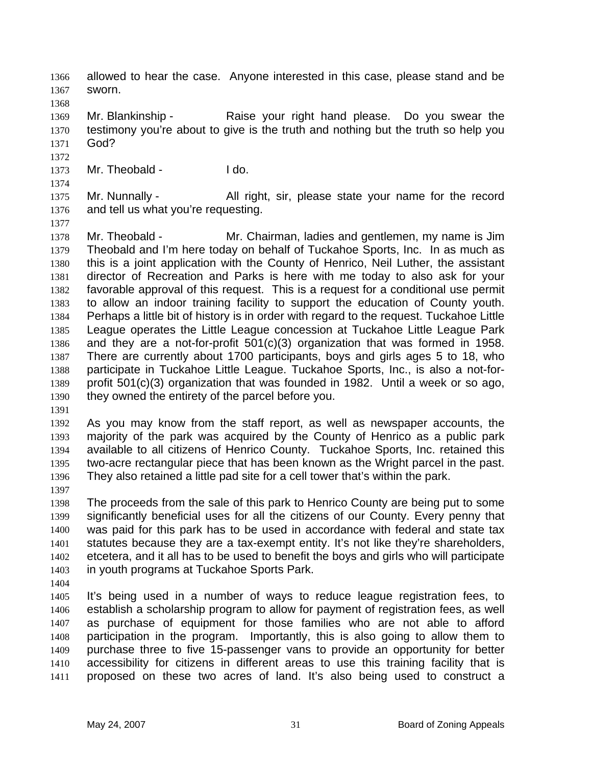allowed to hear the case. Anyone interested in this case, please stand and be sworn.

Mr. Blankinship - Raise your right hand please. Do you swear the testimony you're about to give is the truth and nothing but the truth so help you God?

Mr. Theobald - I do.

Mr. Nunnally - All right, sir, please state your name for the record and tell us what you're requesting.

Mr. Theobald - Mr. Chairman, ladies and gentlemen, my name is Jim Theobald and I'm here today on behalf of Tuckahoe Sports, Inc. In as much as this is a joint application with the County of Henrico, Neil Luther, the assistant director of Recreation and Parks is here with me today to also ask for your favorable approval of this request. This is a request for a conditional use permit to allow an indoor training facility to support the education of County youth. Perhaps a little bit of history is in order with regard to the request. Tuckahoe Little League operates the Little League concession at Tuckahoe Little League Park and they are a not-for-profit 501(c)(3) organization that was formed in 1958. There are currently about 1700 participants, boys and girls ages 5 to 18, who participate in Tuckahoe Little League. Tuckahoe Sports, Inc., is also a not-for-profit 501(c)(3) organization that was founded in 1982. Until a week or so ago, they owned the entirety of the parcel before you.

As you may know from the staff report, as well as newspaper accounts, the majority of the park was acquired by the County of Henrico as a public park available to all citizens of Henrico County. Tuckahoe Sports, Inc. retained this two-acre rectangular piece that has been known as the Wright parcel in the past. They also retained a little pad site for a cell tower that's within the park.

The proceeds from the sale of this park to Henrico County are being put to some significantly beneficial uses for all the citizens of our County. Every penny that was paid for this park has to be used in accordance with federal and state tax statutes because they are a tax-exempt entity. It's not like they're shareholders, etcetera, and it all has to be used to benefit the boys and girls who will participate in youth programs at Tuckahoe Sports Park.

It's being used in a number of ways to reduce league registration fees, to establish a scholarship program to allow for payment of registration fees, as well as purchase of equipment for those families who are not able to afford participation in the program. Importantly, this is also going to allow them to purchase three to five 15-passenger vans to provide an opportunity for better accessibility for citizens in different areas to use this training facility that is proposed on these two acres of land. It's also being used to construct a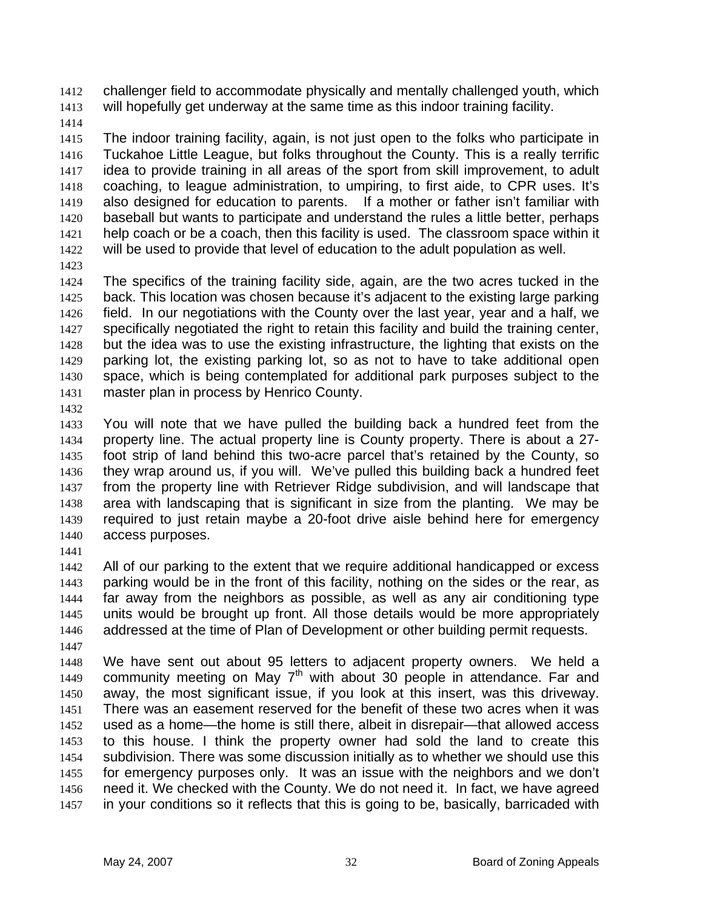challenger field to accommodate physically and mentally challenged youth, which will hopefully get underway at the same time as this indoor training facility.

The indoor training facility, again, is not just open to the folks who participate in Tuckahoe Little League, but folks throughout the County. This is a really terrific idea to provide training in all areas of the sport from skill improvement, to adult coaching, to league administration, to umpiring, to first aide, to CPR uses. It's also designed for education to parents. If a mother or father isn't familiar with baseball but wants to participate and understand the rules a little better, perhaps help coach or be a coach, then this facility is used. The classroom space within it will be used to provide that level of education to the adult population as well.

The specifics of the training facility side, again, are the two acres tucked in the back. This location was chosen because it's adjacent to the existing large parking field. In our negotiations with the County over the last year, year and a half, we specifically negotiated the right to retain this facility and build the training center, but the idea was to use the existing infrastructure, the lighting that exists on the parking lot, the existing parking lot, so as not to have to take additional open space, which is being contemplated for additional park purposes subject to the master plan in process by Henrico County.

You will note that we have pulled the building back a hundred feet from the property line. The actual property line is County property. There is about a 27-foot strip of land behind this two-acre parcel that's retained by the County, so they wrap around us, if you will. We've pulled this building back a hundred feet from the property line with Retriever Ridge subdivision, and will landscape that area with landscaping that is significant in size from the planting. We may be required to just retain maybe a 20-foot drive aisle behind here for emergency access purposes.

All of our parking to the extent that we require additional handicapped or excess parking would be in the front of this facility, nothing on the sides or the rear, as far away from the neighbors as possible, as well as any air conditioning type units would be brought up front. All those details would be more appropriately addressed at the time of Plan of Development or other building permit requests.

We have sent out about 95 letters to adjacent property owners. We held a community meeting on May 7th with about 30 people in attendance. Far and away, the most significant issue, if you look at this insert, was this driveway. There was an easement reserved for the benefit of these two acres when it was used as a home—the home is still there, albeit in disrepair—that allowed access to this house. I think the property owner had sold the land to create this subdivision. There was some discussion initially as to whether we should use this for emergency purposes only. It was an issue with the neighbors and we don't need it. We checked with the County. We do not need it. In fact, we have agreed in your conditions so it reflects that this is going to be, basically, barricaded with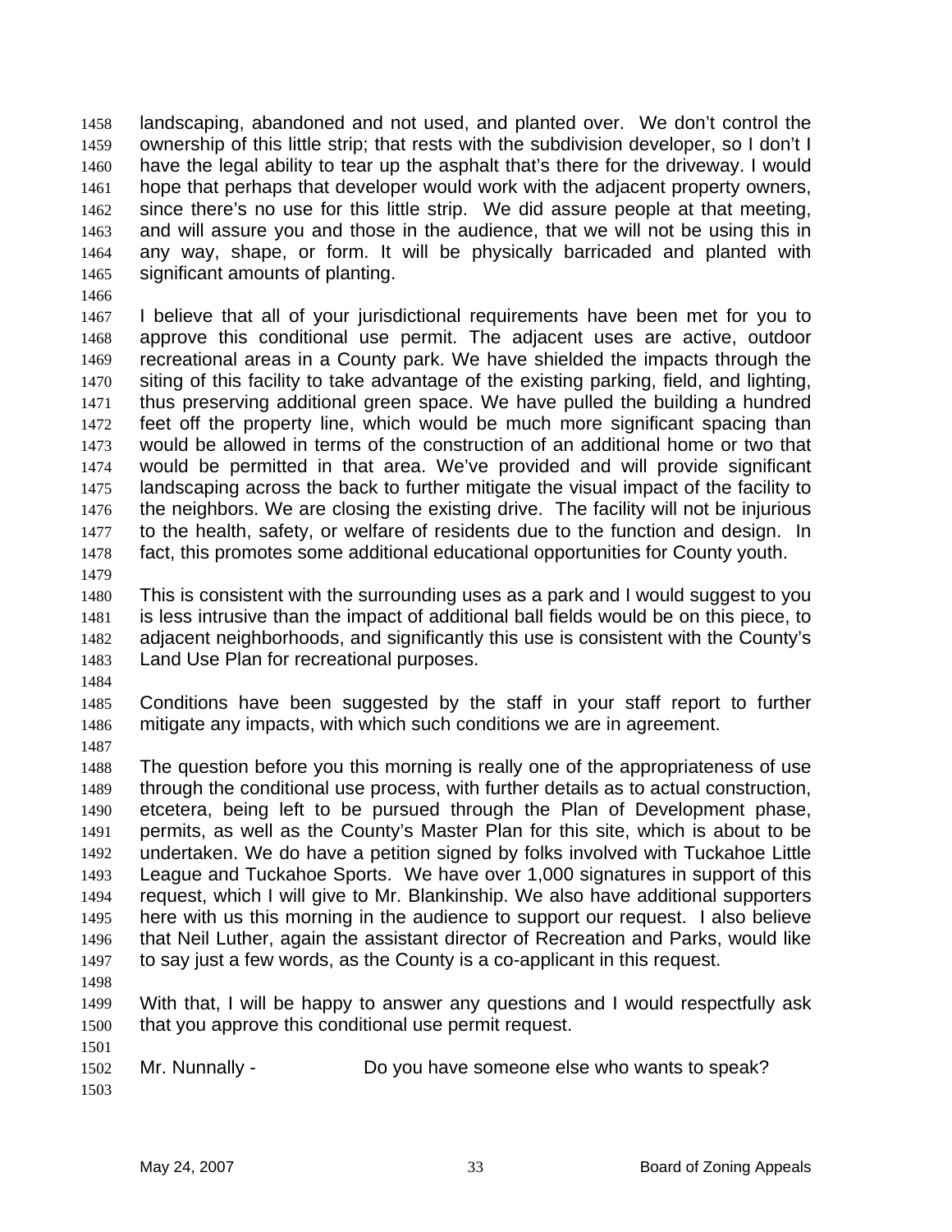landscaping, abandoned and not used, and planted over. We don't control the ownership of this little strip; that rests with the subdivision developer, so I don't I have the legal ability to tear up the asphalt that's there for the driveway. I would hope that perhaps that developer would work with the adjacent property owners, since there's no use for this little strip. We did assure people at that meeting, and will assure you and those in the audience, that we will not be using this in any way, shape, or form. It will be physically barricaded and planted with significant amounts of planting.

I believe that all of your jurisdictional requirements have been met for you to approve this conditional use permit. The adjacent uses are active, outdoor recreational areas in a County park. We have shielded the impacts through the siting of this facility to take advantage of the existing parking, field, and lighting, thus preserving additional green space. We have pulled the building a hundred feet off the property line, which would be much more significant spacing than would be allowed in terms of the construction of an additional home or two that would be permitted in that area. We've provided and will provide significant landscaping across the back to further mitigate the visual impact of the facility to the neighbors. We are closing the existing drive. The facility will not be injurious to the health, safety, or welfare of residents due to the function and design. In fact, this promotes some additional educational opportunities for County youth.

This is consistent with the surrounding uses as a park and I would suggest to you is less intrusive than the impact of additional ball fields would be on this piece, to adjacent neighborhoods, and significantly this use is consistent with the County's Land Use Plan for recreational purposes.

Conditions have been suggested by the staff in your staff report to further mitigate any impacts, with which such conditions we are in agreement.

The question before you this morning is really one of the appropriateness of use through the conditional use process, with further details as to actual construction, etcetera, being left to be pursued through the Plan of Development phase, permits, as well as the County's Master Plan for this site, which is about to be undertaken. We do have a petition signed by folks involved with Tuckahoe Little League and Tuckahoe Sports. We have over 1,000 signatures in support of this request, which I will give to Mr. Blankinship. We also have additional supporters here with us this morning in the audience to support our request. I also believe that Neil Luther, again the assistant director of Recreation and Parks, would like to say just a few words, as the County is a co-applicant in this request.

With that, I will be happy to answer any questions and I would respectfully ask that you approve this conditional use permit request.

Mr. Nunnally - Do you have someone else who wants to speak?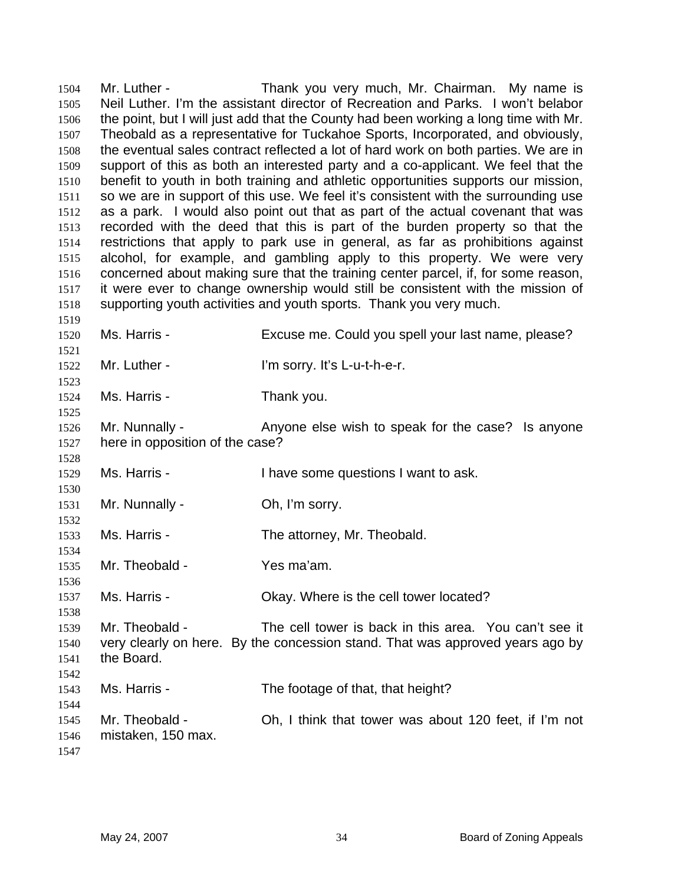Mr. Luther - Thank you very much, Mr. Chairman. My name is Neil Luther. I'm the assistant director of Recreation and Parks. I won't belabor the point, but I will just add that the County had been working a long time with Mr. Theobald as a representative for Tuckahoe Sports, Incorporated, and obviously, the eventual sales contract reflected a lot of hard work on both parties. We are in support of this as both an interested party and a co-applicant. We feel that the benefit to youth in both training and athletic opportunities supports our mission, so we are in support of this use. We feel it's consistent with the surrounding use as a park. I would also point out that as part of the actual covenant that was recorded with the deed that this is part of the burden property so that the restrictions that apply to park use in general, as far as prohibitions against alcohol, for example, and gambling apply to this property. We were very concerned about making sure that the training center parcel, if, for some reason, it were ever to change ownership would still be consistent with the mission of supporting youth activities and youth sports. Thank you very much.

Ms. Harris - Excuse me. Could you spell your last name, please?

Mr. Luther - I'm sorry. It's L-u-t-h-e-r.

Ms. Harris - Thank you.

Mr. Nunnally - Anyone else wish to speak for the case? Is anyone here in opposition of the case?

Ms. Harris - I have some questions I want to ask.

Mr. Nunnally - Oh, I'm sorry.

Ms. Harris - The attorney, Mr. Theobald.

Mr. Theobald - Yes ma'am.

Ms. Harris - Okay. Where is the cell tower located?

Mr. Theobald - The cell tower is back in this area. You can't see it very clearly on here. By the concession stand. That was approved years ago by the Board.

Ms. Harris - The footage of that, that height?

Mr. Theobald - Oh, I think that tower was about 120 feet, if I'm not mistaken, 150 max.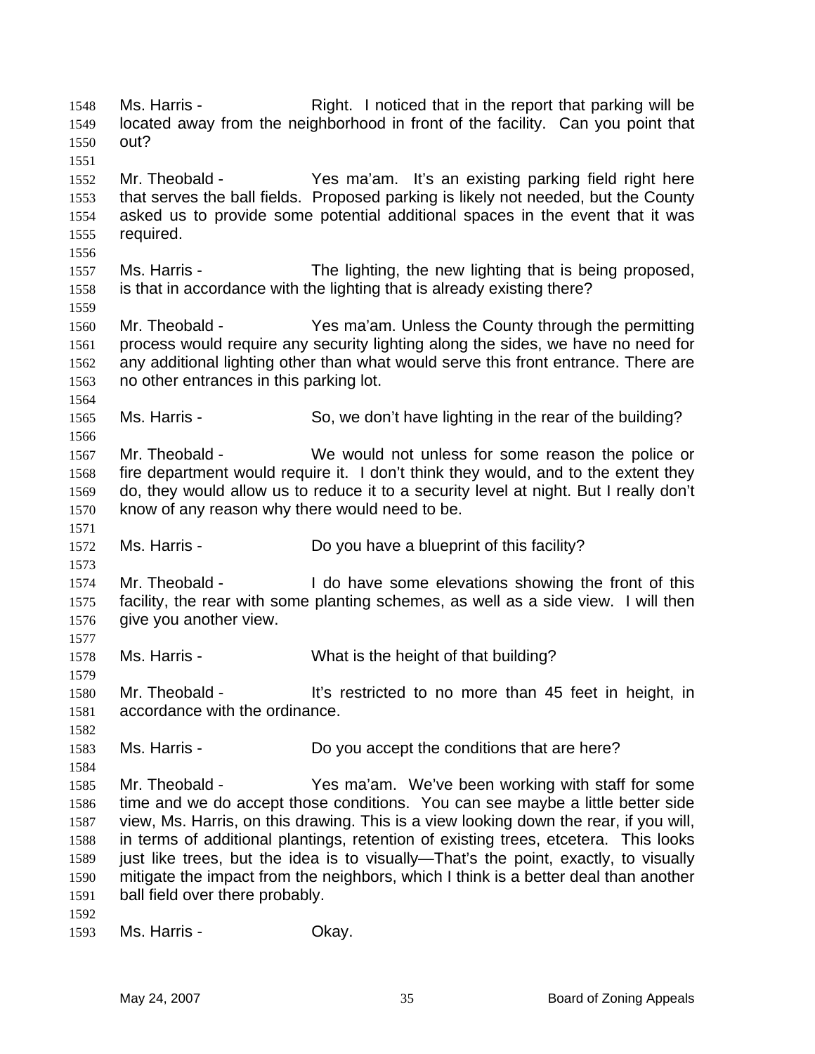Ms. Harris - Right. I noticed that in the report that parking will be located away from the neighborhood in front of the facility. Can you point that out?

Mr. Theobald - Yes ma'am. It's an existing parking field right here that serves the ball fields. Proposed parking is likely not needed, but the County asked us to provide some potential additional spaces in the event that it was required.

Ms. Harris - The lighting, the new lighting that is being proposed, is that in accordance with the lighting that is already existing there?

Mr. Theobald - Yes ma'am. Unless the County through the permitting process would require any security lighting along the sides, we have no need for any additional lighting other than what would serve this front entrance. There are no other entrances in this parking lot.

Ms. Harris - So, we don't have lighting in the rear of the building?

Mr. Theobald - We would not unless for some reason the police or fire department would require it. I don't think they would, and to the extent they do, they would allow us to reduce it to a security level at night. But I really don't know of any reason why there would need to be.

Ms. Harris - Do you have a blueprint of this facility?

Mr. Theobald - I do have some elevations showing the front of this facility, the rear with some planting schemes, as well as a side view. I will then give you another view.

Ms. Harris - What is the height of that building?

Mr. Theobald - It's restricted to no more than 45 feet in height, in accordance with the ordinance.

Ms. Harris - Do you accept the conditions that are here?

Mr. Theobald - Yes ma'am. We've been working with staff for some time and we do accept those conditions. You can see maybe a little better side view, Ms. Harris, on this drawing. This is a view looking down the rear, if you will, in terms of additional plantings, retention of existing trees, etcetera. This looks just like trees, but the idea is to visually—That's the point, exactly, to visually mitigate the impact from the neighbors, which I think is a better deal than another ball field over there probably.

Ms. Harris - Okay.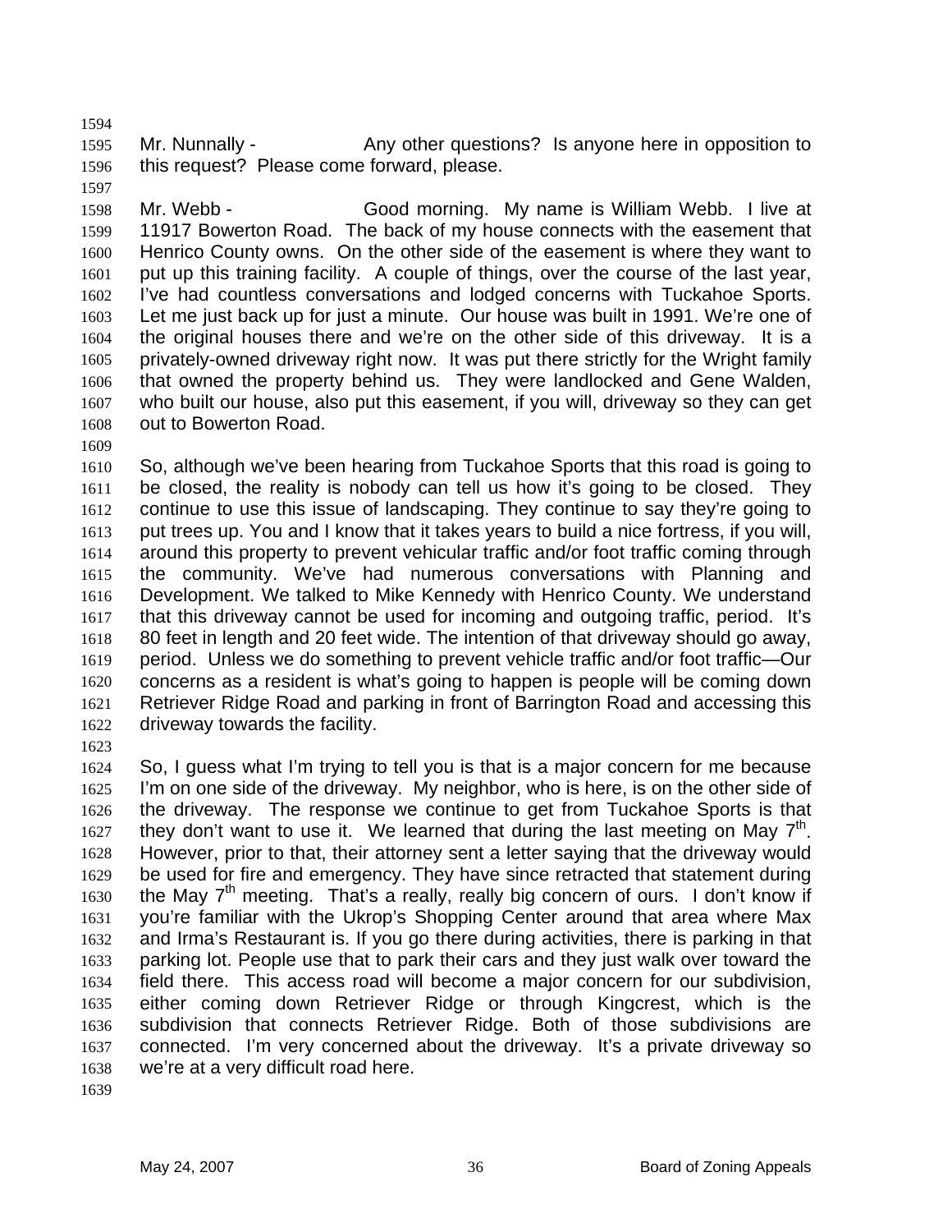Mr. Nunnally - Any other questions? Is anyone here in opposition to this request? Please come forward, please.

Mr. Webb - Good morning. My name is William Webb. I live at 11917 Bowerton Road. The back of my house connects with the easement that Henrico County owns. On the other side of the easement is where they want to put up this training facility. A couple of things, over the course of the last year, I've had countless conversations and lodged concerns with Tuckahoe Sports. Let me just back up for just a minute. Our house was built in 1991. We're one of the original houses there and we're on the other side of this driveway. It is a privately-owned driveway right now. It was put there strictly for the Wright family that owned the property behind us. They were landlocked and Gene Walden, who built our house, also put this easement, if you will, driveway so they can get out to Bowerton Road.

So, although we've been hearing from Tuckahoe Sports that this road is going to be closed, the reality is nobody can tell us how it's going to be closed. They continue to use this issue of landscaping. They continue to say they're going to put trees up. You and I know that it takes years to build a nice fortress, if you will, around this property to prevent vehicular traffic and/or foot traffic coming through the community. We've had numerous conversations with Planning and Development. We talked to Mike Kennedy with Henrico County. We understand that this driveway cannot be used for incoming and outgoing traffic, period. It's 80 feet in length and 20 feet wide. The intention of that driveway should go away, period. Unless we do something to prevent vehicle traffic and/or foot traffic—Our concerns as a resident is what's going to happen is people will be coming down Retriever Ridge Road and parking in front of Barrington Road and accessing this driveway towards the facility.

So, I guess what I'm trying to tell you is that is a major concern for me because I'm on one side of the driveway. My neighbor, who is here, is on the other side of the driveway. The response we continue to get from Tuckahoe Sports is that they don't want to use it. We learned that during the last meeting on May 7th. However, prior to that, their attorney sent a letter saying that the driveway would be used for fire and emergency. They have since retracted that statement during the May 7th meeting. That's a really, really big concern of ours. I don't know if you're familiar with the Ukrop's Shopping Center around that area where Max and Irma's Restaurant is. If you go there during activities, there is parking in that parking lot. People use that to park their cars and they just walk over toward the field there. This access road will become a major concern for our subdivision, either coming down Retriever Ridge or through Kingcrest, which is the subdivision that connects Retriever Ridge. Both of those subdivisions are connected. I'm very concerned about the driveway. It's a private driveway so we're at a very difficult road here.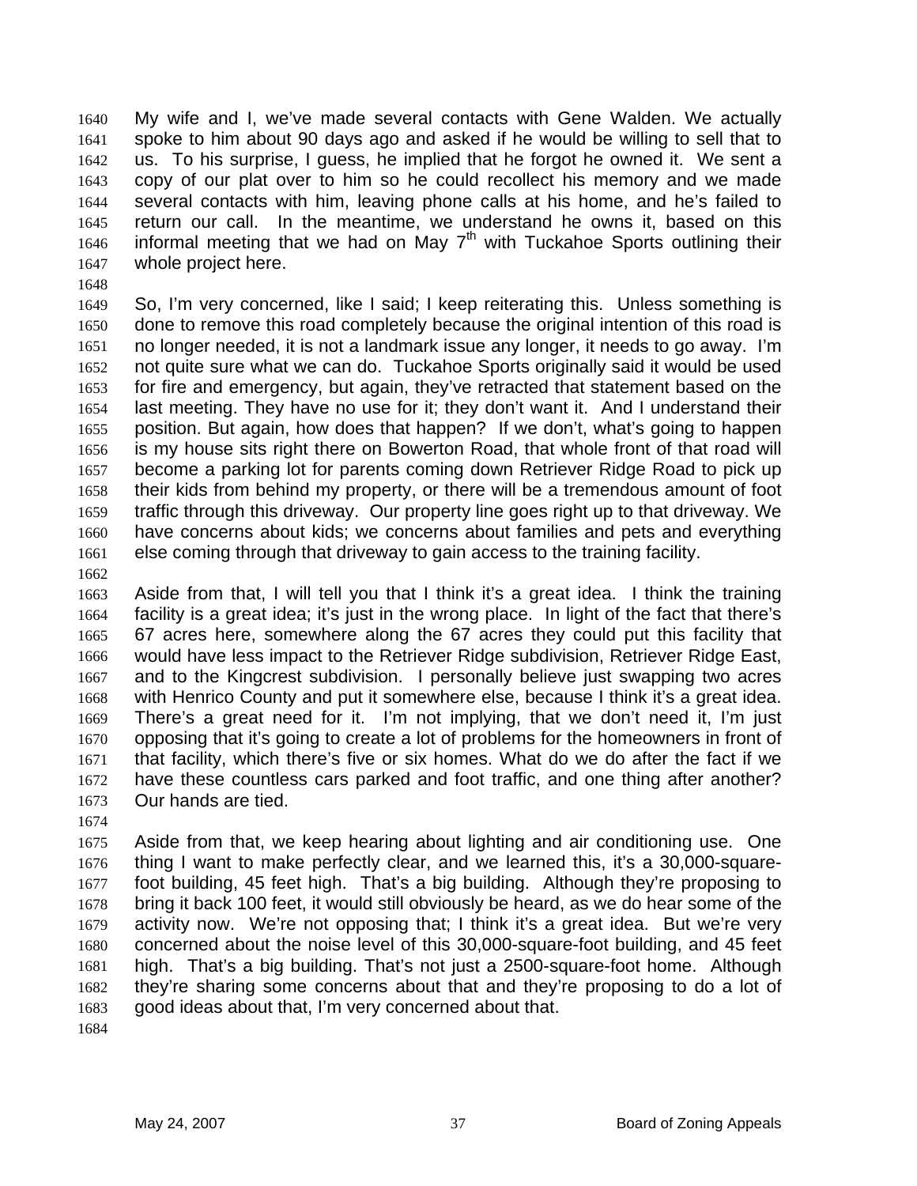My wife and I, we've made several contacts with Gene Walden. We actually spoke to him about 90 days ago and asked if he would be willing to sell that to us. To his surprise, I guess, he implied that he forgot he owned it. We sent a copy of our plat over to him so he could recollect his memory and we made several contacts with him, leaving phone calls at his home, and he's failed to return our call. In the meantime, we understand he owns it, based on this informal meeting that we had on May 7th with Tuckahoe Sports outlining their whole project here.

So, I'm very concerned, like I said; I keep reiterating this. Unless something is done to remove this road completely because the original intention of this road is no longer needed, it is not a landmark issue any longer, it needs to go away. I'm not quite sure what we can do. Tuckahoe Sports originally said it would be used for fire and emergency, but again, they've retracted that statement based on the last meeting. They have no use for it; they don't want it. And I understand their position. But again, how does that happen? If we don't, what's going to happen is my house sits right there on Bowerton Road, that whole front of that road will become a parking lot for parents coming down Retriever Ridge Road to pick up their kids from behind my property, or there will be a tremendous amount of foot traffic through this driveway. Our property line goes right up to that driveway. We have concerns about kids; we concerns about families and pets and everything else coming through that driveway to gain access to the training facility.

Aside from that, I will tell you that I think it's a great idea. I think the training facility is a great idea; it's just in the wrong place. In light of the fact that there's 67 acres here, somewhere along the 67 acres they could put this facility that would have less impact to the Retriever Ridge subdivision, Retriever Ridge East, and to the Kingcrest subdivision. I personally believe just swapping two acres with Henrico County and put it somewhere else, because I think it's a great idea. There's a great need for it. I'm not implying, that we don't need it, I'm just opposing that it's going to create a lot of problems for the homeowners in front of that facility, which there's five or six homes. What do we do after the fact if we have these countless cars parked and foot traffic, and one thing after another? Our hands are tied.

Aside from that, we keep hearing about lighting and air conditioning use. One thing I want to make perfectly clear, and we learned this, it's a 30,000-square-foot building, 45 feet high. That's a big building. Although they're proposing to bring it back 100 feet, it would still obviously be heard, as we do hear some of the activity now. We're not opposing that; I think it's a great idea. But we're very concerned about the noise level of this 30,000-square-foot building, and 45 feet high. That's a big building. That's not just a 2500-square-foot home. Although they're sharing some concerns about that and they're proposing to do a lot of good ideas about that, I'm very concerned about that.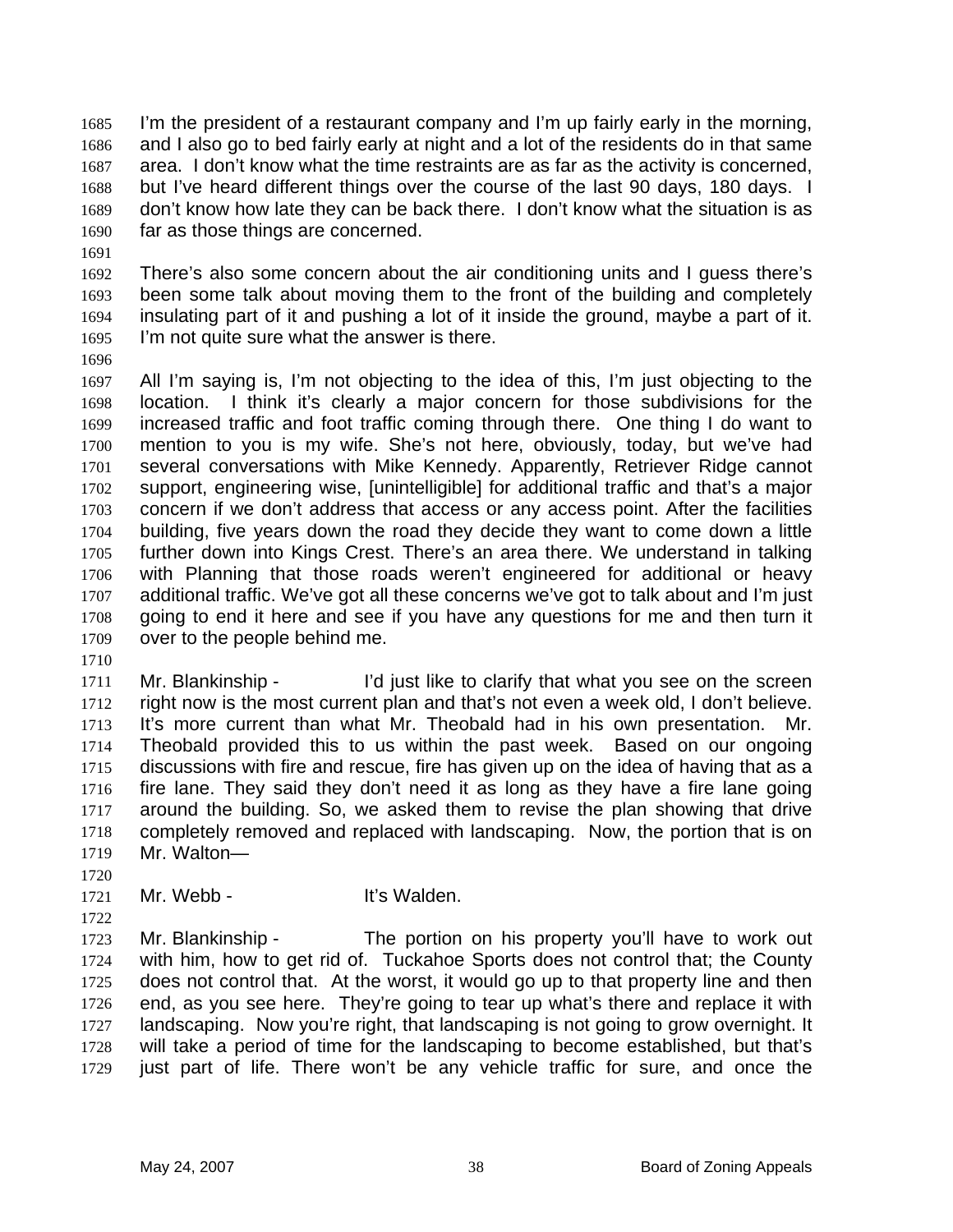I'm the president of a restaurant company and I'm up fairly early in the morning, and I also go to bed fairly early at night and a lot of the residents do in that same area. I don't know what the time restraints are as far as the activity is concerned, but I've heard different things over the course of the last 90 days, 180 days. I don't know how late they can be back there. I don't know what the situation is as far as those things are concerned.

There's also some concern about the air conditioning units and I guess there's been some talk about moving them to the front of the building and completely insulating part of it and pushing a lot of it inside the ground, maybe a part of it. I'm not quite sure what the answer is there.

All I'm saying is, I'm not objecting to the idea of this, I'm just objecting to the location. I think it's clearly a major concern for those subdivisions for the increased traffic and foot traffic coming through there. One thing I do want to mention to you is my wife. She's not here, obviously, today, but we've had several conversations with Mike Kennedy. Apparently, Retriever Ridge cannot support, engineering wise, [unintelligible] for additional traffic and that's a major concern if we don't address that access or any access point. After the facilities building, five years down the road they decide they want to come down a little further down into Kings Crest. There's an area there. We understand in talking with Planning that those roads weren't engineered for additional or heavy additional traffic. We've got all these concerns we've got to talk about and I'm just going to end it here and see if you have any questions for me and then turn it over to the people behind me.

Mr. Blankinship - I'd just like to clarify that what you see on the screen right now is the most current plan and that's not even a week old, I don't believe. It's more current than what Mr. Theobald had in his own presentation. Mr. Theobald provided this to us within the past week. Based on our ongoing discussions with fire and rescue, fire has given up on the idea of having that as a fire lane. They said they don't need it as long as they have a fire lane going around the building. So, we asked them to revise the plan showing that drive completely removed and replaced with landscaping. Now, the portion that is on Mr. Walton—

Mr. Webb - It's Walden.

Mr. Blankinship - The portion on his property you'll have to work out with him, how to get rid of. Tuckahoe Sports does not control that; the County does not control that. At the worst, it would go up to that property line and then end, as you see here. They're going to tear up what's there and replace it with landscaping. Now you're right, that landscaping is not going to grow overnight. It will take a period of time for the landscaping to become established, but that's just part of life. There won't be any vehicle traffic for sure, and once the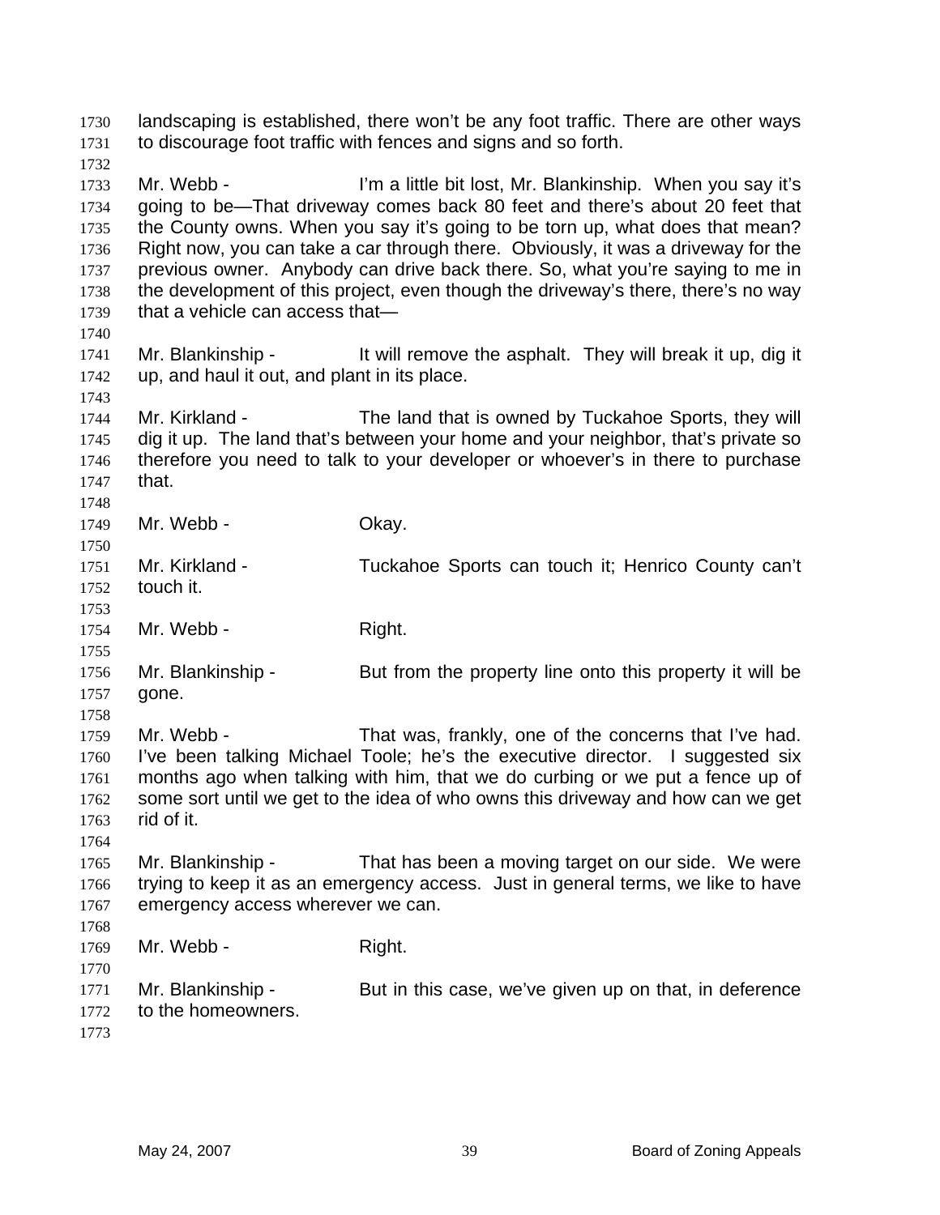landscaping is established, there won't be any foot traffic. There are other ways to discourage foot traffic with fences and signs and so forth.

Mr. Webb - I'm a little bit lost, Mr. Blankinship. When you say it's going to be—That driveway comes back 80 feet and there's about 20 feet that the County owns. When you say it's going to be torn up, what does that mean? Right now, you can take a car through there. Obviously, it was a driveway for the previous owner. Anybody can drive back there. So, what you're saying to me in the development of this project, even though the driveway's there, there's no way that a vehicle can access that—

Mr. Blankinship - It will remove the asphalt. They will break it up, dig it up, and haul it out, and plant in its place.

Mr. Kirkland - The land that is owned by Tuckahoe Sports, they will dig it up. The land that's between your home and your neighbor, that's private so therefore you need to talk to your developer or whoever's in there to purchase that.

Mr. Webb - Okay.

Mr. Kirkland - Tuckahoe Sports can touch it; Henrico County can't touch it.

Mr. Webb - Right.

Mr. Blankinship - But from the property line onto this property it will be gone.

Mr. Webb - That was, frankly, one of the concerns that I've had. I've been talking Michael Toole; he's the executive director. I suggested six months ago when talking with him, that we do curbing or we put a fence up of some sort until we get to the idea of who owns this driveway and how can we get rid of it.

Mr. Blankinship - That has been a moving target on our side. We were trying to keep it as an emergency access. Just in general terms, we like to have emergency access wherever we can.

Mr. Webb - Right.

Mr. Blankinship - But in this case, we've given up on that, in deference to the homeowners.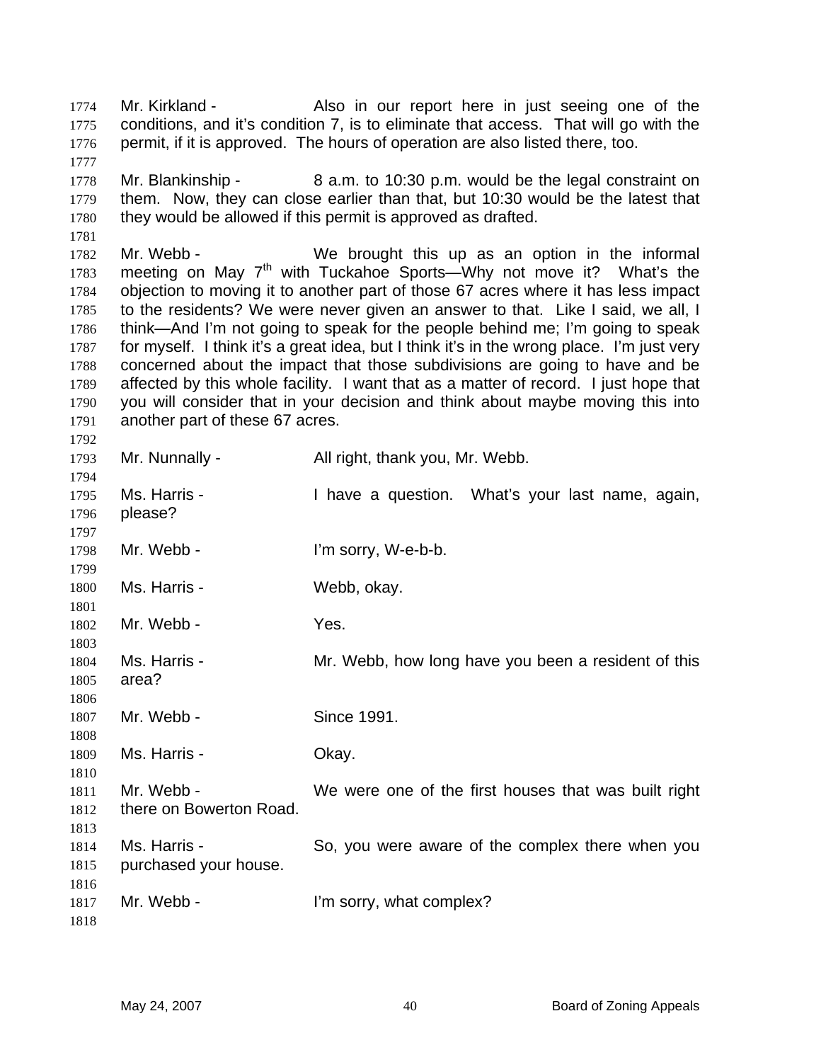Mr. Kirkland - Also in our report here in just seeing one of the conditions, and it's condition 7, is to eliminate that access. That will go with the permit, if it is approved. The hours of operation are also listed there, too.

Mr. Blankinship - 8 a.m. to 10:30 p.m. would be the legal constraint on them. Now, they can close earlier than that, but 10:30 would be the latest that they would be allowed if this permit is approved as drafted.

Mr. Webb - We brought this up as an option in the informal meeting on May 7th with Tuckahoe Sports—Why not move it? What's the objection to moving it to another part of those 67 acres where it has less impact to the residents? We were never given an answer to that. Like I said, we all, I think—And I'm not going to speak for the people behind me; I'm going to speak for myself. I think it's a great idea, but I think it's in the wrong place. I'm just very concerned about the impact that those subdivisions are going to have and be affected by this whole facility. I want that as a matter of record. I just hope that you will consider that in your decision and think about maybe moving this into another part of these 67 acres.

Mr. Nunnally - All right, thank you, Mr. Webb.

Ms. Harris - I have a question. What's your last name, again, please?

Mr. Webb - I'm sorry, W-e-b-b.

Ms. Harris - Webb, okay.

Mr. Webb - Yes.

Ms. Harris - Mr. Webb, how long have you been a resident of this area?

Mr. Webb - Since 1991.

Ms. Harris - Okay.

Mr. Webb - We were one of the first houses that was built right there on Bowerton Road.

Ms. Harris - So, you were aware of the complex there when you purchased your house.

Mr. Webb - I'm sorry, what complex?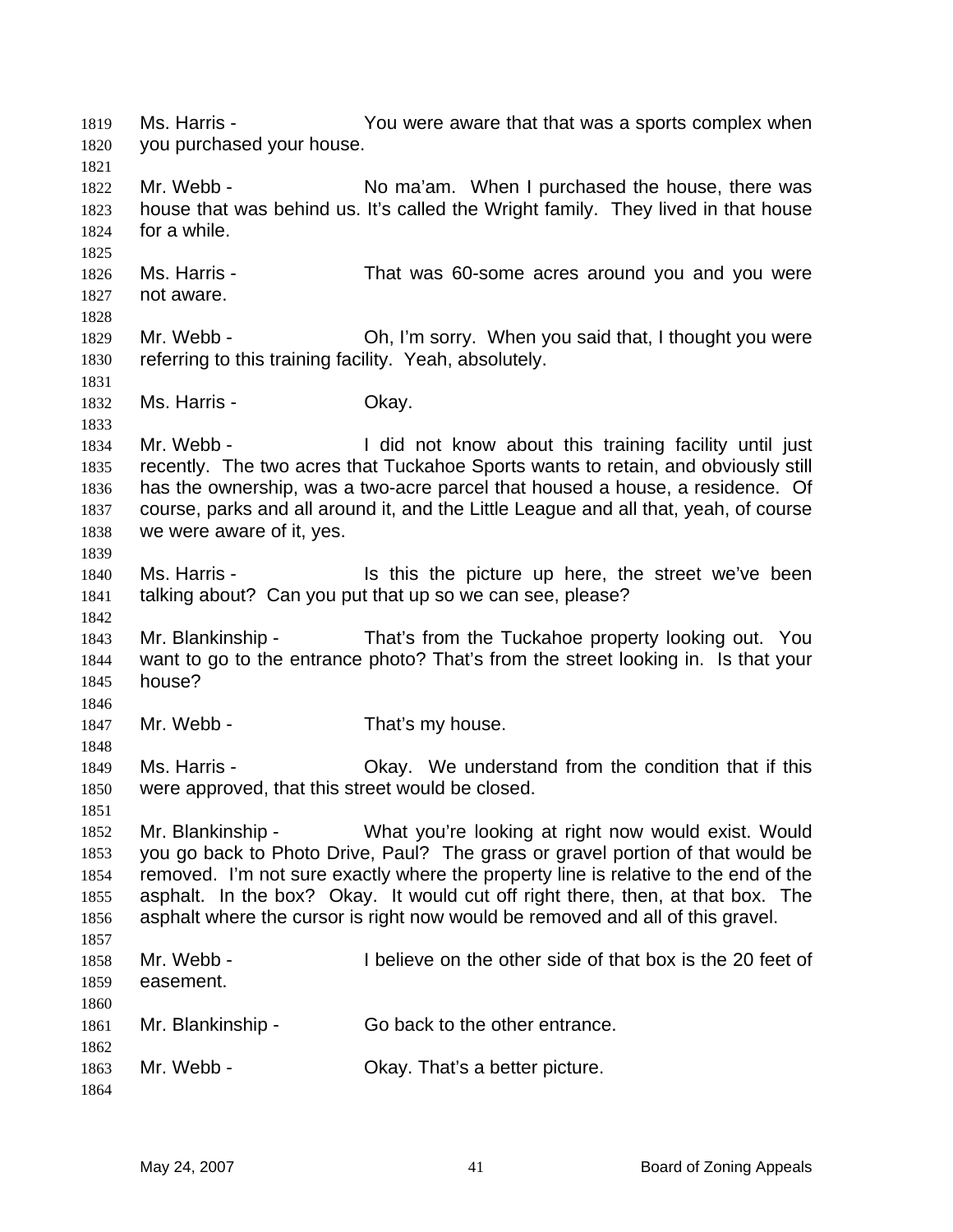Ms. Harris - You were aware that that was a sports complex when you purchased your house.

Mr. Webb - No ma'am. When I purchased the house, there was house that was behind us. It's called the Wright family. They lived in that house for a while.

Ms. Harris - That was 60-some acres around you and you were not aware.

Mr. Webb - Oh, I'm sorry. When you said that, I thought you were referring to this training facility. Yeah, absolutely.

Ms. Harris - Okay.

Mr. Webb - I did not know about this training facility until just recently. The two acres that Tuckahoe Sports wants to retain, and obviously still has the ownership, was a two-acre parcel that housed a house, a residence. Of course, parks and all around it, and the Little League and all that, yeah, of course we were aware of it, yes.

Ms. Harris - Is this the picture up here, the street we've been talking about? Can you put that up so we can see, please?

Mr. Blankinship - That's from the Tuckahoe property looking out. You want to go to the entrance photo? That's from the street looking in. Is that your house?

Mr. Webb - That's my house.

Ms. Harris - Okay. We understand from the condition that if this were approved, that this street would be closed.

Mr. Blankinship - What you're looking at right now would exist. Would you go back to Photo Drive, Paul? The grass or gravel portion of that would be removed. I'm not sure exactly where the property line is relative to the end of the asphalt. In the box? Okay. It would cut off right there, then, at that box. The asphalt where the cursor is right now would be removed and all of this gravel.

Mr. Webb - I believe on the other side of that box is the 20 feet of easement.

Mr. Blankinship - Go back to the other entrance.

Mr. Webb - Okay. That's a better picture.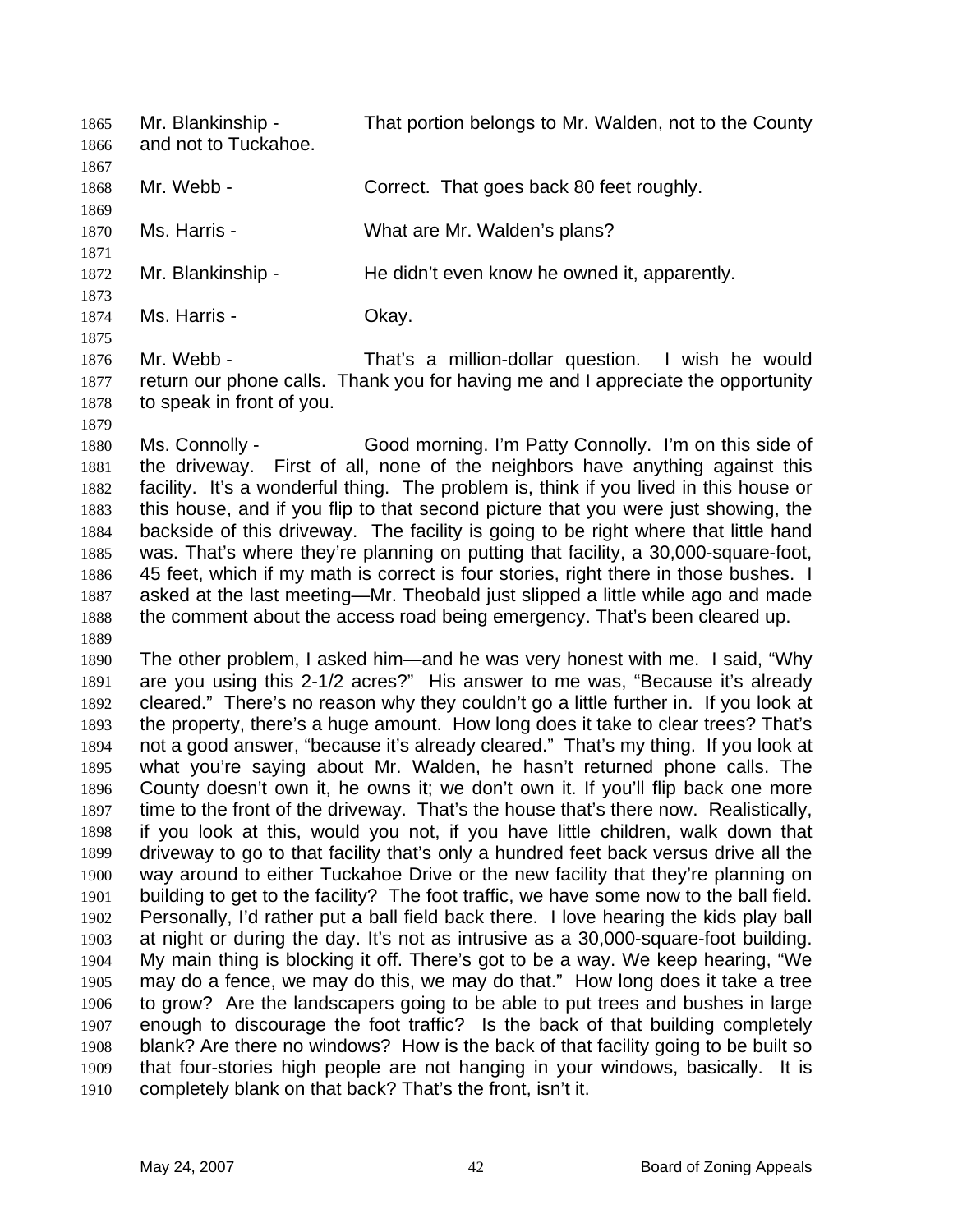Mr. Blankinship - That portion belongs to Mr. Walden, not to the County and not to Tuckahoe.

Mr. Webb - Correct. That goes back 80 feet roughly.

Ms. Harris - What are Mr. Walden's plans?

Mr. Blankinship - He didn't even know he owned it, apparently.

Ms. Harris - Okay.

Mr. Webb - That's a million-dollar question. I wish he would return our phone calls. Thank you for having me and I appreciate the opportunity to speak in front of you.

Ms. Connolly - Good morning. I'm Patty Connolly. I'm on this side of the driveway. First of all, none of the neighbors have anything against this facility. It's a wonderful thing. The problem is, think if you lived in this house or this house, and if you flip to that second picture that you were just showing, the backside of this driveway. The facility is going to be right where that little hand was. That's where they're planning on putting that facility, a 30,000-square-foot, 45 feet, which if my math is correct is four stories, right there in those bushes. I asked at the last meeting—Mr. Theobald just slipped a little while ago and made the comment about the access road being emergency. That's been cleared up.

The other problem, I asked him—and he was very honest with me. I said, "Why are you using this 2-1/2 acres?" His answer to me was, "Because it's already cleared." There's no reason why they couldn't go a little further in. If you look at the property, there's a huge amount. How long does it take to clear trees? That's not a good answer, "because it's already cleared." That's my thing. If you look at what you're saying about Mr. Walden, he hasn't returned phone calls. The County doesn't own it, he owns it; we don't own it. If you'll flip back one more time to the front of the driveway. That's the house that's there now. Realistically, if you look at this, would you not, if you have little children, walk down that driveway to go to that facility that's only a hundred feet back versus drive all the way around to either Tuckahoe Drive or the new facility that they're planning on building to get to the facility? The foot traffic, we have some now to the ball field. Personally, I'd rather put a ball field back there. I love hearing the kids play ball at night or during the day. It's not as intrusive as a 30,000-square-foot building. My main thing is blocking it off. There's got to be a way. We keep hearing, "We may do a fence, we may do this, we may do that." How long does it take a tree to grow? Are the landscapers going to be able to put trees and bushes in large enough to discourage the foot traffic? Is the back of that building completely blank? Are there no windows? How is the back of that facility going to be built so that four-stories high people are not hanging in your windows, basically. It is completely blank on that back? That's the front, isn't it.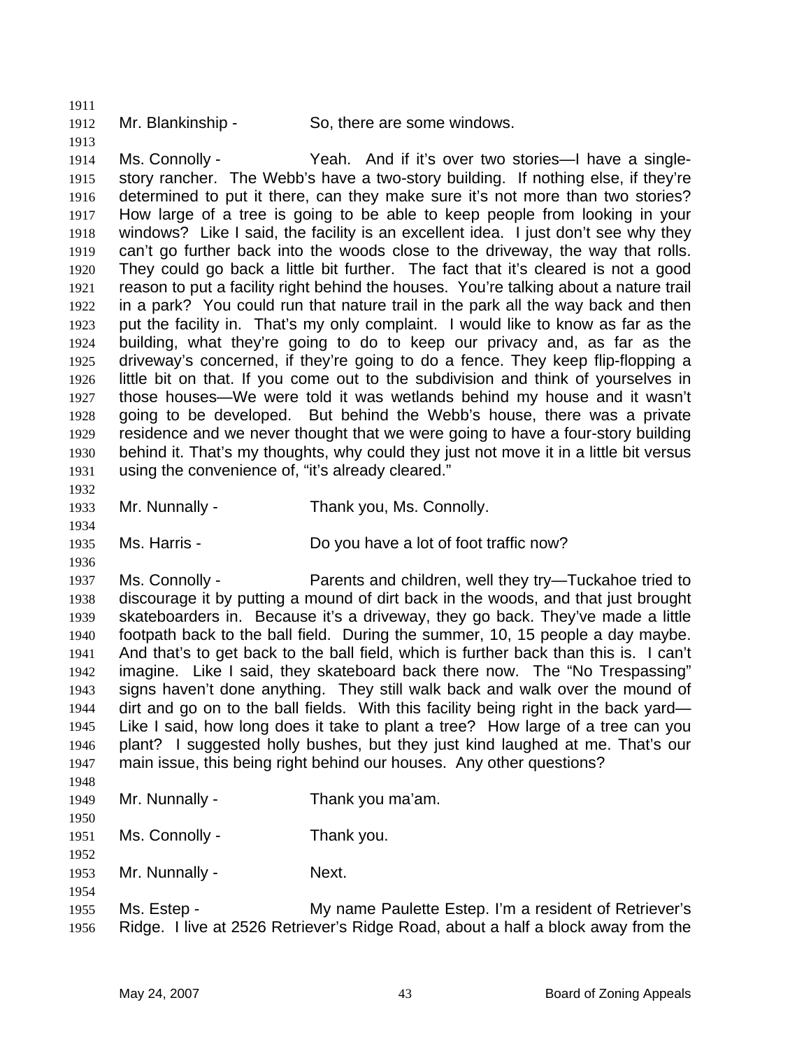Mr. Blankinship - So, there are some windows.

Ms. Connolly - Yeah. And if it's over two stories—I have a single-story rancher. The Webb's have a two-story building. If nothing else, if they're determined to put it there, can they make sure it's not more than two stories? How large of a tree is going to be able to keep people from looking in your windows? Like I said, the facility is an excellent idea. I just don't see why they can't go further back into the woods close to the driveway, the way that rolls. They could go back a little bit further. The fact that it's cleared is not a good reason to put a facility right behind the houses. You're talking about a nature trail in a park? You could run that nature trail in the park all the way back and then put the facility in. That's my only complaint. I would like to know as far as the building, what they're going to do to keep our privacy and, as far as the driveway's concerned, if they're going to do a fence. They keep flip-flopping a little bit on that. If you come out to the subdivision and think of yourselves in those houses—We were told it was wetlands behind my house and it wasn't going to be developed. But behind the Webb's house, there was a private residence and we never thought that we were going to have a four-story building behind it. That's my thoughts, why could they just not move it in a little bit versus using the convenience of, "it's already cleared."

Mr. Nunnally - Thank you, Ms. Connolly.

Ms. Harris - Do you have a lot of foot traffic now?

Ms. Connolly - Parents and children, well they try—Tuckahoe tried to discourage it by putting a mound of dirt back in the woods, and that just brought skateboarders in. Because it's a driveway, they go back. They've made a little footpath back to the ball field. During the summer, 10, 15 people a day maybe. And that's to get back to the ball field, which is further back than this is. I can't imagine. Like I said, they skateboard back there now. The "No Trespassing" signs haven't done anything. They still walk back and walk over the mound of dirt and go on to the ball fields. With this facility being right in the back yard—Like I said, how long does it take to plant a tree? How large of a tree can you plant? I suggested holly bushes, but they just kind laughed at me. That's our main issue, this being right behind our houses. Any other questions?

Mr. Nunnally - Thank you ma'am.

Ms. Connolly - Thank you.

Mr. Nunnally - Next.

Ms. Estep - My name Paulette Estep. I'm a resident of Retriever's Ridge. I live at 2526 Retriever's Ridge Road, about a half a block away from the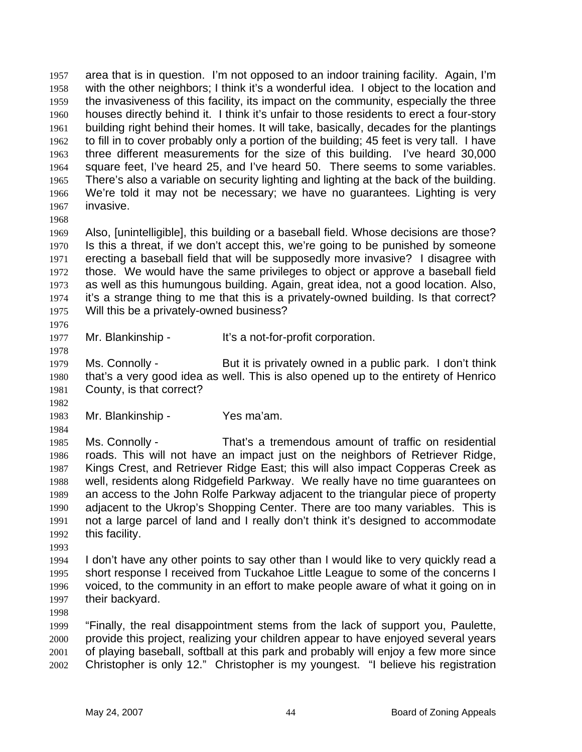area that is in question. I'm not opposed to an indoor training facility. Again, I'm with the other neighbors; I think it's a wonderful idea. I object to the location and the invasiveness of this facility, its impact on the community, especially the three houses directly behind it. I think it's unfair to those residents to erect a four-story building right behind their homes. It will take, basically, decades for the plantings to fill in to cover probably only a portion of the building; 45 feet is very tall. I have three different measurements for the size of this building. I've heard 30,000 square feet, I've heard 25, and I've heard 50. There seems to some variables. There's also a variable on security lighting and lighting at the back of the building. We're told it may not be necessary; we have no guarantees. Lighting is very invasive.

Also, [unintelligible], this building or a baseball field. Whose decisions are those? Is this a threat, if we don't accept this, we're going to be punished by someone erecting a baseball field that will be supposedly more invasive? I disagree with those. We would have the same privileges to object or approve a baseball field as well as this humungous building. Again, great idea, not a good location. Also, it's a strange thing to me that this is a privately-owned building. Is that correct? Will this be a privately-owned business?

Mr. Blankinship - It's a not-for-profit corporation.

Ms. Connolly - But it is privately owned in a public park. I don't think that's a very good idea as well. This is also opened up to the entirety of Henrico County, is that correct?

Mr. Blankinship - Yes ma'am.

Ms. Connolly - That's a tremendous amount of traffic on residential roads. This will not have an impact just on the neighbors of Retriever Ridge, Kings Crest, and Retriever Ridge East; this will also impact Copperas Creek as well, residents along Ridgefield Parkway. We really have no time guarantees on an access to the John Rolfe Parkway adjacent to the triangular piece of property adjacent to the Ukrop's Shopping Center. There are too many variables. This is not a large parcel of land and I really don't think it's designed to accommodate this facility.

I don't have any other points to say other than I would like to very quickly read a short response I received from Tuckahoe Little League to some of the concerns I voiced, to the community in an effort to make people aware of what it going on in their backyard.

"Finally, the real disappointment stems from the lack of support you, Paulette, provide this project, realizing your children appear to have enjoyed several years of playing baseball, softball at this park and probably will enjoy a few more since Christopher is only 12." Christopher is my youngest. "I believe his registration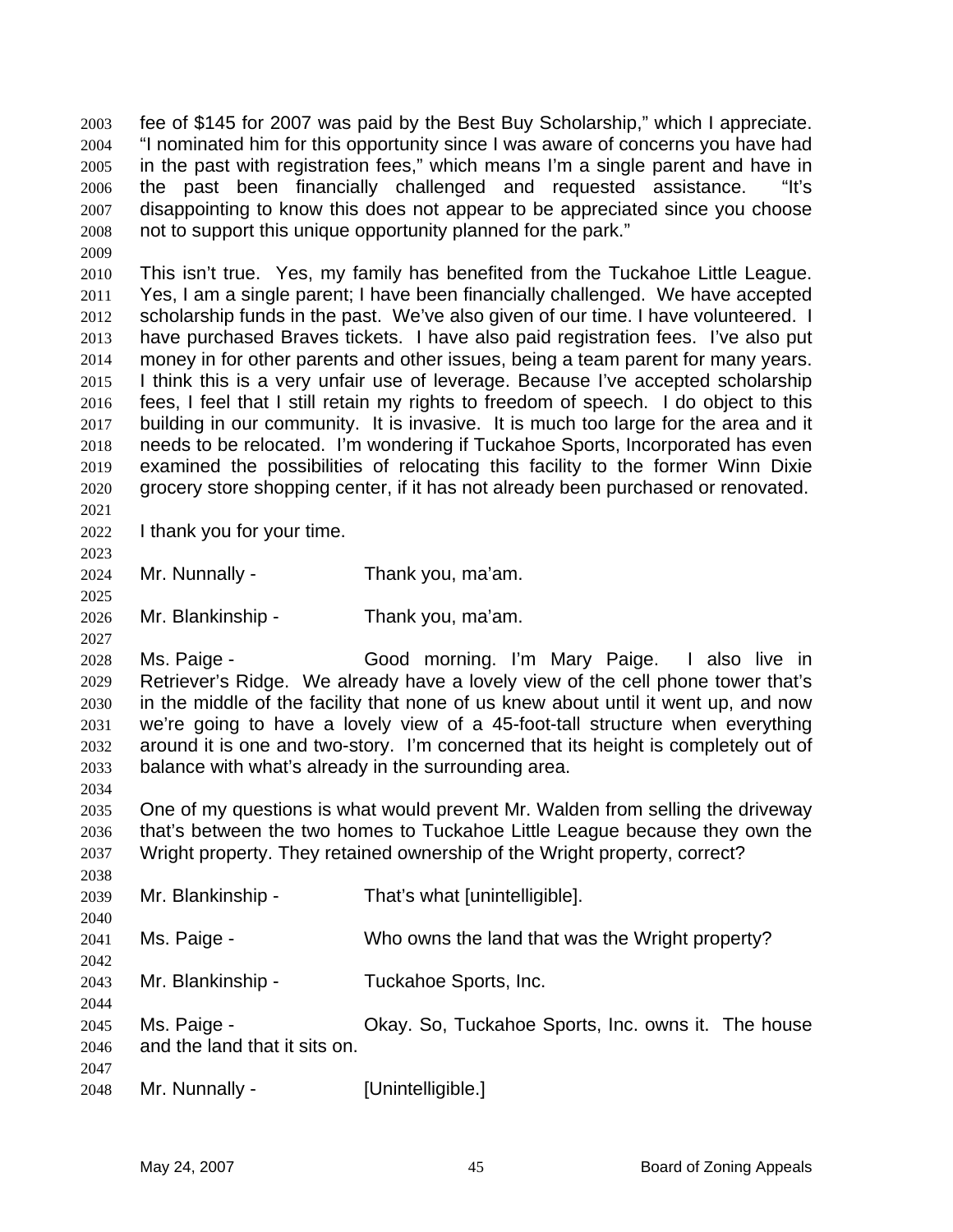fee of $145 for 2007 was paid by the Best Buy Scholarship," which I appreciate. "I nominated him for this opportunity since I was aware of concerns you have had in the past with registration fees," which means I'm a single parent and have in the past been financially challenged and requested assistance. "It's disappointing to know this does not appear to be appreciated since you choose not to support this unique opportunity planned for the park."

This isn't true. Yes, my family has benefited from the Tuckahoe Little League. Yes, I am a single parent; I have been financially challenged. We have accepted scholarship funds in the past. We've also given of our time. I have volunteered. I have purchased Braves tickets. I have also paid registration fees. I've also put money in for other parents and other issues, being a team parent for many years. I think this is a very unfair use of leverage. Because I've accepted scholarship fees, I feel that I still retain my rights to freedom of speech. I do object to this building in our community. It is invasive. It is much too large for the area and it needs to be relocated. I'm wondering if Tuckahoe Sports, Incorporated has even examined the possibilities of relocating this facility to the former Winn Dixie grocery store shopping center, if it has not already been purchased or renovated.

I thank you for your time.

Mr. Nunnally - Thank you, ma'am.

Mr. Blankinship - Thank you, ma'am.

Ms. Paige - Good morning. I'm Mary Paige. I also live in Retriever's Ridge. We already have a lovely view of the cell phone tower that's in the middle of the facility that none of us knew about until it went up, and now we're going to have a lovely view of a 45-foot-tall structure when everything around it is one and two-story. I'm concerned that its height is completely out of balance with what's already in the surrounding area.

One of my questions is what would prevent Mr. Walden from selling the driveway that's between the two homes to Tuckahoe Little League because they own the Wright property. They retained ownership of the Wright property, correct?

Mr. Blankinship - That's what [unintelligible].

Ms. Paige - Who owns the land that was the Wright property?

Mr. Blankinship - Tuckahoe Sports, Inc.

Ms. Paige - Okay. So, Tuckahoe Sports, Inc. owns it. The house and the land that it sits on.

Mr. Nunnally - [Unintelligible.]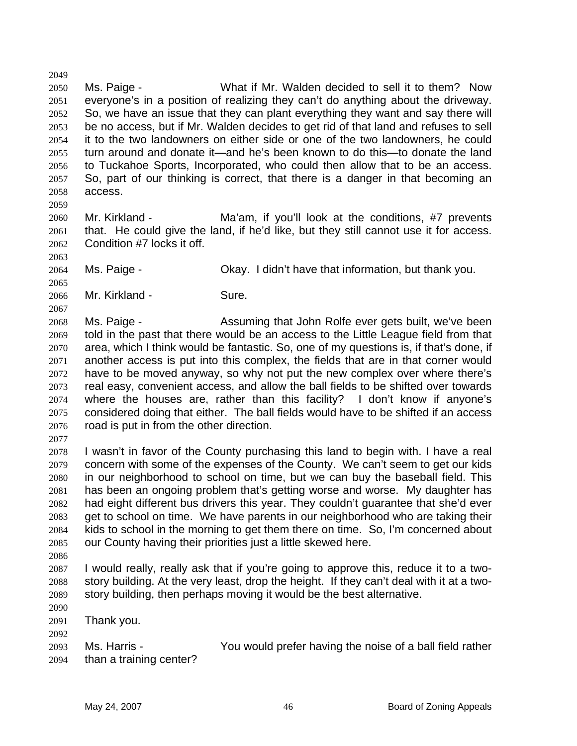Ms. Paige - What if Mr. Walden decided to sell it to them? Now everyone's in a position of realizing they can't do anything about the driveway. So, we have an issue that they can plant everything they want and say there will be no access, but if Mr. Walden decides to get rid of that land and refuses to sell it to the two landowners on either side or one of the two landowners, he could turn around and donate it—and he's been known to do this—to donate the land to Tuckahoe Sports, Incorporated, who could then allow that to be an access. So, part of our thinking is correct, that there is a danger in that becoming an access.

Mr. Kirkland - Ma'am, if you'll look at the conditions, #7 prevents that. He could give the land, if he'd like, but they still cannot use it for access. Condition #7 locks it off.

Ms. Paige - Okay. I didn't have that information, but thank you.

Mr. Kirkland - Sure.

Ms. Paige - Assuming that John Rolfe ever gets built, we've been told in the past that there would be an access to the Little League field from that area, which I think would be fantastic. So, one of my questions is, if that's done, if another access is put into this complex, the fields that are in that corner would have to be moved anyway, so why not put the new complex over where there's real easy, convenient access, and allow the ball fields to be shifted over towards where the houses are, rather than this facility? I don't know if anyone's considered doing that either. The ball fields would have to be shifted if an access road is put in from the other direction.

I wasn't in favor of the County purchasing this land to begin with. I have a real concern with some of the expenses of the County. We can't seem to get our kids in our neighborhood to school on time, but we can buy the baseball field. This has been an ongoing problem that's getting worse and worse. My daughter has had eight different bus drivers this year. They couldn't guarantee that she'd ever get to school on time. We have parents in our neighborhood who are taking their kids to school in the morning to get them there on time. So, I'm concerned about our County having their priorities just a little skewed here.

I would really, really ask that if you're going to approve this, reduce it to a two-story building. At the very least, drop the height. If they can't deal with it at a two-story building, then perhaps moving it would be the best alternative.

Thank you.

Ms. Harris - You would prefer having the noise of a ball field rather than a training center?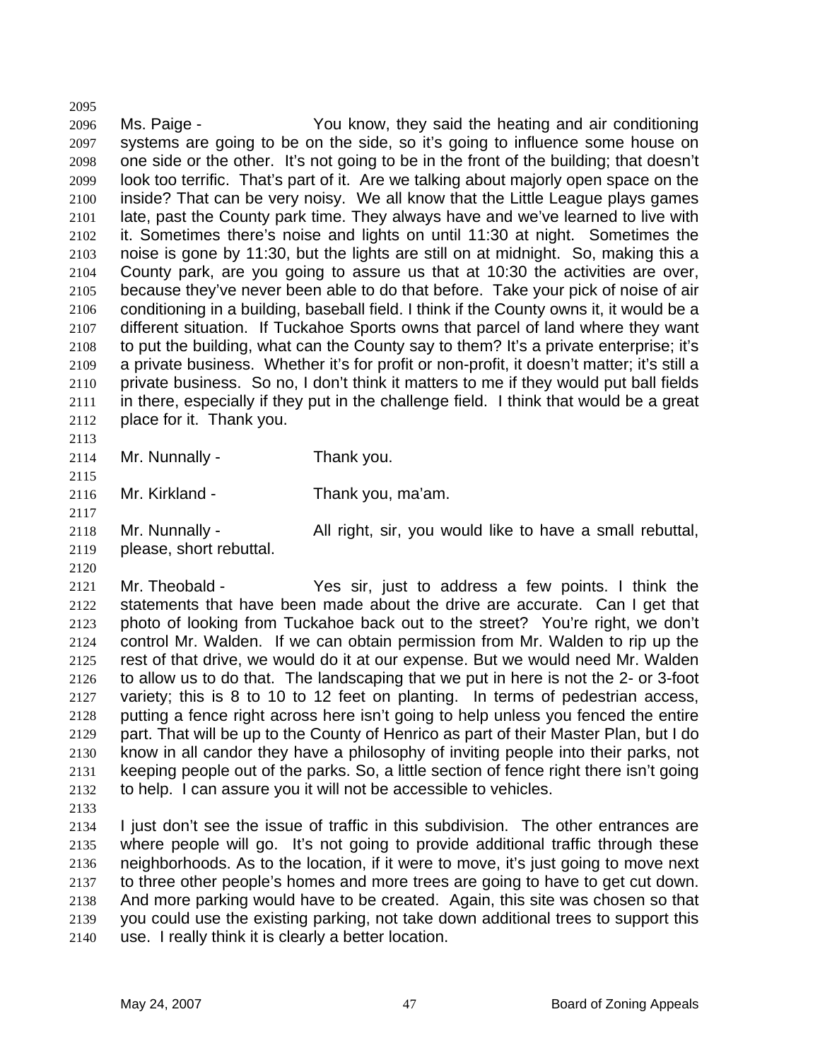Ms. Paige - You know, they said the heating and air conditioning systems are going to be on the side, so it's going to influence some house on one side or the other. It's not going to be in the front of the building; that doesn't look too terrific. That's part of it. Are we talking about majorly open space on the inside? That can be very noisy. We all know that the Little League plays games late, past the County park time. They always have and we've learned to live with it. Sometimes there's noise and lights on until 11:30 at night. Sometimes the noise is gone by 11:30, but the lights are still on at midnight. So, making this a County park, are you going to assure us that at 10:30 the activities are over, because they've never been able to do that before. Take your pick of noise of air conditioning in a building, baseball field. I think if the County owns it, it would be a different situation. If Tuckahoe Sports owns that parcel of land where they want to put the building, what can the County say to them? It's a private enterprise; it's a private business. Whether it's for profit or non-profit, it doesn't matter; it's still a private business. So no, I don't think it matters to me if they would put ball fields in there, especially if they put in the challenge field. I think that would be a great place for it. Thank you.

Mr. Nunnally - Thank you.

Mr. Kirkland - Thank you, ma'am.

Mr. Nunnally - All right, sir, you would like to have a small rebuttal, please, short rebuttal.

Mr. Theobald - Yes sir, just to address a few points. I think the statements that have been made about the drive are accurate. Can I get that photo of looking from Tuckahoe back out to the street? You're right, we don't control Mr. Walden. If we can obtain permission from Mr. Walden to rip up the rest of that drive, we would do it at our expense. But we would need Mr. Walden to allow us to do that. The landscaping that we put in here is not the 2- or 3-foot variety; this is 8 to 10 to 12 feet on planting. In terms of pedestrian access, putting a fence right across here isn't going to help unless you fenced the entire part. That will be up to the County of Henrico as part of their Master Plan, but I do know in all candor they have a philosophy of inviting people into their parks, not keeping people out of the parks. So, a little section of fence right there isn't going to help. I can assure you it will not be accessible to vehicles.

I just don't see the issue of traffic in this subdivision. The other entrances are where people will go. It's not going to provide additional traffic through these neighborhoods. As to the location, if it were to move, it's just going to move next to three other people's homes and more trees are going to have to get cut down. And more parking would have to be created. Again, this site was chosen so that you could use the existing parking, not take down additional trees to support this use. I really think it is clearly a better location.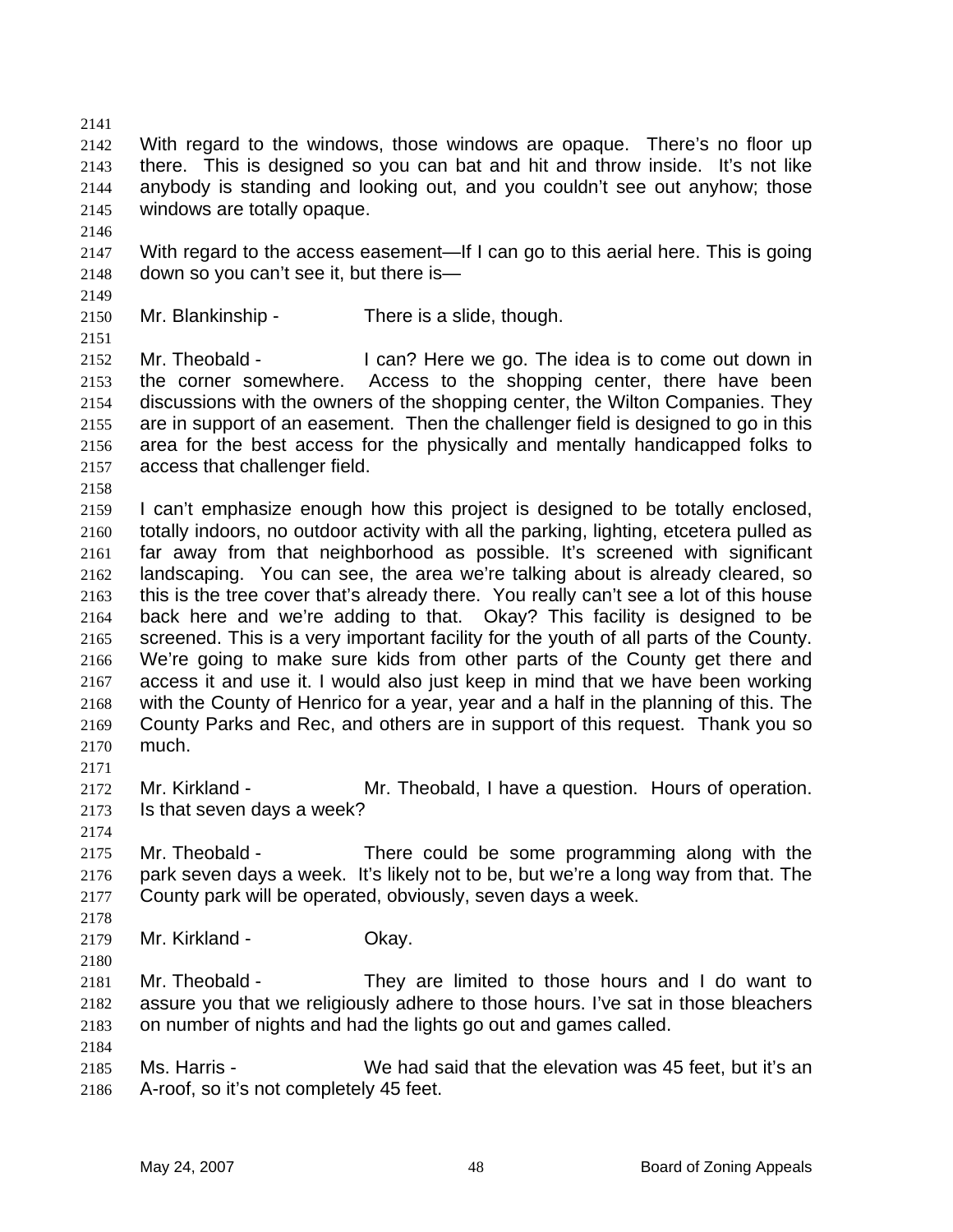With regard to the windows, those windows are opaque. There's no floor up there. This is designed so you can bat and hit and throw inside. It's not like anybody is standing and looking out, and you couldn't see out anyhow; those windows are totally opaque.

With regard to the access easement—If I can go to this aerial here. This is going down so you can't see it, but there is—

Mr. Blankinship - There is a slide, though.

Mr. Theobald - I can? Here we go. The idea is to come out down in the corner somewhere. Access to the shopping center, there have been discussions with the owners of the shopping center, the Wilton Companies. They are in support of an easement. Then the challenger field is designed to go in this area for the best access for the physically and mentally handicapped folks to access that challenger field.

I can't emphasize enough how this project is designed to be totally enclosed, totally indoors, no outdoor activity with all the parking, lighting, etcetera pulled as far away from that neighborhood as possible. It's screened with significant landscaping. You can see, the area we're talking about is already cleared, so this is the tree cover that's already there. You really can't see a lot of this house back here and we're adding to that. Okay? This facility is designed to be screened. This is a very important facility for the youth of all parts of the County. We're going to make sure kids from other parts of the County get there and access it and use it. I would also just keep in mind that we have been working with the County of Henrico for a year, year and a half in the planning of this. The County Parks and Rec, and others are in support of this request. Thank you so much.

Mr. Kirkland - Mr. Theobald, I have a question. Hours of operation. Is that seven days a week?

Mr. Theobald - There could be some programming along with the park seven days a week. It's likely not to be, but we're a long way from that. The County park will be operated, obviously, seven days a week.

Mr. Kirkland - Okay.

Mr. Theobald - They are limited to those hours and I do want to assure you that we religiously adhere to those hours. I've sat in those bleachers on number of nights and had the lights go out and games called.

Ms. Harris - We had said that the elevation was 45 feet, but it's an A-roof, so it's not completely 45 feet.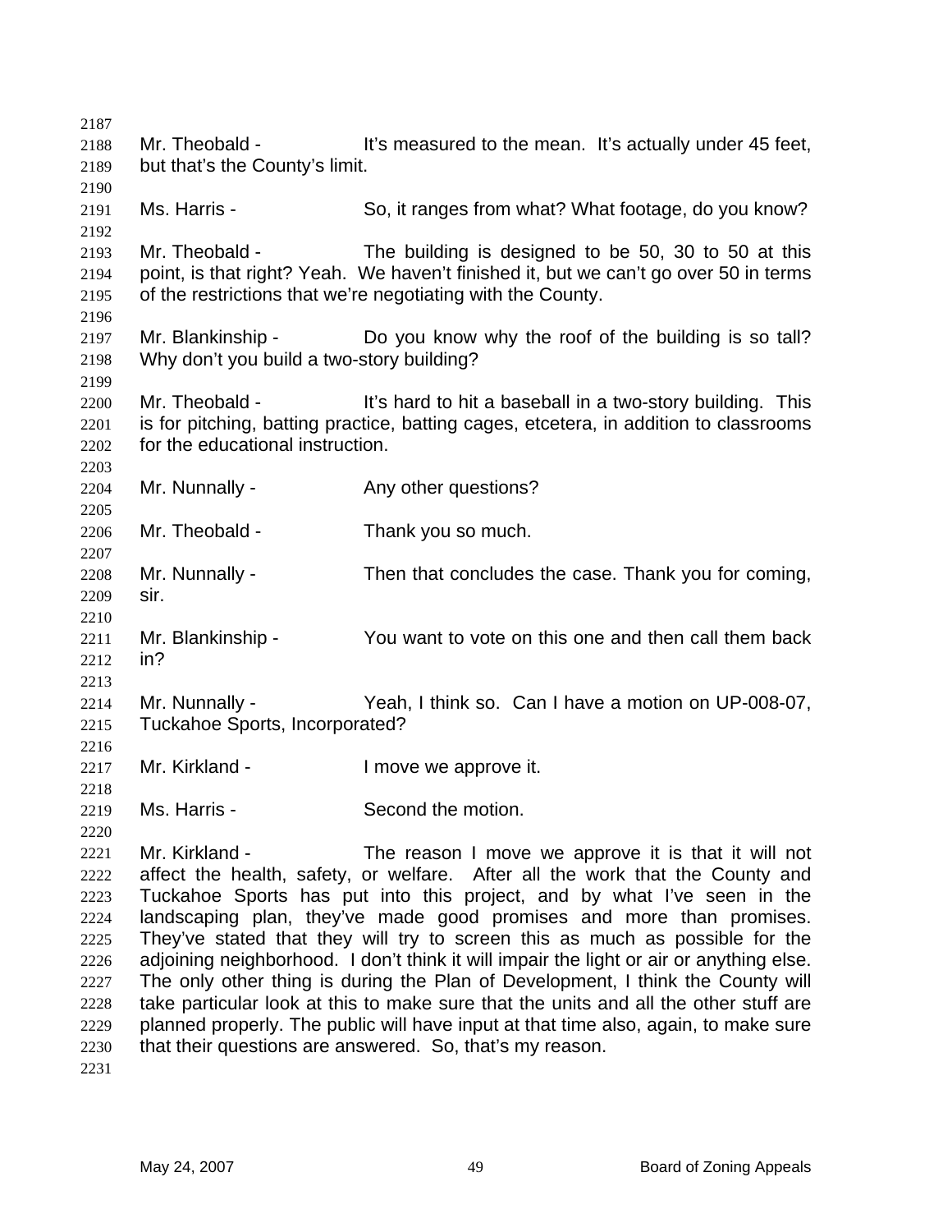Mr. Theobald - It's measured to the mean. It's actually under 45 feet, but that's the County's limit.

Ms. Harris - So, it ranges from what? What footage, do you know?

Mr. Theobald - The building is designed to be 50, 30 to 50 at this point, is that right? Yeah. We haven't finished it, but we can't go over 50 in terms of the restrictions that we're negotiating with the County.

Mr. Blankinship - Do you know why the roof of the building is so tall? Why don't you build a two-story building?

Mr. Theobald - It's hard to hit a baseball in a two-story building. This is for pitching, batting practice, batting cages, etcetera, in addition to classrooms for the educational instruction.

Mr. Nunnally - Any other questions?

Mr. Theobald - Thank you so much.

Mr. Nunnally - Then that concludes the case. Thank you for coming, sir.

Mr. Blankinship - You want to vote on this one and then call them back in?

Mr. Nunnally - Yeah, I think so. Can I have a motion on UP-008-07, Tuckahoe Sports, Incorporated?

Mr. Kirkland - I move we approve it.

Ms. Harris - Second the motion.

Mr. Kirkland - The reason I move we approve it is that it will not affect the health, safety, or welfare. After all the work that the County and Tuckahoe Sports has put into this project, and by what I've seen in the landscaping plan, they've made good promises and more than promises. They've stated that they will try to screen this as much as possible for the adjoining neighborhood. I don't think it will impair the light or air or anything else. The only other thing is during the Plan of Development, I think the County will take particular look at this to make sure that the units and all the other stuff are planned properly. The public will have input at that time also, again, to make sure that their questions are answered. So, that's my reason.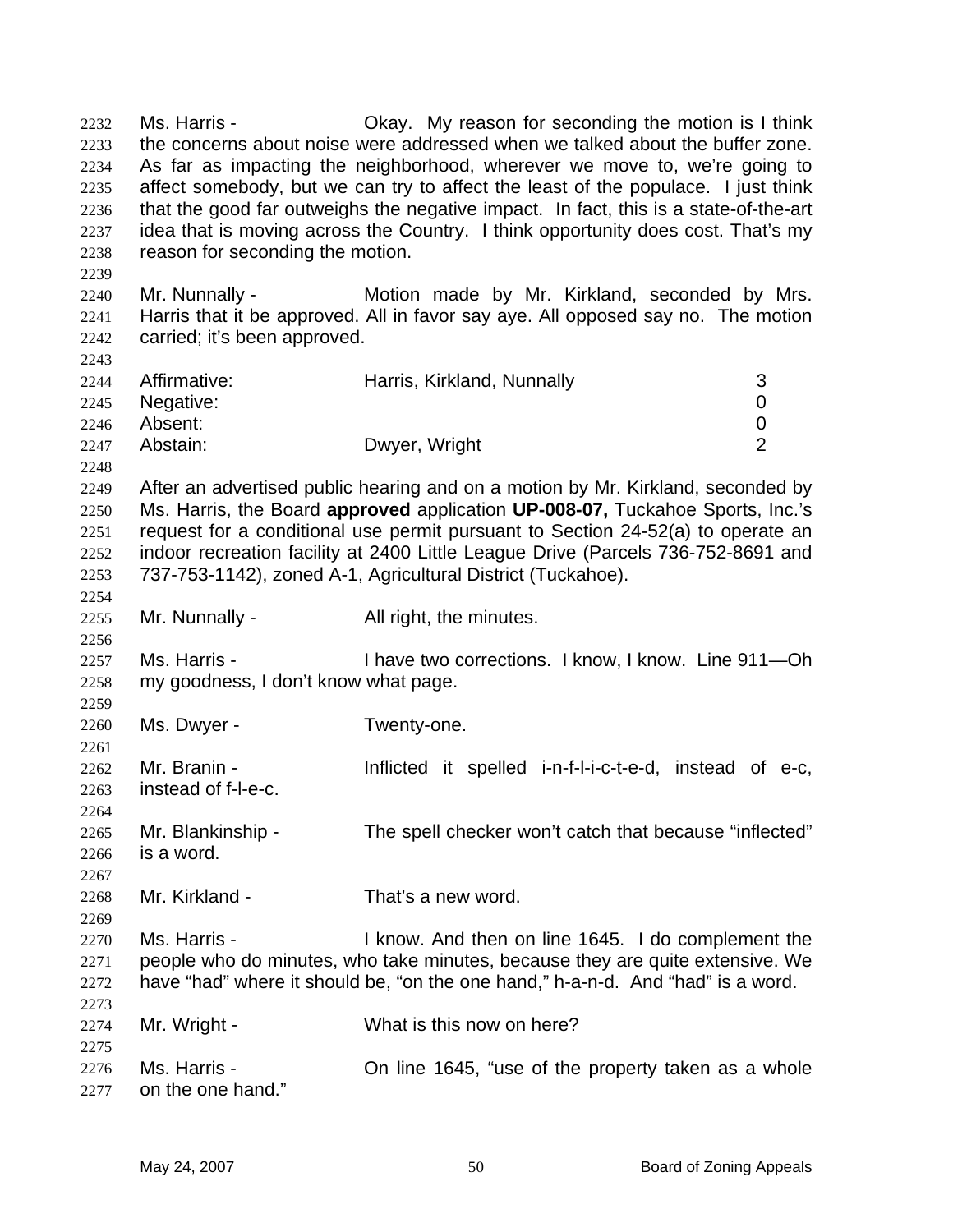Ms. Harris - Okay. My reason for seconding the motion is I think the concerns about noise were addressed when we talked about the buffer zone. As far as impacting the neighborhood, wherever we move to, we're going to affect somebody, but we can try to affect the least of the populace. I just think that the good far outweighs the negative impact. In fact, this is a state-of-the-art idea that is moving across the Country. I think opportunity does cost. That's my reason for seconding the motion.

Mr. Nunnally - Motion made by Mr. Kirkland, seconded by Mrs. Harris that it be approved. All in favor say aye. All opposed say no. The motion carried; it's been approved.

| | | |
|---|---|---|
| Affirmative: | Harris, Kirkland, Nunnally | 3 |
| Negative: | | 0 |
| Absent: | | 0 |
| Abstain: | Dwyer, Wright | 2 |

After an advertised public hearing and on a motion by Mr. Kirkland, seconded by Ms. Harris, the Board **approved** application **UP-008-07,** Tuckahoe Sports, Inc.'s request for a conditional use permit pursuant to Section 24-52(a) to operate an indoor recreation facility at 2400 Little League Drive (Parcels 736-752-8691 and 737-753-1142), zoned A-1, Agricultural District (Tuckahoe).

Mr. Nunnally - All right, the minutes.

Ms. Harris - I have two corrections. I know, I know. Line 911—Oh my goodness, I don't know what page.

Ms. Dwyer - Twenty-one.

Mr. Branin - Inflicted it spelled i-n-f-l-i-c-t-e-d, instead of e-c, instead of f-l-e-c.

Mr. Blankinship - The spell checker won't catch that because "inflected" is a word.

Mr. Kirkland - That's a new word.

Ms. Harris - I know. And then on line 1645. I do complement the people who do minutes, who take minutes, because they are quite extensive. We have "had" where it should be, "on the one hand," h-a-n-d. And "had" is a word.

Mr. Wright - What is this now on here?

Ms. Harris - On line 1645, "use of the property taken as a whole on the one hand."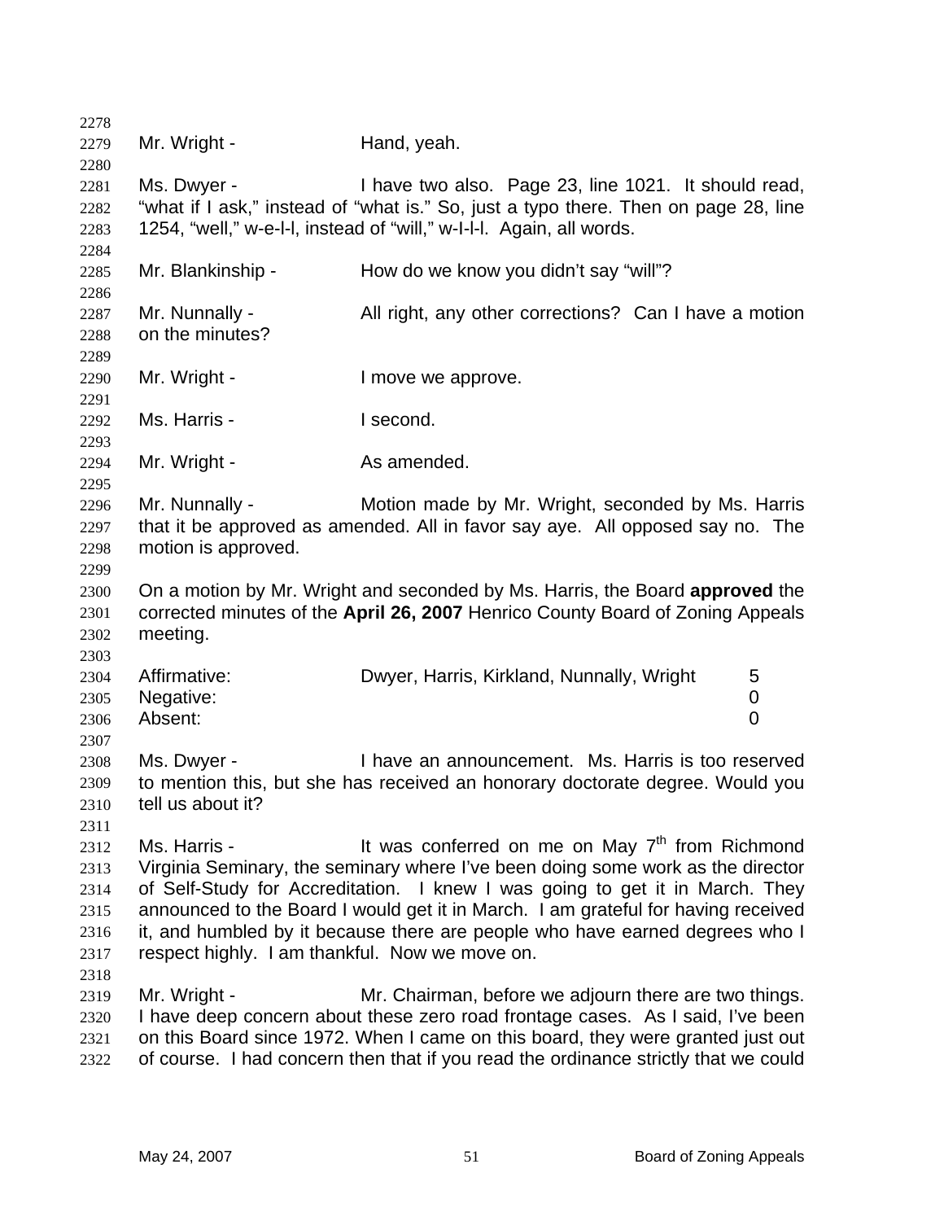Mr. Wright - Hand, yeah.

Ms. Dwyer - I have two also. Page 23, line 1021. It should read, "what if I ask," instead of "what is." So, just a typo there. Then on page 28, line 1254, "well," w-e-l-l, instead of "will," w-I-l-l. Again, all words.

Mr. Blankinship - How do we know you didn't say "will"?

Mr. Nunnally - All right, any other corrections? Can I have a motion on the minutes?

Mr. Wright - I move we approve.

Ms. Harris - I second.

Mr. Wright - As amended.

Mr. Nunnally - Motion made by Mr. Wright, seconded by Ms. Harris that it be approved as amended. All in favor say aye. All opposed say no. The motion is approved.

On a motion by Mr. Wright and seconded by Ms. Harris, the Board **approved** the corrected minutes of the **April 26, 2007** Henrico County Board of Zoning Appeals meeting.

| | | |
|---|---|---|
| Affirmative: | Dwyer, Harris, Kirkland, Nunnally, Wright | 5 |
| Negative: | | 0 |
| Absent: | | 0 |

Ms. Dwyer - I have an announcement. Ms. Harris is too reserved to mention this, but she has received an honorary doctorate degree. Would you tell us about it?

Ms. Harris - It was conferred on me on May 7th from Richmond Virginia Seminary, the seminary where I've been doing some work as the director of Self-Study for Accreditation. I knew I was going to get it in March. They announced to the Board I would get it in March. I am grateful for having received it, and humbled by it because there are people who have earned degrees who I respect highly. I am thankful. Now we move on.

Mr. Wright - Mr. Chairman, before we adjourn there are two things. I have deep concern about these zero road frontage cases. As I said, I've been on this Board since 1972. When I came on this board, they were granted just out of course. I had concern then that if you read the ordinance strictly that we could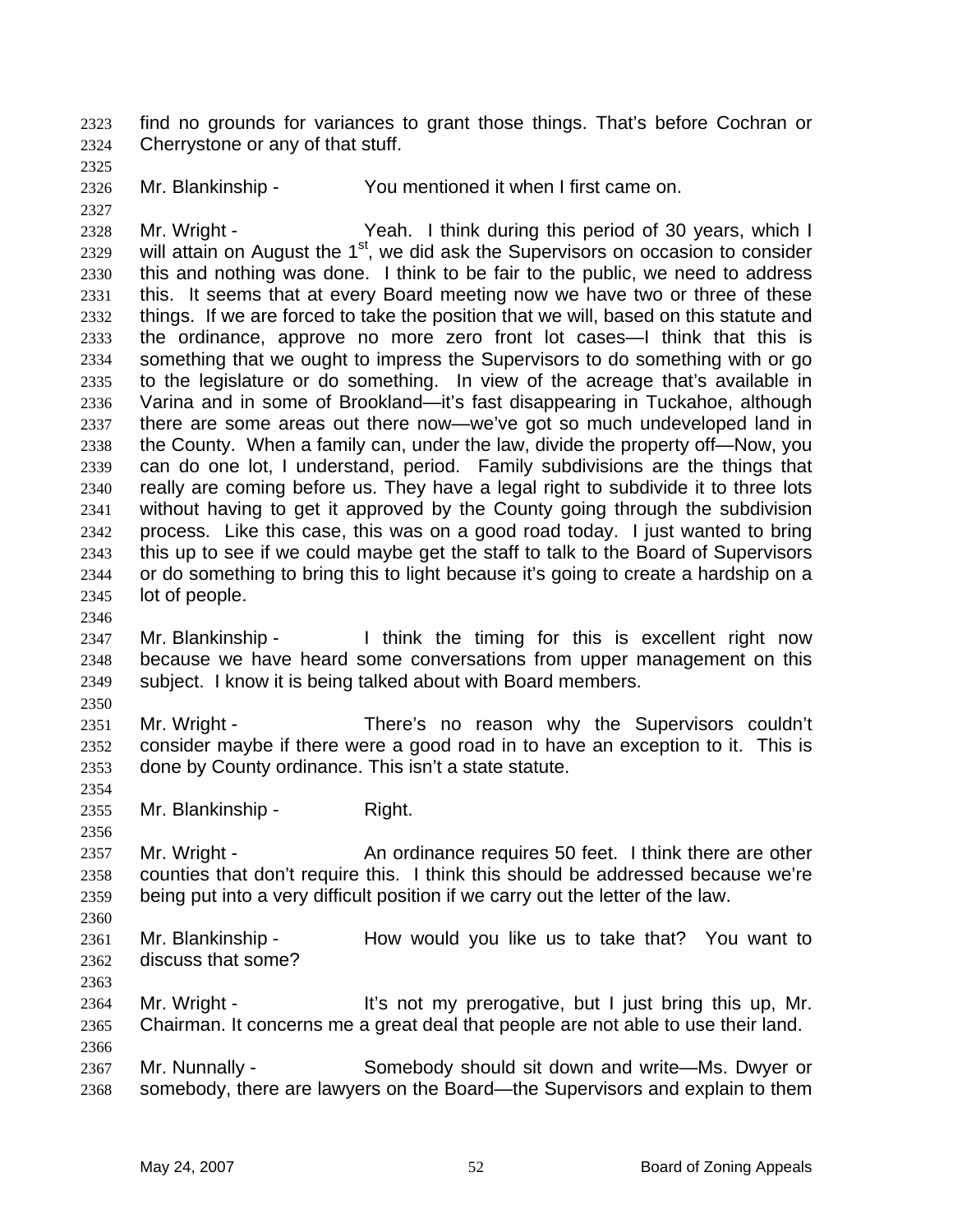find no grounds for variances to grant those things. That's before Cochran or Cherrystone or any of that stuff.

Mr. Blankinship - You mentioned it when I first came on.

Mr. Wright - Yeah. I think during this period of 30 years, which I will attain on August the 1st, we did ask the Supervisors on occasion to consider this and nothing was done. I think to be fair to the public, we need to address this. It seems that at every Board meeting now we have two or three of these things. If we are forced to take the position that we will, based on this statute and the ordinance, approve no more zero front lot cases—I think that this is something that we ought to impress the Supervisors to do something with or go to the legislature or do something. In view of the acreage that's available in Varina and in some of Brookland—it's fast disappearing in Tuckahoe, although there are some areas out there now—we've got so much undeveloped land in the County. When a family can, under the law, divide the property off—Now, you can do one lot, I understand, period. Family subdivisions are the things that really are coming before us. They have a legal right to subdivide it to three lots without having to get it approved by the County going through the subdivision process. Like this case, this was on a good road today. I just wanted to bring this up to see if we could maybe get the staff to talk to the Board of Supervisors or do something to bring this to light because it's going to create a hardship on a lot of people.

Mr. Blankinship - I think the timing for this is excellent right now because we have heard some conversations from upper management on this subject. I know it is being talked about with Board members.

Mr. Wright - There's no reason why the Supervisors couldn't consider maybe if there were a good road in to have an exception to it. This is done by County ordinance. This isn't a state statute.

Mr. Blankinship - Right.

Mr. Wright - An ordinance requires 50 feet. I think there are other counties that don't require this. I think this should be addressed because we're being put into a very difficult position if we carry out the letter of the law.

Mr. Blankinship - How would you like us to take that? You want to discuss that some?

Mr. Wright - It's not my prerogative, but I just bring this up, Mr. Chairman. It concerns me a great deal that people are not able to use their land.

Mr. Nunnally - Somebody should sit down and write—Ms. Dwyer or somebody, there are lawyers on the Board—the Supervisors and explain to them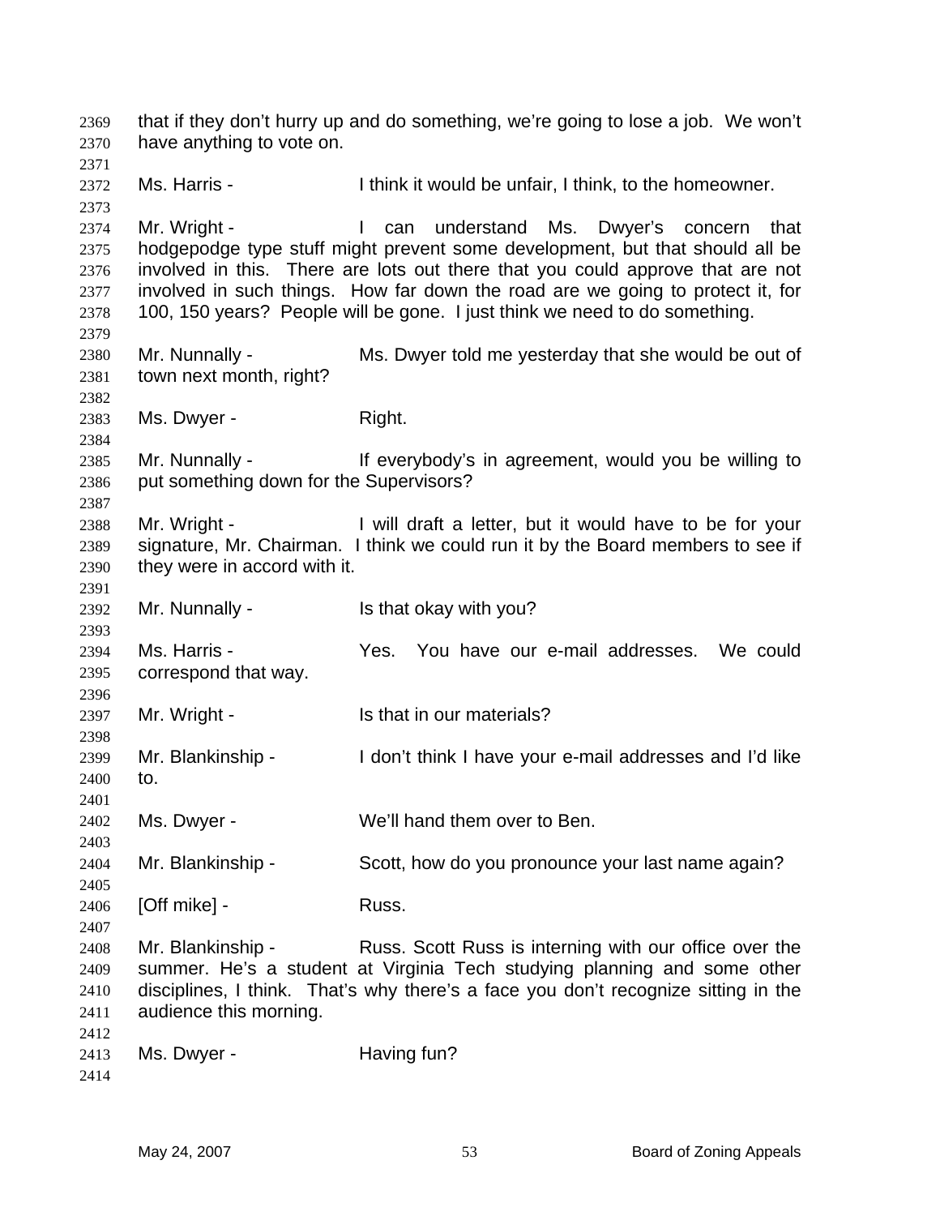that if they don't hurry up and do something, we're going to lose a job. We won't have anything to vote on.

Ms. Harris - I think it would be unfair, I think, to the homeowner.

Mr. Wright - I can understand Ms. Dwyer's concern that hodgepodge type stuff might prevent some development, but that should all be involved in this. There are lots out there that you could approve that are not involved in such things. How far down the road are we going to protect it, for 100, 150 years? People will be gone. I just think we need to do something.

Mr. Nunnally - Ms. Dwyer told me yesterday that she would be out of town next month, right?

Ms. Dwyer - Right.

Mr. Nunnally - If everybody's in agreement, would you be willing to put something down for the Supervisors?

Mr. Wright - I will draft a letter, but it would have to be for your signature, Mr. Chairman. I think we could run it by the Board members to see if they were in accord with it.

Mr. Nunnally - Is that okay with you?

Ms. Harris - Yes. You have our e-mail addresses. We could correspond that way.

Mr. Wright - Is that in our materials?

Mr. Blankinship - I don't think I have your e-mail addresses and I'd like to.

Ms. Dwyer - We'll hand them over to Ben.

Mr. Blankinship - Scott, how do you pronounce your last name again?

[Off mike] - Russ.

Mr. Blankinship - Russ. Scott Russ is interning with our office over the summer. He's a student at Virginia Tech studying planning and some other disciplines, I think. That's why there's a face you don't recognize sitting in the audience this morning.

Ms. Dwyer - Having fun?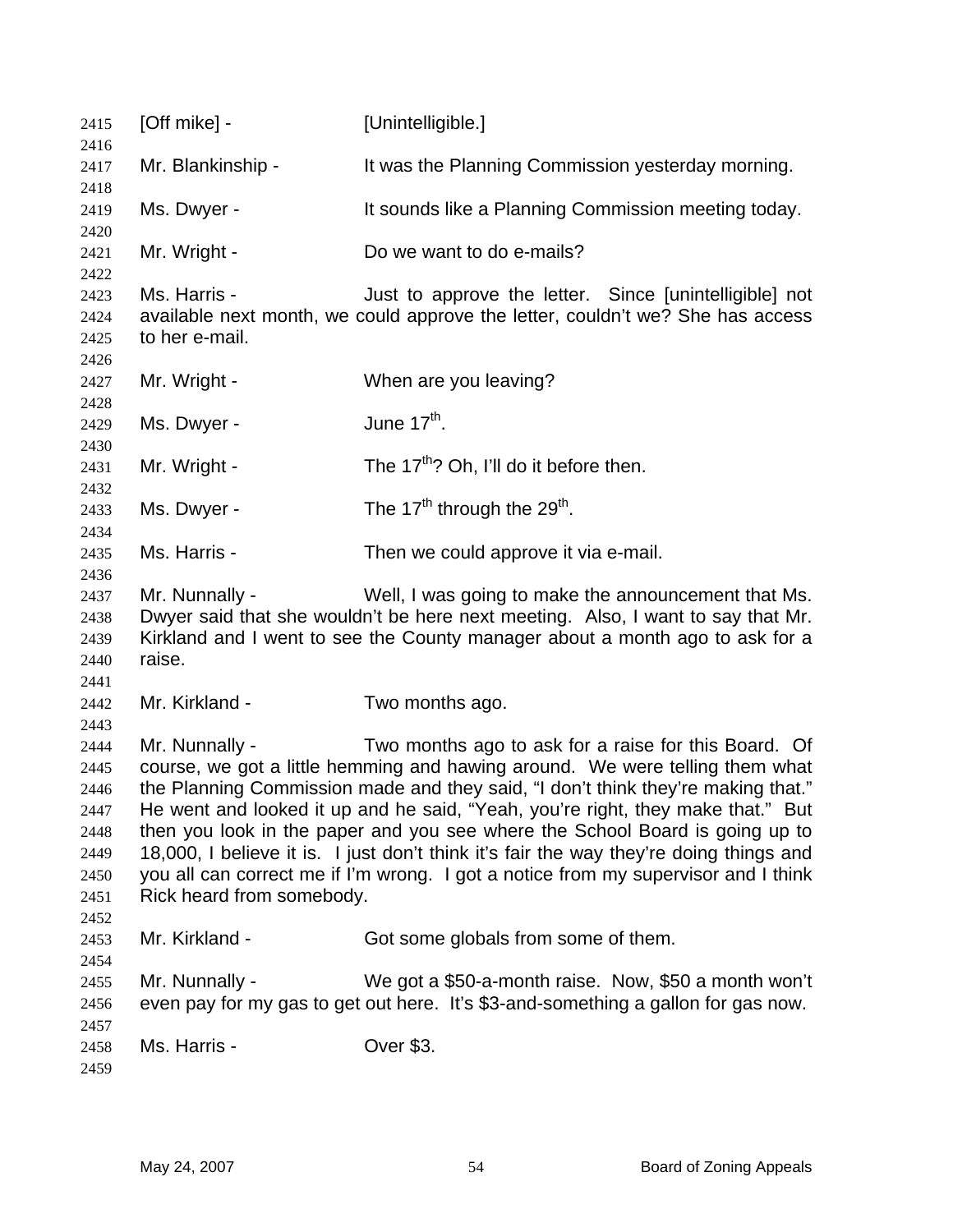[Off mike] - [Unintelligible.]

Mr. Blankinship - It was the Planning Commission yesterday morning.

Ms. Dwyer - It sounds like a Planning Commission meeting today.

Mr. Wright - Do we want to do e-mails?

Ms. Harris - Just to approve the letter. Since [unintelligible] not available next month, we could approve the letter, couldn't we? She has access to her e-mail.

Mr. Wright - When are you leaving?

Ms. Dwyer - June 17th.

Mr. Wright - The 17th? Oh, I'll do it before then.

Ms. Dwyer - The 17th through the 29th.

Ms. Harris - Then we could approve it via e-mail.

Mr. Nunnally - Well, I was going to make the announcement that Ms. Dwyer said that she wouldn't be here next meeting. Also, I want to say that Mr. Kirkland and I went to see the County manager about a month ago to ask for a raise.

Mr. Kirkland - Two months ago.

Mr. Nunnally - Two months ago to ask for a raise for this Board. Of course, we got a little hemming and hawing around. We were telling them what the Planning Commission made and they said, "I don't think they're making that." He went and looked it up and he said, "Yeah, you're right, they make that." But then you look in the paper and you see where the School Board is going up to 18,000, I believe it is. I just don't think it's fair the way they're doing things and you all can correct me if I'm wrong. I got a notice from my supervisor and I think Rick heard from somebody.

Mr. Kirkland - Got some globals from some of them.

Mr. Nunnally - We got a $50-a-month raise. Now, $50 a month won't even pay for my gas to get out here. It's $3-and-something a gallon for gas now.

Ms. Harris - Over $3.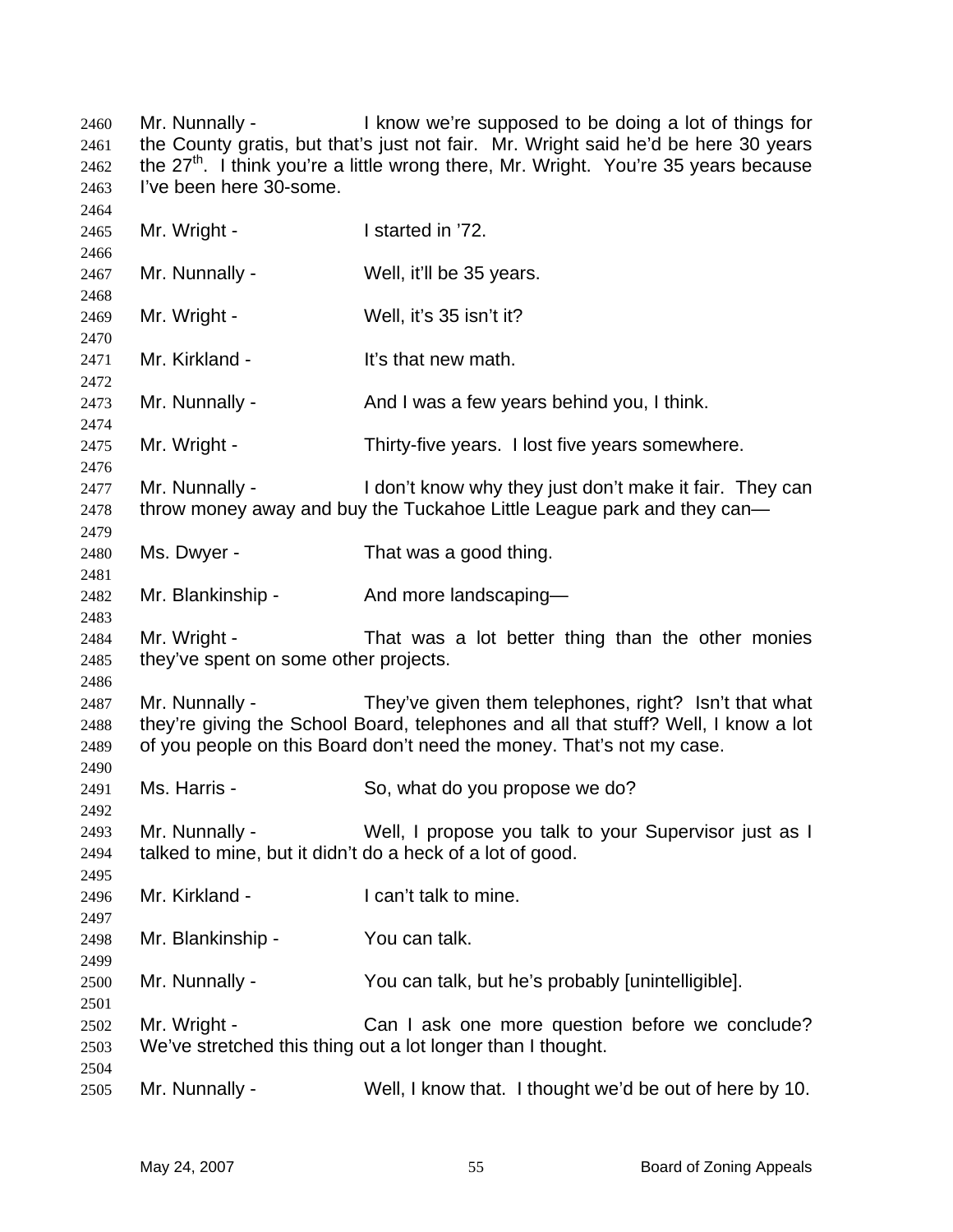2460 Mr. Nunnally - I know we're supposed to be doing a lot of things for
2461 the County gratis, but that's just not fair. Mr. Wright said he'd be here 30 years
2462 the 27th. I think you're a little wrong there, Mr. Wright. You're 35 years because
2463 I've been here 30-some.
2464
2465 Mr. Wright - I started in '72.
2466
2467 Mr. Nunnally - Well, it'll be 35 years.
2468
2469 Mr. Wright - Well, it's 35 isn't it?
2470
2471 Mr. Kirkland - It's that new math.
2472
2473 Mr. Nunnally - And I was a few years behind you, I think.
2474
2475 Mr. Wright - Thirty-five years. I lost five years somewhere.
2476
2477 Mr. Nunnally - I don't know why they just don't make it fair. They can
2478 throw money away and buy the Tuckahoe Little League park and they can—
2479
2480 Ms. Dwyer - That was a good thing.
2481
2482 Mr. Blankinship - And more landscaping—
2483
2484 Mr. Wright - That was a lot better thing than the other monies
2485 they've spent on some other projects.
2486
2487 Mr. Nunnally - They've given them telephones, right? Isn't that what
2488 they're giving the School Board, telephones and all that stuff? Well, I know a lot
2489 of you people on this Board don't need the money. That's not my case.
2490
2491 Ms. Harris - So, what do you propose we do?
2492
2493 Mr. Nunnally - Well, I propose you talk to your Supervisor just as I
2494 talked to mine, but it didn't do a heck of a lot of good.
2495
2496 Mr. Kirkland - I can't talk to mine.
2497
2498 Mr. Blankinship - You can talk.
2499
2500 Mr. Nunnally - You can talk, but he's probably [unintelligible].
2501
2502 Mr. Wright - Can I ask one more question before we conclude?
2503 We've stretched this thing out a lot longer than I thought.
2504
2505 Mr. Nunnally - Well, I know that. I thought we'd be out of here by 10.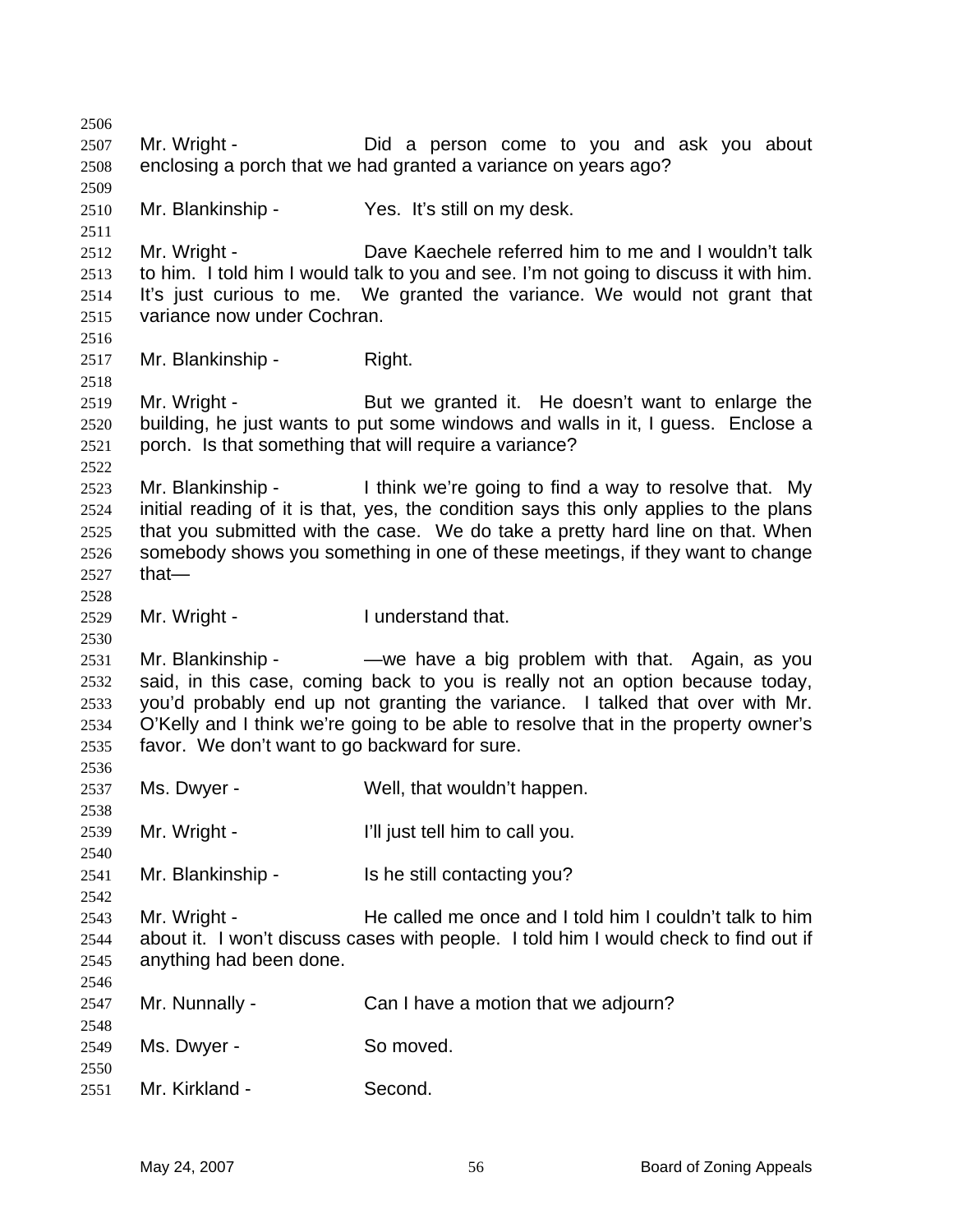Mr. Wright - Did a person come to you and ask you about enclosing a porch that we had granted a variance on years ago?

Mr. Blankinship - Yes. It's still on my desk.

Mr. Wright - Dave Kaechele referred him to me and I wouldn't talk to him. I told him I would talk to you and see. I'm not going to discuss it with him. It's just curious to me. We granted the variance. We would not grant that variance now under Cochran.

Mr. Blankinship - Right.

Mr. Wright - But we granted it. He doesn't want to enlarge the building, he just wants to put some windows and walls in it, I guess. Enclose a porch. Is that something that will require a variance?

Mr. Blankinship - I think we're going to find a way to resolve that. My initial reading of it is that, yes, the condition says this only applies to the plans that you submitted with the case. We do take a pretty hard line on that. When somebody shows you something in one of these meetings, if they want to change that—

Mr. Wright - I understand that.

Mr. Blankinship - —we have a big problem with that. Again, as you said, in this case, coming back to you is really not an option because today, you'd probably end up not granting the variance. I talked that over with Mr. O'Kelly and I think we're going to be able to resolve that in the property owner's favor. We don't want to go backward for sure.

Ms. Dwyer - Well, that wouldn't happen.

Mr. Wright - I'll just tell him to call you.

Mr. Blankinship - Is he still contacting you?

Mr. Wright - He called me once and I told him I couldn't talk to him about it. I won't discuss cases with people. I told him I would check to find out if anything had been done.

Mr. Nunnally - Can I have a motion that we adjourn?

Ms. Dwyer - So moved.

Mr. Kirkland - Second.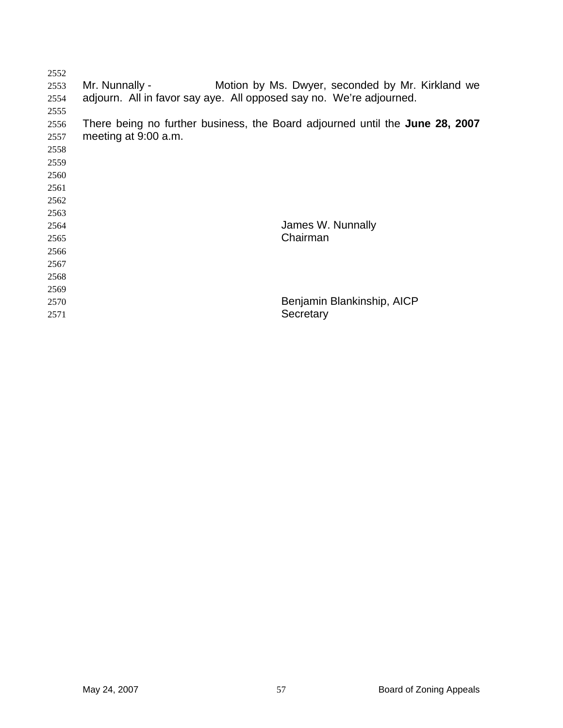Mr. Nunnally - Motion by Ms. Dwyer, seconded by Mr. Kirkland we adjourn. All in favor say aye. All opposed say no. We're adjourned.

There being no further business, the Board adjourned until the **June 28, 2007** meeting at 9:00 a.m.

James W. Nunnally
Chairman

Benjamin Blankinship, AICP
Secretary